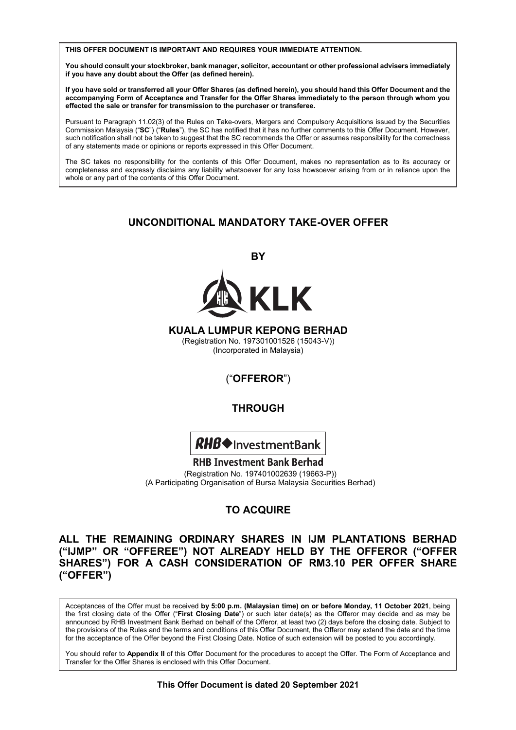**THIS OFFER DOCUMENT IS IMPORTANT AND REQUIRES YOUR IMMEDIATE ATTENTION.**

**You should consult your stockbroker, bank manager, solicitor, accountant or other professional advisers immediately if you have any doubt about the Offer (as defined herein).**

**If you have sold or transferred all your Offer Shares (as defined herein), you should hand this Offer Document and the accompanying Form of Acceptance and Transfer for the Offer Shares immediately to the person through whom you effected the sale or transfer for transmission to the purchaser or transferee.**

Pursuant to Paragraph 11.02(3) of the Rules on Take-overs, Mergers and Compulsory Acquisitions issued by the Securities Commission Malaysia ("**SC**") ("**Rules**"), the SC has notified that it has no further comments to this Offer Document. However, such notification shall not be taken to suggest that the SC recommends the Offer or assumes responsibility for the correctness of any statements made or opinions or reports expressed in this Offer Document.

The SC takes no responsibility for the contents of this Offer Document, makes no representation as to its accuracy or completeness and expressly disclaims any liability whatsoever for any loss howsoever arising from or in reliance upon the whole or any part of the contents of this Offer Document.

## UNCONDITIONAL MANDATORY TAKE-OVER OFFER

**BY**

KLK

**KUALA LUMPUR KEPONG BERHAD**

(Registration No. 197301001526 (15043-V))
(Incorporated in Malaysia)

("**OFFEROR**")

**THROUGH**

RHB InvestmentBank

**RHB Investment Bank Berhad**

(Registration No. 197401002639 (19663-P))
(A Participating Organisation of Bursa Malaysia Securities Berhad)

## TO ACQUIRE

## ALL THE REMAINING ORDINARY SHARES IN IJM PLANTATIONS BERHAD ("IJMP" OR "OFFEREE") NOT ALREADY HELD BY THE OFFEROR ("OFFER SHARES") FOR A CASH CONSIDERATION OF RM3.10 PER OFFER SHARE ("OFFER")

Acceptances of the Offer must be received **by 5:00 p.m. (Malaysian time) on or before Monday, 11 October 2021**, being the first closing date of the Offer ("**First Closing Date**") or such later date(s) as the Offeror may decide and as may be announced by RHB Investment Bank Berhad on behalf of the Offeror, at least two (2) days before the closing date. Subject to the provisions of the Rules and the terms and conditions of this Offer Document, the Offeror may extend the date and the time for the acceptance of the Offer beyond the First Closing Date. Notice of such extension will be posted to you accordingly.

You should refer to **Appendix II** of this Offer Document for the procedures to accept the Offer. The Form of Acceptance and Transfer for the Offer Shares is enclosed with this Offer Document.

**This Offer Document is dated 20 September 2021**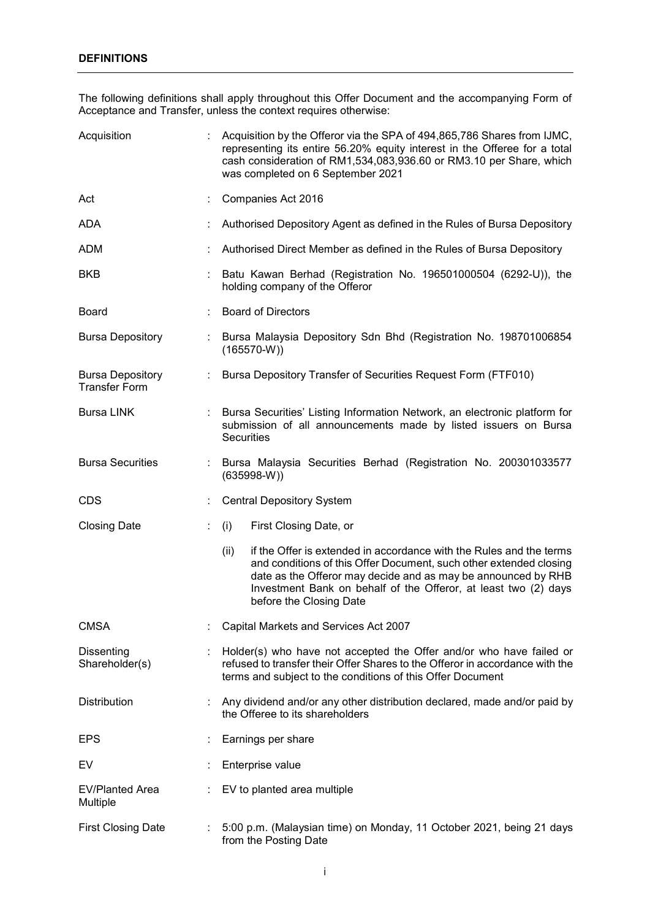**DEFINITIONS**

The following definitions shall apply throughout this Offer Document and the accompanying Form of Acceptance and Transfer, unless the context requires otherwise:

| | | |
|---|---|---|
| Acquisition | : | Acquisition by the Offeror via the SPA of 494,865,786 Shares from IJMC, representing its entire 56.20% equity interest in the Offeree for a total cash consideration of RM1,534,083,936.60 or RM3.10 per Share, which was completed on 6 September 2021 |
| Act | : | Companies Act 2016 |
| ADA | : | Authorised Depository Agent as defined in the Rules of Bursa Depository |
| ADM | : | Authorised Direct Member as defined in the Rules of Bursa Depository |
| BKB | : | Batu Kawan Berhad (Registration No. 196501000504 (6292-U)), the holding company of the Offeror |
| Board | : | Board of Directors |
| Bursa Depository | : | Bursa Malaysia Depository Sdn Bhd (Registration No. 198701006854 (165570-W)) |
| Bursa Depository Transfer Form | : | Bursa Depository Transfer of Securities Request Form (FTF010) |
| Bursa LINK | : | Bursa Securities' Listing Information Network, an electronic platform for submission of all announcements made by listed issuers on Bursa Securities |
| Bursa Securities | : | Bursa Malaysia Securities Berhad (Registration No. 200301033577 (635998-W)) |
| CDS | : | Central Depository System |
| Closing Date | : | (i) First Closing Date, or<br><br>(ii) if the Offer is extended in accordance with the Rules and the terms and conditions of this Offer Document, such other extended closing date as the Offeror may decide and as may be announced by RHB Investment Bank on behalf of the Offeror, at least two (2) days before the Closing Date |
| CMSA | : | Capital Markets and Services Act 2007 |
| Dissenting Shareholder(s) | : | Holder(s) who have not accepted the Offer and/or who have failed or refused to transfer their Offer Shares to the Offeror in accordance with the terms and subject to the conditions of this Offer Document |
| Distribution | : | Any dividend and/or any other distribution declared, made and/or paid by the Offeree to its shareholders |
| EPS | : | Earnings per share |
| EV | : | Enterprise value |
| EV/Planted Area Multiple | : | EV to planted area multiple |
| First Closing Date | : | 5:00 p.m. (Malaysian time) on Monday, 11 October 2021, being 21 days from the Posting Date |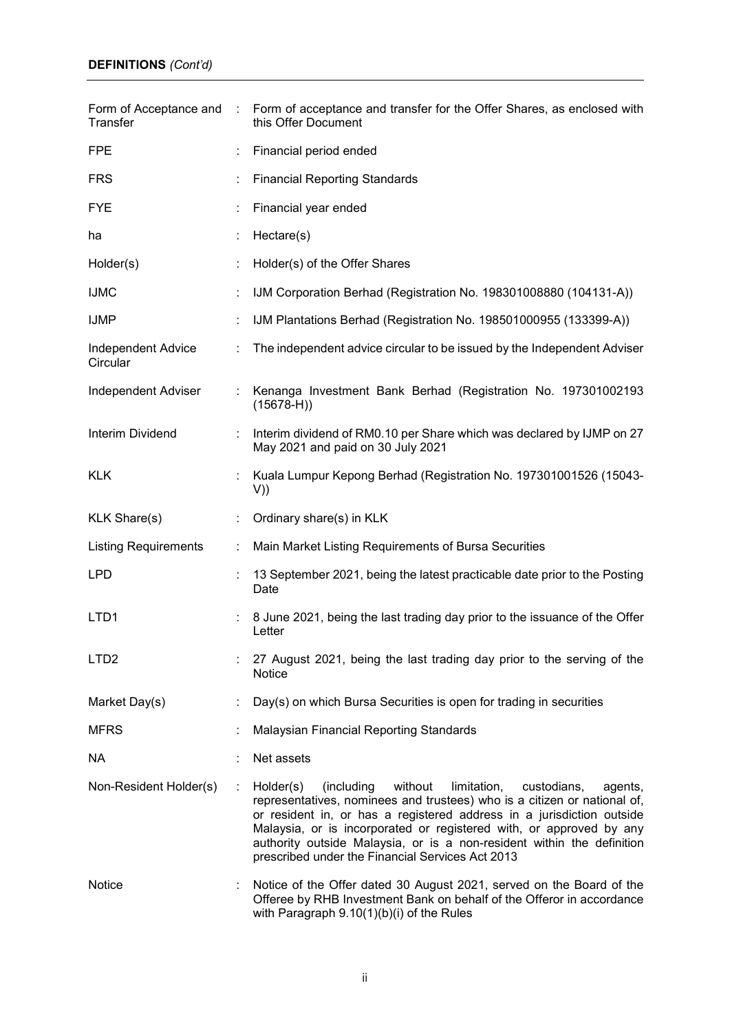**DEFINITIONS** *(Cont'd)*

| | | |
|---|---|---|
| Form of Acceptance and Transfer | : | Form of acceptance and transfer for the Offer Shares, as enclosed with this Offer Document |
| FPE | : | Financial period ended |
| FRS | : | Financial Reporting Standards |
| FYE | : | Financial year ended |
| ha | : | Hectare(s) |
| Holder(s) | : | Holder(s) of the Offer Shares |
| IJMC | : | IJM Corporation Berhad (Registration No. 198301008880 (104131-A)) |
| IJMP | : | IJM Plantations Berhad (Registration No. 198501000955 (133399-A)) |
| Independent Advice Circular | : | The independent advice circular to be issued by the Independent Adviser |
| Independent Adviser | : | Kenanga Investment Bank Berhad (Registration No. 197301002193 (15678-H)) |
| Interim Dividend | : | Interim dividend of RM0.10 per Share which was declared by IJMP on 27 May 2021 and paid on 30 July 2021 |
| KLK | : | Kuala Lumpur Kepong Berhad (Registration No. 197301001526 (15043-V)) |
| KLK Share(s) | : | Ordinary share(s) in KLK |
| Listing Requirements | : | Main Market Listing Requirements of Bursa Securities |
| LPD | : | 13 September 2021, being the latest practicable date prior to the Posting Date |
| LTD1 | : | 8 June 2021, being the last trading day prior to the issuance of the Offer Letter |
| LTD2 | : | 27 August 2021, being the last trading day prior to the serving of the Notice |
| Market Day(s) | : | Day(s) on which Bursa Securities is open for trading in securities |
| MFRS | : | Malaysian Financial Reporting Standards |
| NA | : | Net assets |
| Non-Resident Holder(s) | : | Holder(s) (including without limitation, custodians, agents, representatives, nominees and trustees) who is a citizen or national of, or resident in, or has a registered address in a jurisdiction outside Malaysia, or is incorporated or registered with, or approved by any authority outside Malaysia, or is a non-resident within the definition prescribed under the Financial Services Act 2013 |
| Notice | : | Notice of the Offer dated 30 August 2021, served on the Board of the Offeree by RHB Investment Bank on behalf of the Offeror in accordance with Paragraph 9.10(1)(b)(i) of the Rules |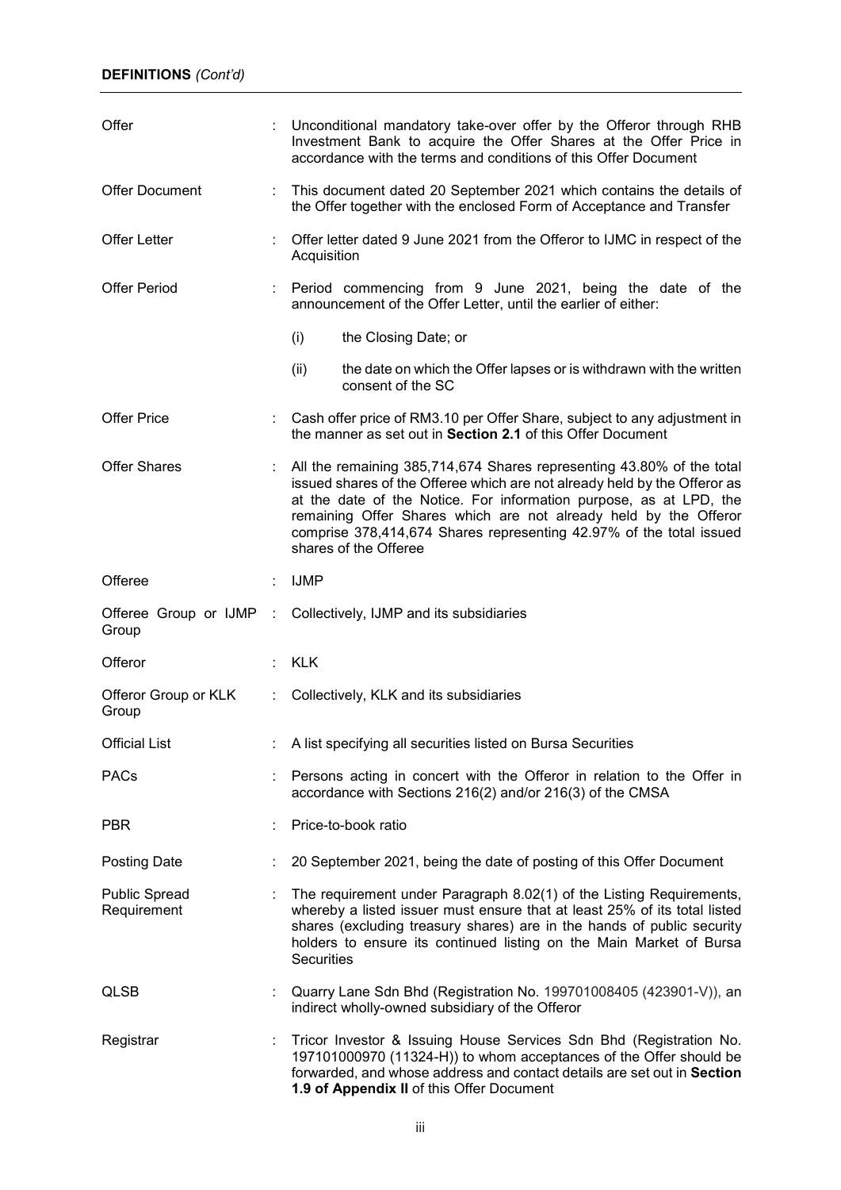**DEFINITIONS** *(Cont'd)*

| | | |
|---|---|---|
| Offer | : | Unconditional mandatory take-over offer by the Offeror through RHB Investment Bank to acquire the Offer Shares at the Offer Price in accordance with the terms and conditions of this Offer Document |
| Offer Document | : | This document dated 20 September 2021 which contains the details of the Offer together with the enclosed Form of Acceptance and Transfer |
| Offer Letter | : | Offer letter dated 9 June 2021 from the Offeror to IJMC in respect of the Acquisition |
| Offer Period | : | Period commencing from 9 June 2021, being the date of the announcement of the Offer Letter, until the earlier of either:<br>(i) the Closing Date; or<br>(ii) the date on which the Offer lapses or is withdrawn with the written consent of the SC |
| Offer Price | : | Cash offer price of RM3.10 per Offer Share, subject to any adjustment in the manner as set out in **Section 2.1** of this Offer Document |
| Offer Shares | : | All the remaining 385,714,674 Shares representing 43.80% of the total issued shares of the Offeree which are not already held by the Offeror as at the date of the Notice. For information purpose, as at LPD, the remaining Offer Shares which are not already held by the Offeror comprise 378,414,674 Shares representing 42.97% of the total issued shares of the Offeree |
| Offeree | : | IJMP |
| Offeree Group or IJMP Group | : | Collectively, IJMP and its subsidiaries |
| Offeror | : | KLK |
| Offeror Group or KLK Group | : | Collectively, KLK and its subsidiaries |
| Official List | : | A list specifying all securities listed on Bursa Securities |
| PACs | : | Persons acting in concert with the Offeror in relation to the Offer in accordance with Sections 216(2) and/or 216(3) of the CMSA |
| PBR | : | Price-to-book ratio |
| Posting Date | : | 20 September 2021, being the date of posting of this Offer Document |
| Public Spread Requirement | : | The requirement under Paragraph 8.02(1) of the Listing Requirements, whereby a listed issuer must ensure that at least 25% of its total listed shares (excluding treasury shares) are in the hands of public security holders to ensure its continued listing on the Main Market of Bursa Securities |
| QLSB | : | Quarry Lane Sdn Bhd (Registration No. 199701008405 (423901-V)), an indirect wholly-owned subsidiary of the Offeror |
| Registrar | : | Tricor Investor & Issuing House Services Sdn Bhd (Registration No. 197101000970 (11324-H)) to whom acceptances of the Offer should be forwarded, and whose address and contact details are set out in **Section 1.9 of Appendix II** of this Offer Document |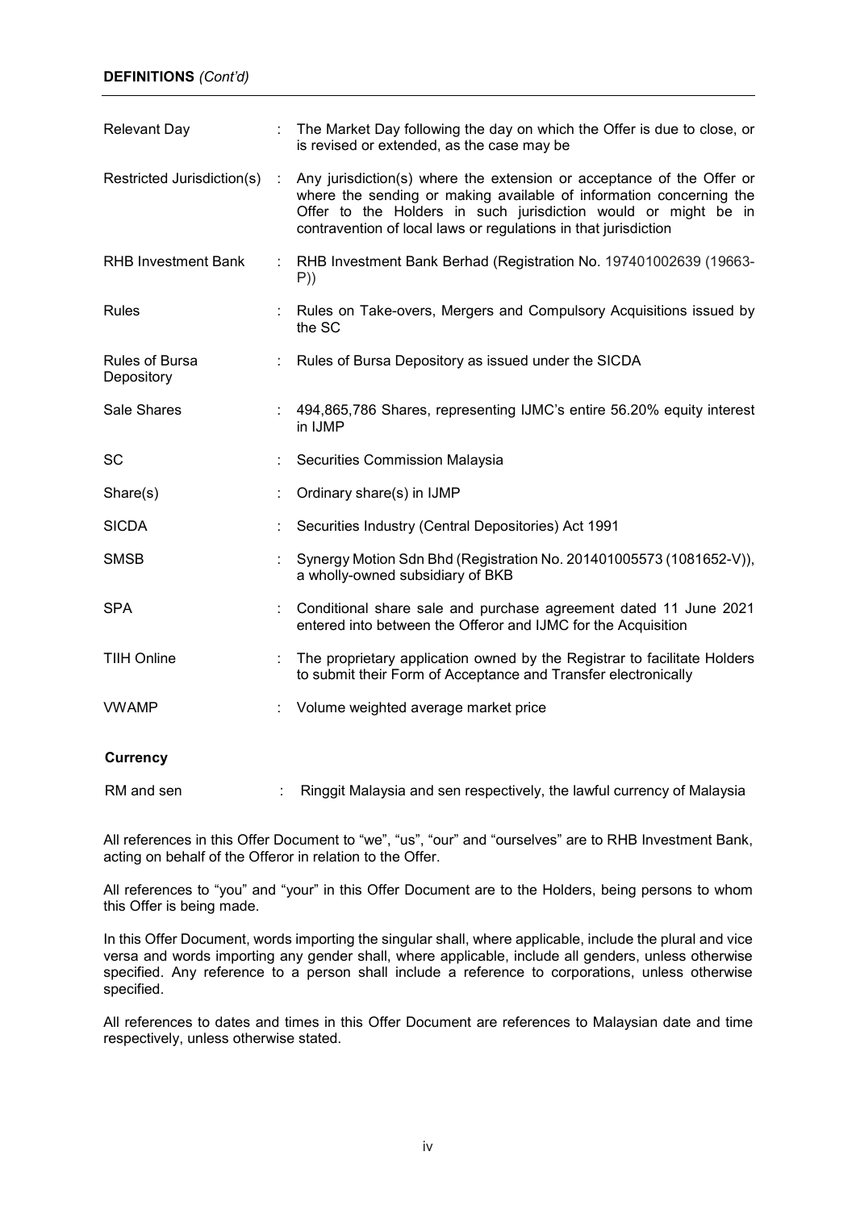**DEFINITIONS** *(Cont'd)*

| | | |
|---|---|---|
| Relevant Day | : | The Market Day following the day on which the Offer is due to close, or is revised or extended, as the case may be |
| Restricted Jurisdiction(s) | : | Any jurisdiction(s) where the extension or acceptance of the Offer or where the sending or making available of information concerning the Offer to the Holders in such jurisdiction would or might be in contravention of local laws or regulations in that jurisdiction |
| RHB Investment Bank | : | RHB Investment Bank Berhad (Registration No. 197401002639 (19663-P)) |
| Rules | : | Rules on Take-overs, Mergers and Compulsory Acquisitions issued by the SC |
| Rules of Bursa Depository | : | Rules of Bursa Depository as issued under the SICDA |
| Sale Shares | : | 494,865,786 Shares, representing IJMC's entire 56.20% equity interest in IJMP |
| SC | : | Securities Commission Malaysia |
| Share(s) | : | Ordinary share(s) in IJMP |
| SICDA | : | Securities Industry (Central Depositories) Act 1991 |
| SMSB | : | Synergy Motion Sdn Bhd (Registration No. 201401005573 (1081652-V)), a wholly-owned subsidiary of BKB |
| SPA | : | Conditional share sale and purchase agreement dated 11 June 2021 entered into between the Offeror and IJMC for the Acquisition |
| TIIH Online | : | The proprietary application owned by the Registrar to facilitate Holders to submit their Form of Acceptance and Transfer electronically |
| VWAMP | : | Volume weighted average market price |

**Currency**

| | | |
|---|---|---|
| RM and sen | : | Ringgit Malaysia and sen respectively, the lawful currency of Malaysia |

All references in this Offer Document to "we", "us", "our" and "ourselves" are to RHB Investment Bank, acting on behalf of the Offeror in relation to the Offer.

All references to "you" and "your" in this Offer Document are to the Holders, being persons to whom this Offer is being made.

In this Offer Document, words importing the singular shall, where applicable, include the plural and vice versa and words importing any gender shall, where applicable, include all genders, unless otherwise specified. Any reference to a person shall include a reference to corporations, unless otherwise specified.

All references to dates and times in this Offer Document are references to Malaysian date and time respectively, unless otherwise stated.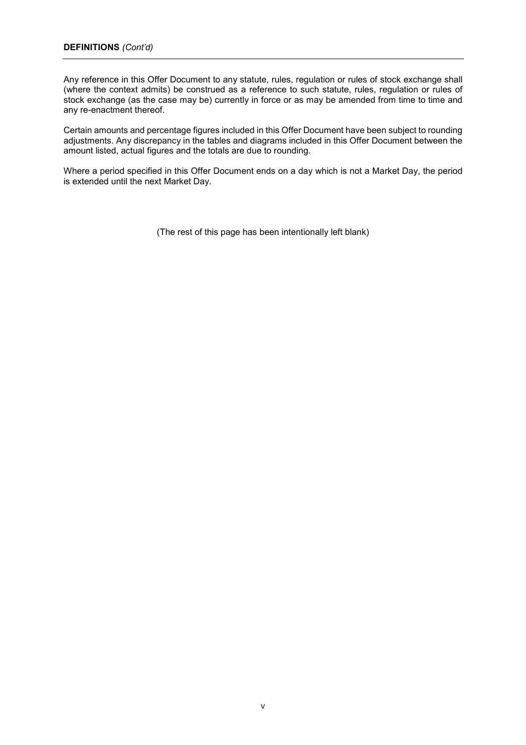**DEFINITIONS** *(Cont'd)*

Any reference in this Offer Document to any statute, rules, regulation or rules of stock exchange shall (where the context admits) be construed as a reference to such statute, rules, regulation or rules of stock exchange (as the case may be) currently in force or as may be amended from time to time and any re-enactment thereof.

Certain amounts and percentage figures included in this Offer Document have been subject to rounding adjustments. Any discrepancy in the tables and diagrams included in this Offer Document between the amount listed, actual figures and the totals are due to rounding.

Where a period specified in this Offer Document ends on a day which is not a Market Day, the period is extended until the next Market Day.

(The rest of this page has been intentionally left blank)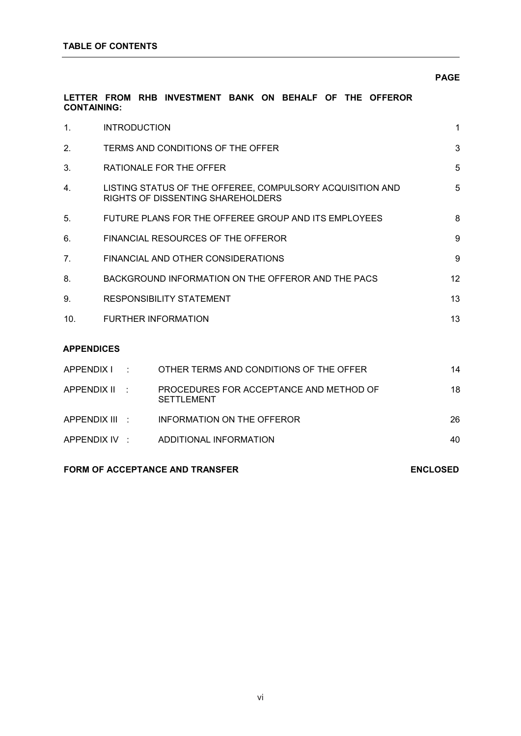**TABLE OF CONTENTS**

| | | PAGE |
|---|---|---|
| **LETTER FROM RHB INVESTMENT BANK ON BEHALF OF THE OFFEROR CONTAINING:** | | |
| 1. | INTRODUCTION | 1 |
| 2. | TERMS AND CONDITIONS OF THE OFFER | 3 |
| 3. | RATIONALE FOR THE OFFER | 5 |
| 4. | LISTING STATUS OF THE OFFEREE, COMPULSORY ACQUISITION AND RIGHTS OF DISSENTING SHAREHOLDERS | 5 |
| 5. | FUTURE PLANS FOR THE OFFEREE GROUP AND ITS EMPLOYEES | 8 |
| 6. | FINANCIAL RESOURCES OF THE OFFEROR | 9 |
| 7. | FINANCIAL AND OTHER CONSIDERATIONS | 9 |
| 8. | BACKGROUND INFORMATION ON THE OFFEROR AND THE PACS | 12 |
| 9. | RESPONSIBILITY STATEMENT | 13 |
| 10. | FURTHER INFORMATION | 13 |

**APPENDICES**

| | | |
|---|---|---|
| APPENDIX I : | OTHER TERMS AND CONDITIONS OF THE OFFER | 14 |
| APPENDIX II : | PROCEDURES FOR ACCEPTANCE AND METHOD OF SETTLEMENT | 18 |
| APPENDIX III : | INFORMATION ON THE OFFEROR | 26 |
| APPENDIX IV : | ADDITIONAL INFORMATION | 40 |

**FORM OF ACCEPTANCE AND TRANSFER** **ENCLOSED**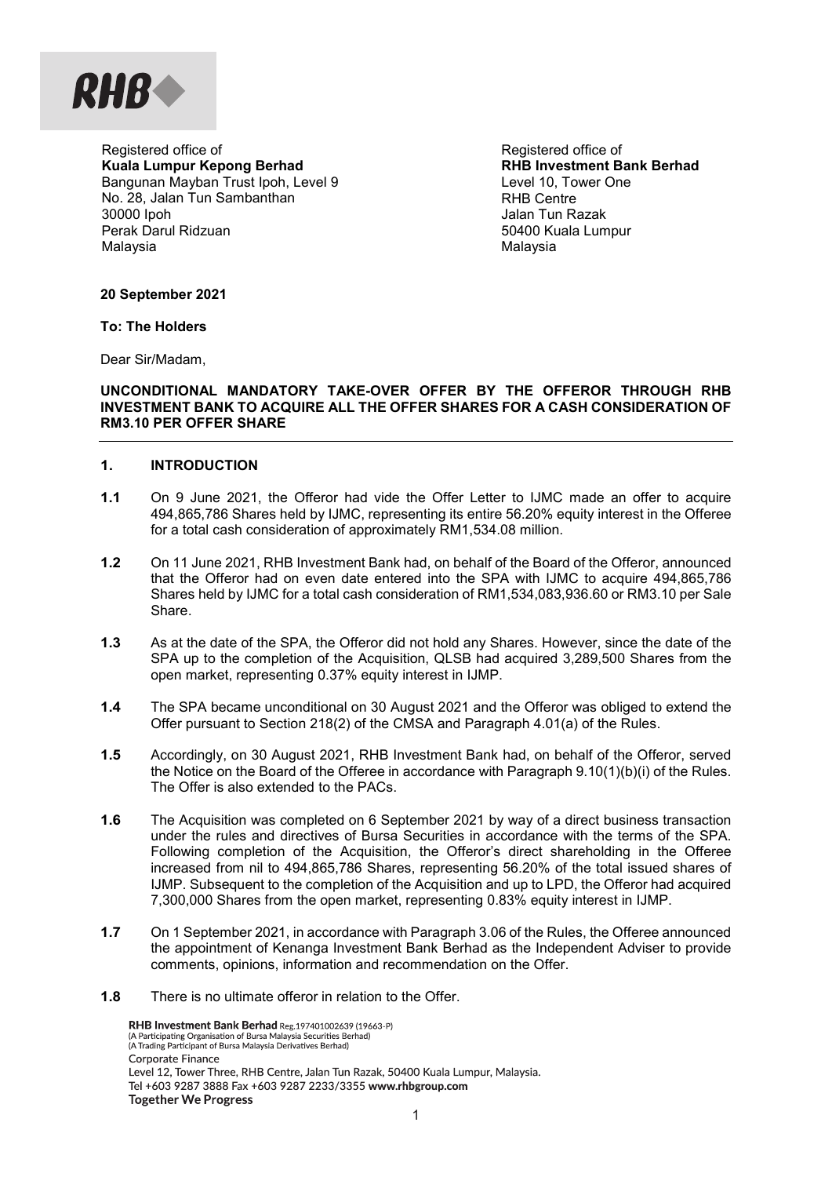RHB

Registered office of
**Kuala Lumpur Kepong Berhad**
Bangunan Mayban Trust Ipoh, Level 9
No. 28, Jalan Tun Sambanthan
30000 Ipoh
Perak Darul Ridzuan
Malaysia

Registered office of
**RHB Investment Bank Berhad**
Level 10, Tower One
RHB Centre
Jalan Tun Razak
50400 Kuala Lumpur
Malaysia

**20 September 2021**

**To: The Holders**

Dear Sir/Madam,

**UNCONDITIONAL MANDATORY TAKE-OVER OFFER BY THE OFFEROR THROUGH RHB INVESTMENT BANK TO ACQUIRE ALL THE OFFER SHARES FOR A CASH CONSIDERATION OF RM3.10 PER OFFER SHARE**

## 1. INTRODUCTION

**1.1** On 9 June 2021, the Offeror had vide the Offer Letter to IJMC made an offer to acquire 494,865,786 Shares held by IJMC, representing its entire 56.20% equity interest in the Offeree for a total cash consideration of approximately RM1,534.08 million.

**1.2** On 11 June 2021, RHB Investment Bank had, on behalf of the Board of the Offeror, announced that the Offeror had on even date entered into the SPA with IJMC to acquire 494,865,786 Shares held by IJMC for a total cash consideration of RM1,534,083,936.60 or RM3.10 per Sale Share.

**1.3** As at the date of the SPA, the Offeror did not hold any Shares. However, since the date of the SPA up to the completion of the Acquisition, QLSB had acquired 3,289,500 Shares from the open market, representing 0.37% equity interest in IJMP.

**1.4** The SPA became unconditional on 30 August 2021 and the Offeror was obliged to extend the Offer pursuant to Section 218(2) of the CMSA and Paragraph 4.01(a) of the Rules.

**1.5** Accordingly, on 30 August 2021, RHB Investment Bank had, on behalf of the Offeror, served the Notice on the Board of the Offeree in accordance with Paragraph 9.10(1)(b)(i) of the Rules. The Offer is also extended to the PACs.

**1.6** The Acquisition was completed on 6 September 2021 by way of a direct business transaction under the rules and directives of Bursa Securities in accordance with the terms of the SPA. Following completion of the Acquisition, the Offeror's direct shareholding in the Offeree increased from nil to 494,865,786 Shares, representing 56.20% of the total issued shares of IJMP. Subsequent to the completion of the Acquisition and up to LPD, the Offeror had acquired 7,300,000 Shares from the open market, representing 0.83% equity interest in IJMP.

**1.7** On 1 September 2021, in accordance with Paragraph 3.06 of the Rules, the Offeree announced the appointment of Kenanga Investment Bank Berhad as the Independent Adviser to provide comments, opinions, information and recommendation on the Offer.

**1.8** There is no ultimate offeror in relation to the Offer.

**RHB Investment Bank Berhad** Reg.197401002639 (19663-P)
(A Participating Organisation of Bursa Malaysia Securities Berhad)
(A Trading Participant of Bursa Malaysia Derivatives Berhad)
Corporate Finance
Level 12, Tower Three, RHB Centre, Jalan Tun Razak, 50400 Kuala Lumpur, Malaysia.
Tel +603 9287 3888 Fax +603 9287 2233/3355 **www.rhbgroup.com**
**Together We Progress**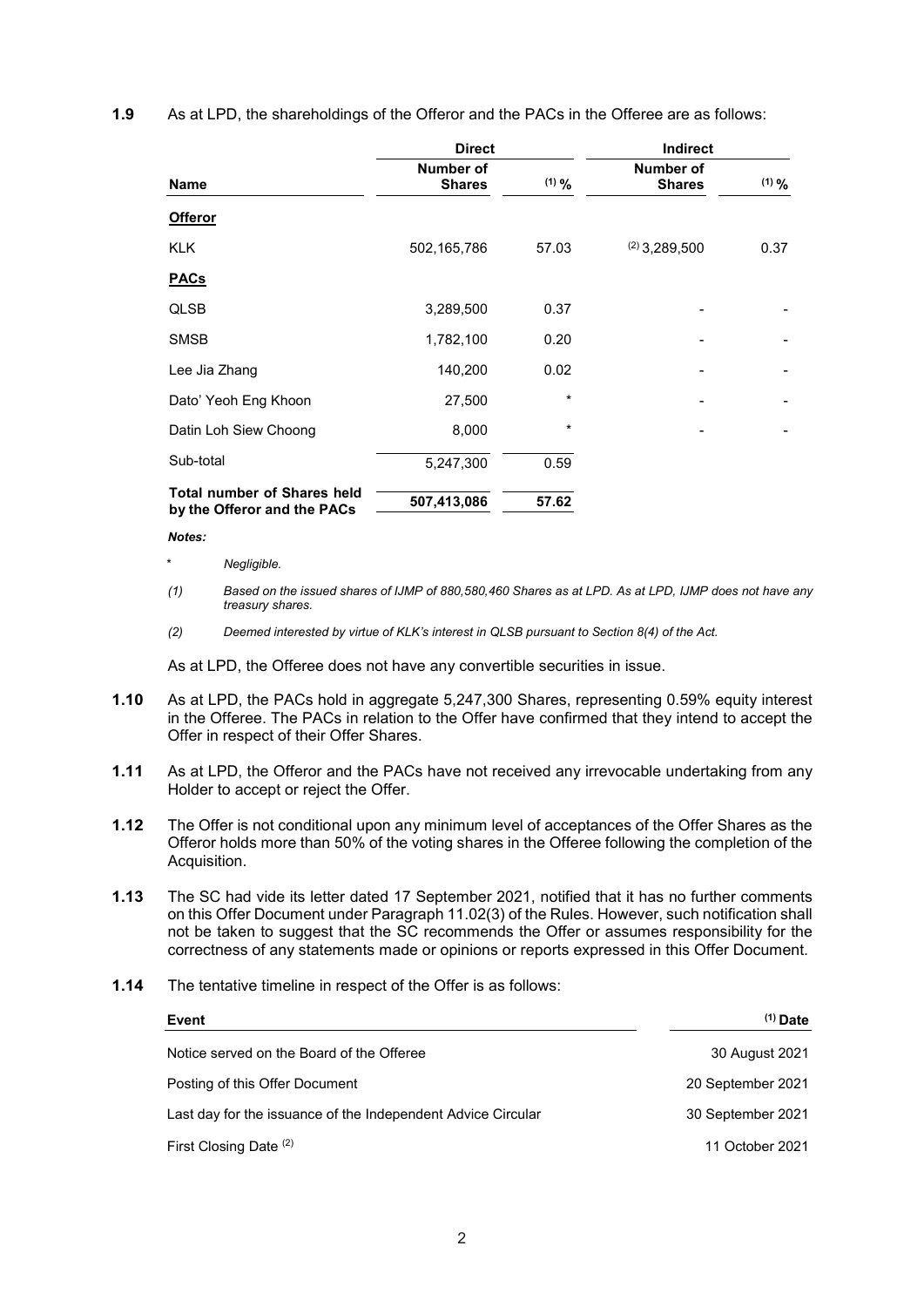**1.9** As at LPD, the shareholdings of the Offeror and the PACs in the Offeree are as follows:

| | Direct | | Indirect | |
|---|---|---|---|---|
| **Name** | **Number of Shares** | **(1) %** | **Number of Shares** | **(1) %** |
| **Offeror** | | | | |
| KLK | 502,165,786 | 57.03 | (2) 3,289,500 | 0.37 |
| **PACs** | | | | |
| QLSB | 3,289,500 | 0.37 | - | - |
| SMSB | 1,782,100 | 0.20 | - | - |
| Lee Jia Zhang | 140,200 | 0.02 | - | - |
| Dato' Yeoh Eng Khoon | 27,500 | * | - | - |
| Datin Loh Siew Choong | 8,000 | * | - | - |
| Sub-total | 5,247,300 | 0.59 | | |
| **Total number of Shares held by the Offeror and the PACs** | **507,413,086** | **57.62** | | |

***Notes:***

\* *Negligible.*

*(1) Based on the issued shares of IJMP of 880,580,460 Shares as at LPD. As at LPD, IJMP does not have any treasury shares.*

*(2) Deemed interested by virtue of KLK's interest in QLSB pursuant to Section 8(4) of the Act.*

As at LPD, the Offeree does not have any convertible securities in issue.

**1.10** As at LPD, the PACs hold in aggregate 5,247,300 Shares, representing 0.59% equity interest in the Offeree. The PACs in relation to the Offer have confirmed that they intend to accept the Offer in respect of their Offer Shares.

**1.11** As at LPD, the Offeror and the PACs have not received any irrevocable undertaking from any Holder to accept or reject the Offer.

**1.12** The Offer is not conditional upon any minimum level of acceptances of the Offer Shares as the Offeror holds more than 50% of the voting shares in the Offeree following the completion of the Acquisition.

**1.13** The SC had vide its letter dated 17 September 2021, notified that it has no further comments on this Offer Document under Paragraph 11.02(3) of the Rules. However, such notification shall not be taken to suggest that the SC recommends the Offer or assumes responsibility for the correctness of any statements made or opinions or reports expressed in this Offer Document.

**1.14** The tentative timeline in respect of the Offer is as follows:

| Event | (1) Date |
|---|---|
| Notice served on the Board of the Offeree | 30 August 2021 |
| Posting of this Offer Document | 20 September 2021 |
| Last day for the issuance of the Independent Advice Circular | 30 September 2021 |
| First Closing Date (2) | 11 October 2021 |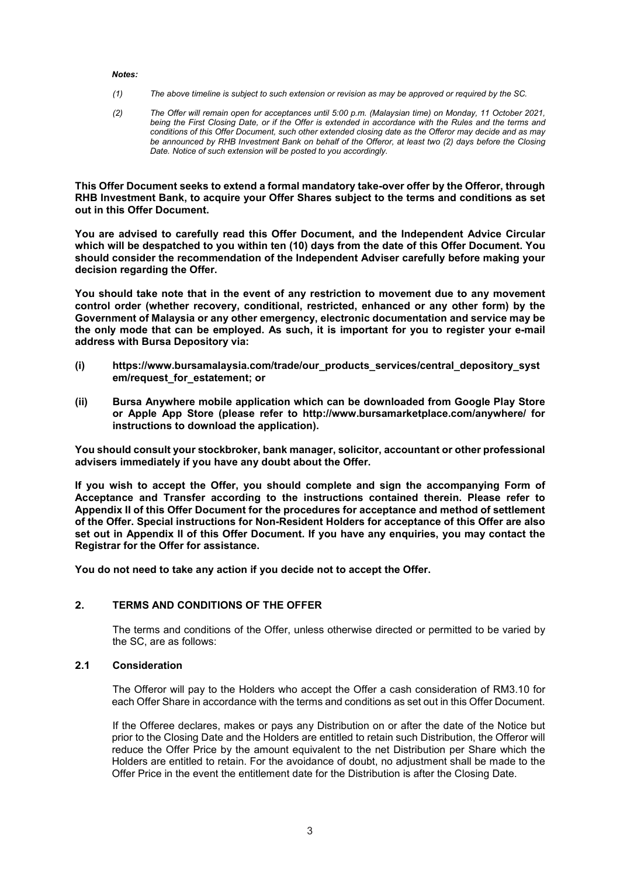*Notes:*

*(1) The above timeline is subject to such extension or revision as may be approved or required by the SC.*

*(2) The Offer will remain open for acceptances until 5:00 p.m. (Malaysian time) on Monday, 11 October 2021, being the First Closing Date, or if the Offer is extended in accordance with the Rules and the terms and conditions of this Offer Document, such other extended closing date as the Offeror may decide and as may be announced by RHB Investment Bank on behalf of the Offeror, at least two (2) days before the Closing Date. Notice of such extension will be posted to you accordingly.*

**This Offer Document seeks to extend a formal mandatory take-over offer by the Offeror, through RHB Investment Bank, to acquire your Offer Shares subject to the terms and conditions as set out in this Offer Document.**

**You are advised to carefully read this Offer Document, and the Independent Advice Circular which will be despatched to you within ten (10) days from the date of this Offer Document. You should consider the recommendation of the Independent Adviser carefully before making your decision regarding the Offer.**

**You should take note that in the event of any restriction to movement due to any movement control order (whether recovery, conditional, restricted, enhanced or any other form) by the Government of Malaysia or any other emergency, electronic documentation and service may be the only mode that can be employed. As such, it is important for you to register your e-mail address with Bursa Depository via:**

**(i) https://www.bursamalaysia.com/trade/our_products_services/central_depository_system/request_for_estatement; or**

**(ii) Bursa Anywhere mobile application which can be downloaded from Google Play Store or Apple App Store (please refer to http://www.bursamarketplace.com/anywhere/ for instructions to download the application).**

**You should consult your stockbroker, bank manager, solicitor, accountant or other professional advisers immediately if you have any doubt about the Offer.**

**If you wish to accept the Offer, you should complete and sign the accompanying Form of Acceptance and Transfer according to the instructions contained therein. Please refer to Appendix II of this Offer Document for the procedures for acceptance and method of settlement of the Offer. Special instructions for Non-Resident Holders for acceptance of this Offer are also set out in Appendix II of this Offer Document. If you have any enquiries, you may contact the Registrar for the Offer for assistance.**

**You do not need to take any action if you decide not to accept the Offer.**

## 2. TERMS AND CONDITIONS OF THE OFFER

The terms and conditions of the Offer, unless otherwise directed or permitted to be varied by the SC, are as follows:

### 2.1 Consideration

The Offeror will pay to the Holders who accept the Offer a cash consideration of RM3.10 for each Offer Share in accordance with the terms and conditions as set out in this Offer Document.

If the Offeree declares, makes or pays any Distribution on or after the date of the Notice but prior to the Closing Date and the Holders are entitled to retain such Distribution, the Offeror will reduce the Offer Price by the amount equivalent to the net Distribution per Share which the Holders are entitled to retain. For the avoidance of doubt, no adjustment shall be made to the Offer Price in the event the entitlement date for the Distribution is after the Closing Date.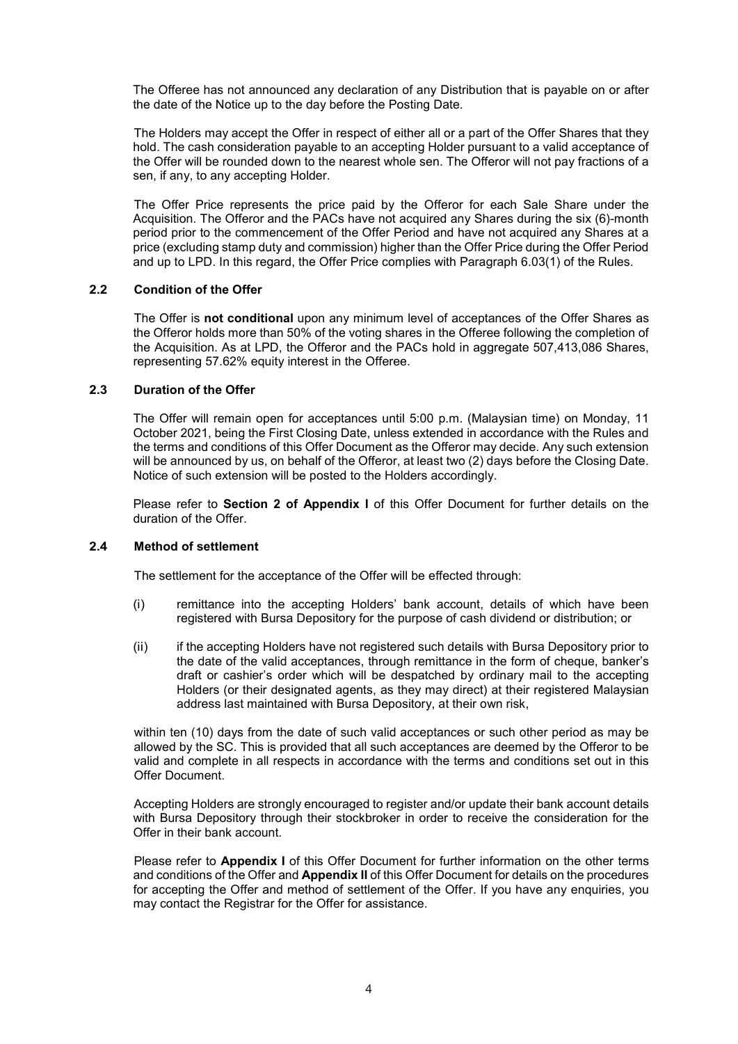The Offeree has not announced any declaration of any Distribution that is payable on or after the date of the Notice up to the day before the Posting Date.

The Holders may accept the Offer in respect of either all or a part of the Offer Shares that they hold. The cash consideration payable to an accepting Holder pursuant to a valid acceptance of the Offer will be rounded down to the nearest whole sen. The Offeror will not pay fractions of a sen, if any, to any accepting Holder.

The Offer Price represents the price paid by the Offeror for each Sale Share under the Acquisition. The Offeror and the PACs have not acquired any Shares during the six (6)-month period prior to the commencement of the Offer Period and have not acquired any Shares at a price (excluding stamp duty and commission) higher than the Offer Price during the Offer Period and up to LPD. In this regard, the Offer Price complies with Paragraph 6.03(1) of the Rules.

### 2.2 Condition of the Offer

The Offer is **not conditional** upon any minimum level of acceptances of the Offer Shares as the Offeror holds more than 50% of the voting shares in the Offeree following the completion of the Acquisition. As at LPD, the Offeror and the PACs hold in aggregate 507,413,086 Shares, representing 57.62% equity interest in the Offeree.

### 2.3 Duration of the Offer

The Offer will remain open for acceptances until 5:00 p.m. (Malaysian time) on Monday, 11 October 2021, being the First Closing Date, unless extended in accordance with the Rules and the terms and conditions of this Offer Document as the Offeror may decide. Any such extension will be announced by us, on behalf of the Offeror, at least two (2) days before the Closing Date. Notice of such extension will be posted to the Holders accordingly.

Please refer to **Section 2 of Appendix I** of this Offer Document for further details on the duration of the Offer.

### 2.4 Method of settlement

The settlement for the acceptance of the Offer will be effected through:

(i) remittance into the accepting Holders' bank account, details of which have been registered with Bursa Depository for the purpose of cash dividend or distribution; or

(ii) if the accepting Holders have not registered such details with Bursa Depository prior to the date of the valid acceptances, through remittance in the form of cheque, banker's draft or cashier's order which will be despatched by ordinary mail to the accepting Holders (or their designated agents, as they may direct) at their registered Malaysian address last maintained with Bursa Depository, at their own risk,

within ten (10) days from the date of such valid acceptances or such other period as may be allowed by the SC. This is provided that all such acceptances are deemed by the Offeror to be valid and complete in all respects in accordance with the terms and conditions set out in this Offer Document.

Accepting Holders are strongly encouraged to register and/or update their bank account details with Bursa Depository through their stockbroker in order to receive the consideration for the Offer in their bank account.

Please refer to **Appendix I** of this Offer Document for further information on the other terms and conditions of the Offer and **Appendix II** of this Offer Document for details on the procedures for accepting the Offer and method of settlement of the Offer. If you have any enquiries, you may contact the Registrar for the Offer for assistance.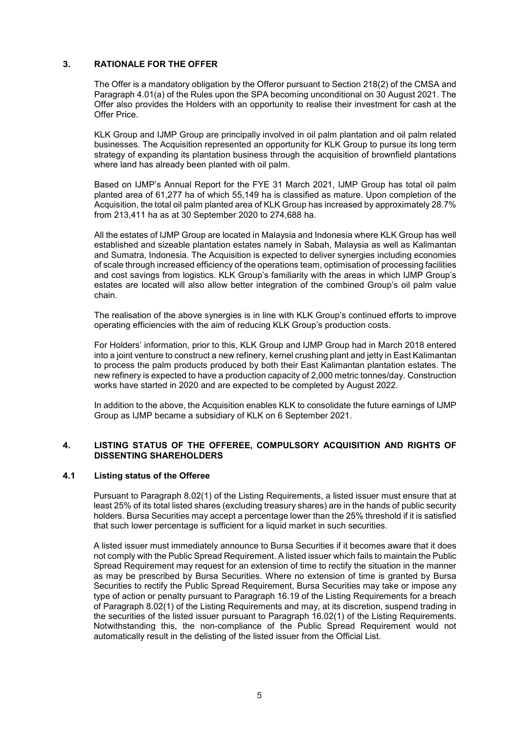## 3. RATIONALE FOR THE OFFER

The Offer is a mandatory obligation by the Offeror pursuant to Section 218(2) of the CMSA and Paragraph 4.01(a) of the Rules upon the SPA becoming unconditional on 30 August 2021. The Offer also provides the Holders with an opportunity to realise their investment for cash at the Offer Price.

KLK Group and IJMP Group are principally involved in oil palm plantation and oil palm related businesses. The Acquisition represented an opportunity for KLK Group to pursue its long term strategy of expanding its plantation business through the acquisition of brownfield plantations where land has already been planted with oil palm.

Based on IJMP's Annual Report for the FYE 31 March 2021, IJMP Group has total oil palm planted area of 61,277 ha of which 55,149 ha is classified as mature. Upon completion of the Acquisition, the total oil palm planted area of KLK Group has increased by approximately 28.7% from 213,411 ha as at 30 September 2020 to 274,688 ha.

All the estates of IJMP Group are located in Malaysia and Indonesia where KLK Group has well established and sizeable plantation estates namely in Sabah, Malaysia as well as Kalimantan and Sumatra, Indonesia. The Acquisition is expected to deliver synergies including economies of scale through increased efficiency of the operations team, optimisation of processing facilities and cost savings from logistics. KLK Group's familiarity with the areas in which IJMP Group's estates are located will also allow better integration of the combined Group's oil palm value chain.

The realisation of the above synergies is in line with KLK Group's continued efforts to improve operating efficiencies with the aim of reducing KLK Group's production costs.

For Holders' information, prior to this, KLK Group and IJMP Group had in March 2018 entered into a joint venture to construct a new refinery, kernel crushing plant and jetty in East Kalimantan to process the palm products produced by both their East Kalimantan plantation estates. The new refinery is expected to have a production capacity of 2,000 metric tonnes/day. Construction works have started in 2020 and are expected to be completed by August 2022.

In addition to the above, the Acquisition enables KLK to consolidate the future earnings of IJMP Group as IJMP became a subsidiary of KLK on 6 September 2021.

## 4. LISTING STATUS OF THE OFFEREE, COMPULSORY ACQUISITION AND RIGHTS OF DISSENTING SHAREHOLDERS

### 4.1 Listing status of the Offeree

Pursuant to Paragraph 8.02(1) of the Listing Requirements, a listed issuer must ensure that at least 25% of its total listed shares (excluding treasury shares) are in the hands of public security holders. Bursa Securities may accept a percentage lower than the 25% threshold if it is satisfied that such lower percentage is sufficient for a liquid market in such securities.

A listed issuer must immediately announce to Bursa Securities if it becomes aware that it does not comply with the Public Spread Requirement. A listed issuer which fails to maintain the Public Spread Requirement may request for an extension of time to rectify the situation in the manner as may be prescribed by Bursa Securities. Where no extension of time is granted by Bursa Securities to rectify the Public Spread Requirement, Bursa Securities may take or impose any type of action or penalty pursuant to Paragraph 16.19 of the Listing Requirements for a breach of Paragraph 8.02(1) of the Listing Requirements and may, at its discretion, suspend trading in the securities of the listed issuer pursuant to Paragraph 16.02(1) of the Listing Requirements. Notwithstanding this, the non-compliance of the Public Spread Requirement would not automatically result in the delisting of the listed issuer from the Official List.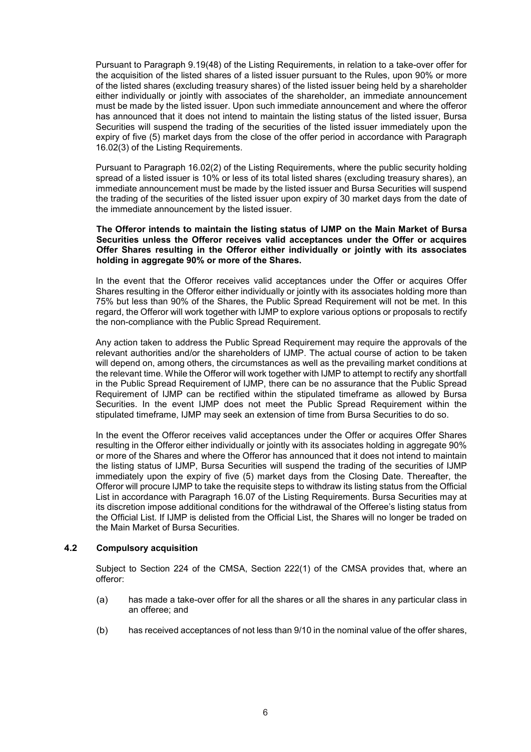Pursuant to Paragraph 9.19(48) of the Listing Requirements, in relation to a take-over offer for the acquisition of the listed shares of a listed issuer pursuant to the Rules, upon 90% or more of the listed shares (excluding treasury shares) of the listed issuer being held by a shareholder either individually or jointly with associates of the shareholder, an immediate announcement must be made by the listed issuer. Upon such immediate announcement and where the offeror has announced that it does not intend to maintain the listing status of the listed issuer, Bursa Securities will suspend the trading of the securities of the listed issuer immediately upon the expiry of five (5) market days from the close of the offer period in accordance with Paragraph 16.02(3) of the Listing Requirements.

Pursuant to Paragraph 16.02(2) of the Listing Requirements, where the public security holding spread of a listed issuer is 10% or less of its total listed shares (excluding treasury shares), an immediate announcement must be made by the listed issuer and Bursa Securities will suspend the trading of the securities of the listed issuer upon expiry of 30 market days from the date of the immediate announcement by the listed issuer.

**The Offeror intends to maintain the listing status of IJMP on the Main Market of Bursa Securities unless the Offeror receives valid acceptances under the Offer or acquires Offer Shares resulting in the Offeror either individually or jointly with its associates holding in aggregate 90% or more of the Shares.**

In the event that the Offeror receives valid acceptances under the Offer or acquires Offer Shares resulting in the Offeror either individually or jointly with its associates holding more than 75% but less than 90% of the Shares, the Public Spread Requirement will not be met. In this regard, the Offeror will work together with IJMP to explore various options or proposals to rectify the non-compliance with the Public Spread Requirement.

Any action taken to address the Public Spread Requirement may require the approvals of the relevant authorities and/or the shareholders of IJMP. The actual course of action to be taken will depend on, among others, the circumstances as well as the prevailing market conditions at the relevant time. While the Offeror will work together with IJMP to attempt to rectify any shortfall in the Public Spread Requirement of IJMP, there can be no assurance that the Public Spread Requirement of IJMP can be rectified within the stipulated timeframe as allowed by Bursa Securities. In the event IJMP does not meet the Public Spread Requirement within the stipulated timeframe, IJMP may seek an extension of time from Bursa Securities to do so.

In the event the Offeror receives valid acceptances under the Offer or acquires Offer Shares resulting in the Offeror either individually or jointly with its associates holding in aggregate 90% or more of the Shares and where the Offeror has announced that it does not intend to maintain the listing status of IJMP, Bursa Securities will suspend the trading of the securities of IJMP immediately upon the expiry of five (5) market days from the Closing Date. Thereafter, the Offeror will procure IJMP to take the requisite steps to withdraw its listing status from the Official List in accordance with Paragraph 16.07 of the Listing Requirements. Bursa Securities may at its discretion impose additional conditions for the withdrawal of the Offeree's listing status from the Official List. If IJMP is delisted from the Official List, the Shares will no longer be traded on the Main Market of Bursa Securities.

### 4.2 Compulsory acquisition

Subject to Section 224 of the CMSA, Section 222(1) of the CMSA provides that, where an offeror:

(a) has made a take-over offer for all the shares or all the shares in any particular class in an offeree; and

(b) has received acceptances of not less than 9/10 in the nominal value of the offer shares,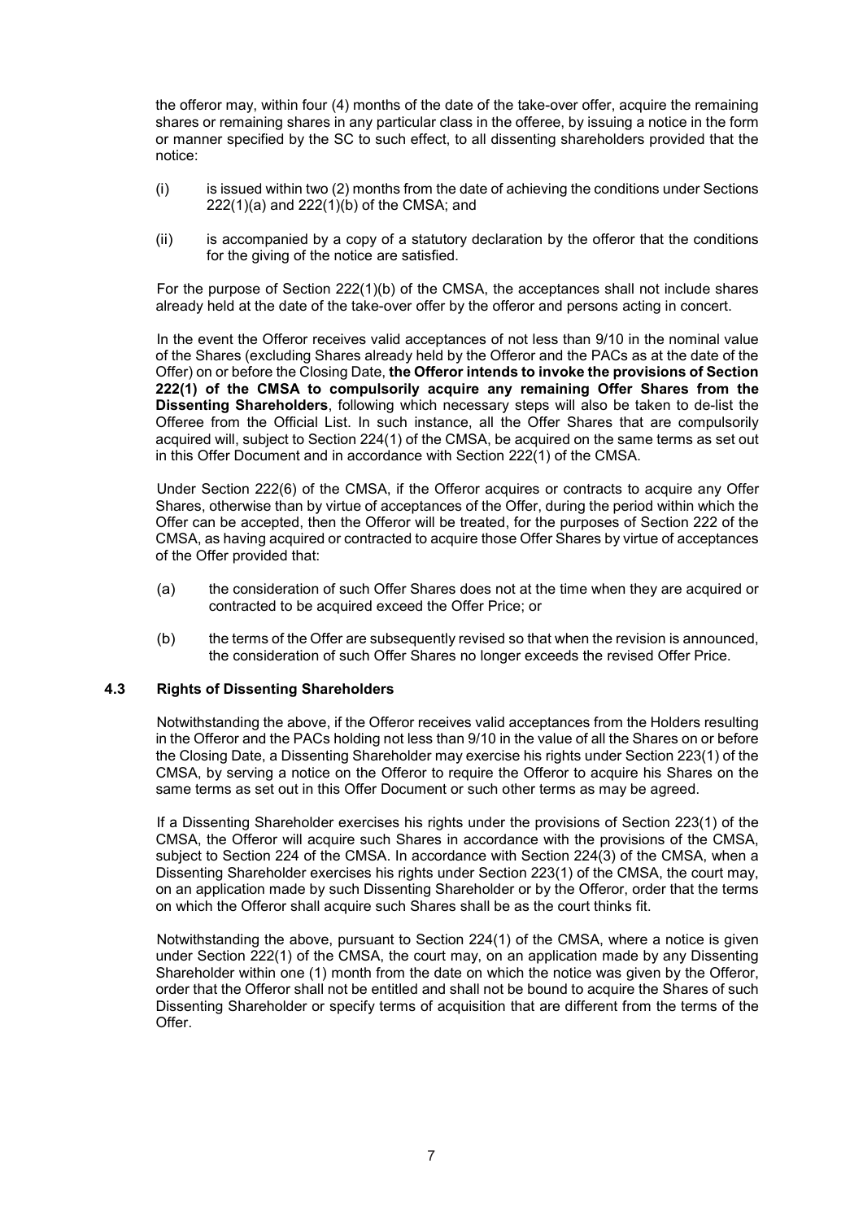the offeror may, within four (4) months of the date of the take-over offer, acquire the remaining shares or remaining shares in any particular class in the offeree, by issuing a notice in the form or manner specified by the SC to such effect, to all dissenting shareholders provided that the notice:

(i) is issued within two (2) months from the date of achieving the conditions under Sections 222(1)(a) and 222(1)(b) of the CMSA; and

(ii) is accompanied by a copy of a statutory declaration by the offeror that the conditions for the giving of the notice are satisfied.

For the purpose of Section 222(1)(b) of the CMSA, the acceptances shall not include shares already held at the date of the take-over offer by the offeror and persons acting in concert.

In the event the Offeror receives valid acceptances of not less than 9/10 in the nominal value of the Shares (excluding Shares already held by the Offeror and the PACs as at the date of the Offer) on or before the Closing Date, **the Offeror intends to invoke the provisions of Section 222(1) of the CMSA to compulsorily acquire any remaining Offer Shares from the Dissenting Shareholders**, following which necessary steps will also be taken to de-list the Offeree from the Official List. In such instance, all the Offer Shares that are compulsorily acquired will, subject to Section 224(1) of the CMSA, be acquired on the same terms as set out in this Offer Document and in accordance with Section 222(1) of the CMSA.

Under Section 222(6) of the CMSA, if the Offeror acquires or contracts to acquire any Offer Shares, otherwise than by virtue of acceptances of the Offer, during the period within which the Offer can be accepted, then the Offeror will be treated, for the purposes of Section 222 of the CMSA, as having acquired or contracted to acquire those Offer Shares by virtue of acceptances of the Offer provided that:

(a) the consideration of such Offer Shares does not at the time when they are acquired or contracted to be acquired exceed the Offer Price; or

(b) the terms of the Offer are subsequently revised so that when the revision is announced, the consideration of such Offer Shares no longer exceeds the revised Offer Price.

### 4.3 Rights of Dissenting Shareholders

Notwithstanding the above, if the Offeror receives valid acceptances from the Holders resulting in the Offeror and the PACs holding not less than 9/10 in the value of all the Shares on or before the Closing Date, a Dissenting Shareholder may exercise his rights under Section 223(1) of the CMSA, by serving a notice on the Offeror to require the Offeror to acquire his Shares on the same terms as set out in this Offer Document or such other terms as may be agreed.

If a Dissenting Shareholder exercises his rights under the provisions of Section 223(1) of the CMSA, the Offeror will acquire such Shares in accordance with the provisions of the CMSA, subject to Section 224 of the CMSA. In accordance with Section 224(3) of the CMSA, when a Dissenting Shareholder exercises his rights under Section 223(1) of the CMSA, the court may, on an application made by such Dissenting Shareholder or by the Offeror, order that the terms on which the Offeror shall acquire such Shares shall be as the court thinks fit.

Notwithstanding the above, pursuant to Section 224(1) of the CMSA, where a notice is given under Section 222(1) of the CMSA, the court may, on an application made by any Dissenting Shareholder within one (1) month from the date on which the notice was given by the Offeror, order that the Offeror shall not be entitled and shall not be bound to acquire the Shares of such Dissenting Shareholder or specify terms of acquisition that are different from the terms of the Offer.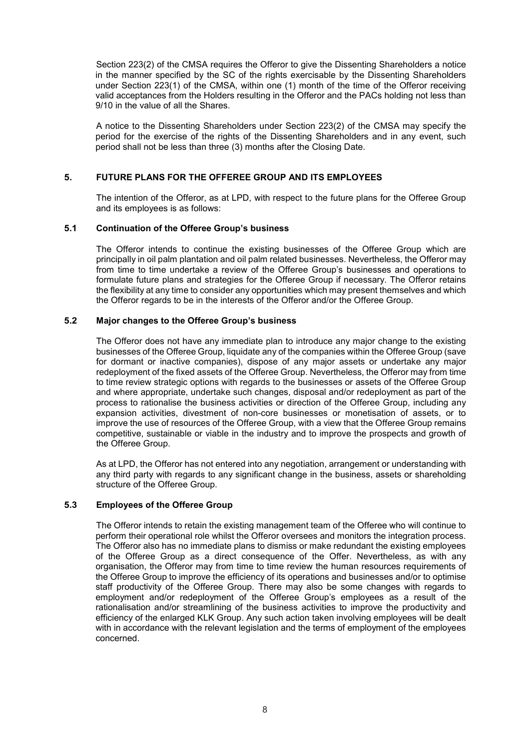Section 223(2) of the CMSA requires the Offeror to give the Dissenting Shareholders a notice in the manner specified by the SC of the rights exercisable by the Dissenting Shareholders under Section 223(1) of the CMSA, within one (1) month of the time of the Offeror receiving valid acceptances from the Holders resulting in the Offeror and the PACs holding not less than 9/10 in the value of all the Shares.

A notice to the Dissenting Shareholders under Section 223(2) of the CMSA may specify the period for the exercise of the rights of the Dissenting Shareholders and in any event, such period shall not be less than three (3) months after the Closing Date.

## 5. FUTURE PLANS FOR THE OFFEREE GROUP AND ITS EMPLOYEES

The intention of the Offeror, as at LPD, with respect to the future plans for the Offeree Group and its employees is as follows:

### 5.1 Continuation of the Offeree Group's business

The Offeror intends to continue the existing businesses of the Offeree Group which are principally in oil palm plantation and oil palm related businesses. Nevertheless, the Offeror may from time to time undertake a review of the Offeree Group's businesses and operations to formulate future plans and strategies for the Offeree Group if necessary. The Offeror retains the flexibility at any time to consider any opportunities which may present themselves and which the Offeror regards to be in the interests of the Offeror and/or the Offeree Group.

### 5.2 Major changes to the Offeree Group's business

The Offeror does not have any immediate plan to introduce any major change to the existing businesses of the Offeree Group, liquidate any of the companies within the Offeree Group (save for dormant or inactive companies), dispose of any major assets or undertake any major redeployment of the fixed assets of the Offeree Group. Nevertheless, the Offeror may from time to time review strategic options with regards to the businesses or assets of the Offeree Group and where appropriate, undertake such changes, disposal and/or redeployment as part of the process to rationalise the business activities or direction of the Offeree Group, including any expansion activities, divestment of non-core businesses or monetisation of assets, or to improve the use of resources of the Offeree Group, with a view that the Offeree Group remains competitive, sustainable or viable in the industry and to improve the prospects and growth of the Offeree Group.

As at LPD, the Offeror has not entered into any negotiation, arrangement or understanding with any third party with regards to any significant change in the business, assets or shareholding structure of the Offeree Group.

### 5.3 Employees of the Offeree Group

The Offeror intends to retain the existing management team of the Offeree who will continue to perform their operational role whilst the Offeror oversees and monitors the integration process. The Offeror also has no immediate plans to dismiss or make redundant the existing employees of the Offeree Group as a direct consequence of the Offer. Nevertheless, as with any organisation, the Offeror may from time to time review the human resources requirements of the Offeree Group to improve the efficiency of its operations and businesses and/or to optimise staff productivity of the Offeree Group. There may also be some changes with regards to employment and/or redeployment of the Offeree Group's employees as a result of the rationalisation and/or streamlining of the business activities to improve the productivity and efficiency of the enlarged KLK Group. Any such action taken involving employees will be dealt with in accordance with the relevant legislation and the terms of employment of the employees concerned.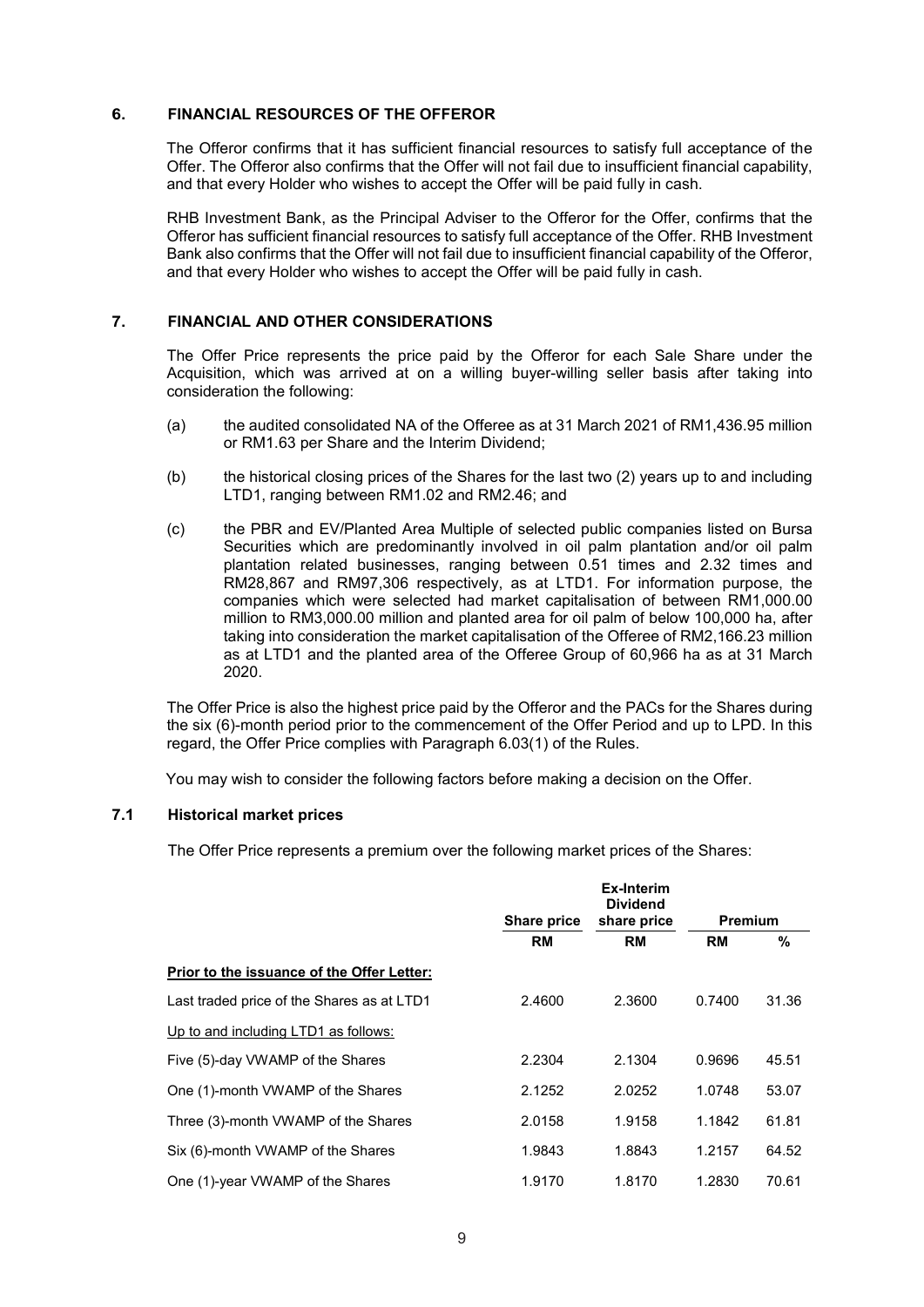## 6. FINANCIAL RESOURCES OF THE OFFEROR

The Offeror confirms that it has sufficient financial resources to satisfy full acceptance of the Offer. The Offeror also confirms that the Offer will not fail due to insufficient financial capability, and that every Holder who wishes to accept the Offer will be paid fully in cash.

RHB Investment Bank, as the Principal Adviser to the Offeror for the Offer, confirms that the Offeror has sufficient financial resources to satisfy full acceptance of the Offer. RHB Investment Bank also confirms that the Offer will not fail due to insufficient financial capability of the Offeror, and that every Holder who wishes to accept the Offer will be paid fully in cash.

## 7. FINANCIAL AND OTHER CONSIDERATIONS

The Offer Price represents the price paid by the Offeror for each Sale Share under the Acquisition, which was arrived at on a willing buyer-willing seller basis after taking into consideration the following:

(a) the audited consolidated NA of the Offeree as at 31 March 2021 of RM1,436.95 million or RM1.63 per Share and the Interim Dividend;

(b) the historical closing prices of the Shares for the last two (2) years up to and including LTD1, ranging between RM1.02 and RM2.46; and

(c) the PBR and EV/Planted Area Multiple of selected public companies listed on Bursa Securities which are predominantly involved in oil palm plantation and/or oil palm plantation related businesses, ranging between 0.51 times and 2.32 times and RM28,867 and RM97,306 respectively, as at LTD1. For information purpose, the companies which were selected had market capitalisation of between RM1,000.00 million to RM3,000.00 million and planted area for oil palm of below 100,000 ha, after taking into consideration the market capitalisation of the Offeree of RM2,166.23 million as at LTD1 and the planted area of the Offeree Group of 60,966 ha as at 31 March 2020.

The Offer Price is also the highest price paid by the Offeror and the PACs for the Shares during the six (6)-month period prior to the commencement of the Offer Period and up to LPD. In this regard, the Offer Price complies with Paragraph 6.03(1) of the Rules.

You may wish to consider the following factors before making a decision on the Offer.

### 7.1 Historical market prices

The Offer Price represents a premium over the following market prices of the Shares:

| | Share price | Ex-Interim Dividend share price | Premium | |
|---|---|---|---|---|
| | RM | RM | RM | % |
| **Prior to the issuance of the Offer Letter:** | | | | |
| Last traded price of the Shares as at LTD1 | 2.4600 | 2.3600 | 0.7400 | 31.36 |
| Up to and including LTD1 as follows: | | | | |
| Five (5)-day VWAMP of the Shares | 2.2304 | 2.1304 | 0.9696 | 45.51 |
| One (1)-month VWAMP of the Shares | 2.1252 | 2.0252 | 1.0748 | 53.07 |
| Three (3)-month VWAMP of the Shares | 2.0158 | 1.9158 | 1.1842 | 61.81 |
| Six (6)-month VWAMP of the Shares | 1.9843 | 1.8843 | 1.2157 | 64.52 |
| One (1)-year VWAMP of the Shares | 1.9170 | 1.8170 | 1.2830 | 70.61 |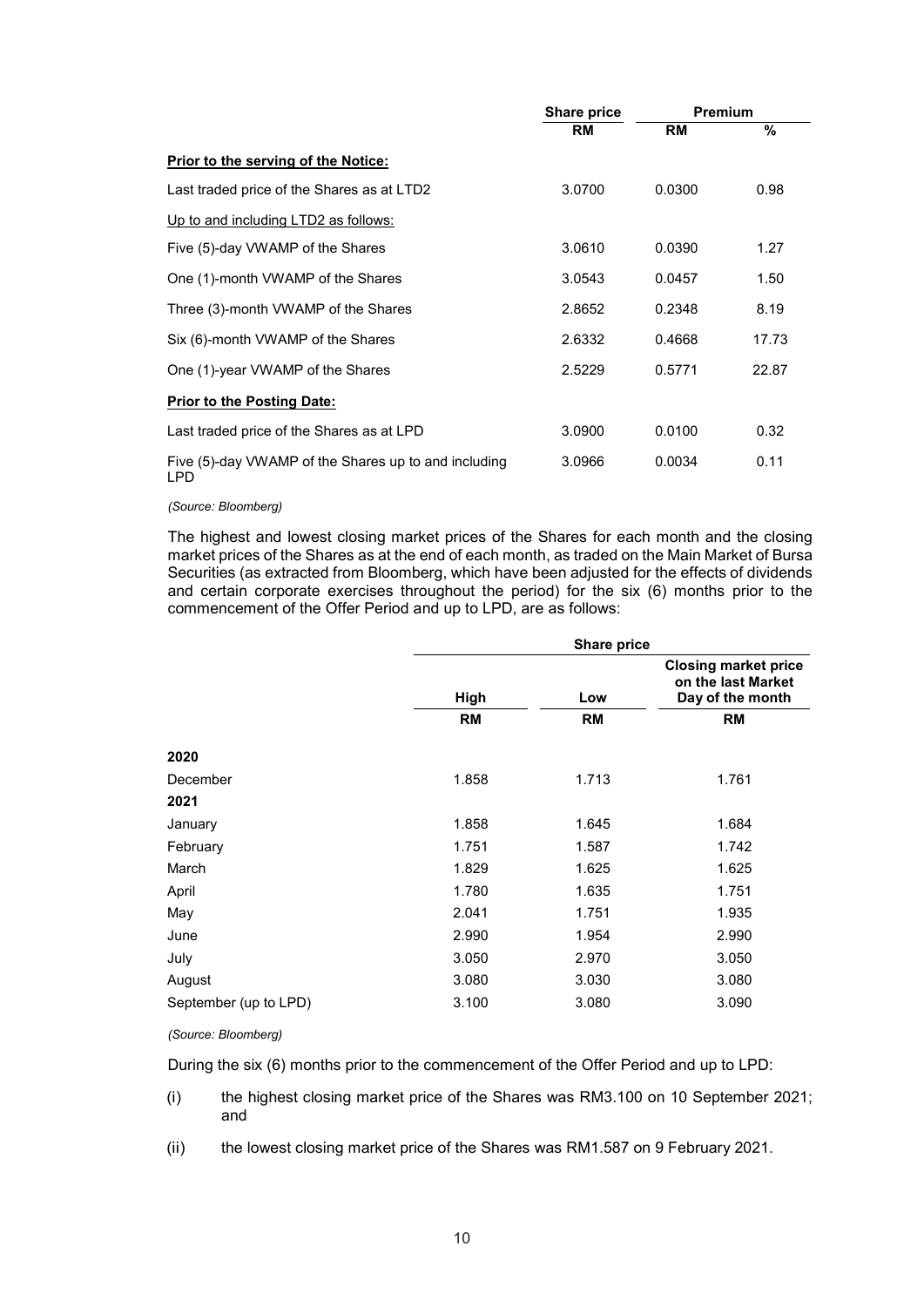| | Share price | Premium | |
|---|---|---|---|
| | RM | RM | % |
| **Prior to the serving of the Notice:** | | | |
| Last traded price of the Shares as at LTD2 | 3.0700 | 0.0300 | 0.98 |
| Up to and including LTD2 as follows: | | | |
| Five (5)-day VWAMP of the Shares | 3.0610 | 0.0390 | 1.27 |
| One (1)-month VWAMP of the Shares | 3.0543 | 0.0457 | 1.50 |
| Three (3)-month VWAMP of the Shares | 2.8652 | 0.2348 | 8.19 |
| Six (6)-month VWAMP of the Shares | 2.6332 | 0.4668 | 17.73 |
| One (1)-year VWAMP of the Shares | 2.5229 | 0.5771 | 22.87 |
| **Prior to the Posting Date:** | | | |
| Last traded price of the Shares as at LPD | 3.0900 | 0.0100 | 0.32 |
| Five (5)-day VWAMP of the Shares up to and including LPD | 3.0966 | 0.0034 | 0.11 |

*(Source: Bloomberg)*

The highest and lowest closing market prices of the Shares for each month and the closing market prices of the Shares as at the end of each month, as traded on the Main Market of Bursa Securities (as extracted from Bloomberg, which have been adjusted for the effects of dividends and certain corporate exercises throughout the period) for the six (6) months prior to the commencement of the Offer Period and up to LPD, are as follows:

| | Share price | | |
|---|---|---|---|
| | High | Low | Closing market price on the last Market Day of the month |
| | RM | RM | RM |
| **2020** | | | |
| December | 1.858 | 1.713 | 1.761 |
| **2021** | | | |
| January | 1.858 | 1.645 | 1.684 |
| February | 1.751 | 1.587 | 1.742 |
| March | 1.829 | 1.625 | 1.625 |
| April | 1.780 | 1.635 | 1.751 |
| May | 2.041 | 1.751 | 1.935 |
| June | 2.990 | 1.954 | 2.990 |
| July | 3.050 | 2.970 | 3.050 |
| August | 3.080 | 3.030 | 3.080 |
| September (up to LPD) | 3.100 | 3.080 | 3.090 |

*(Source: Bloomberg)*

During the six (6) months prior to the commencement of the Offer Period and up to LPD:

(i) the highest closing market price of the Shares was RM3.100 on 10 September 2021; and

(ii) the lowest closing market price of the Shares was RM1.587 on 9 February 2021.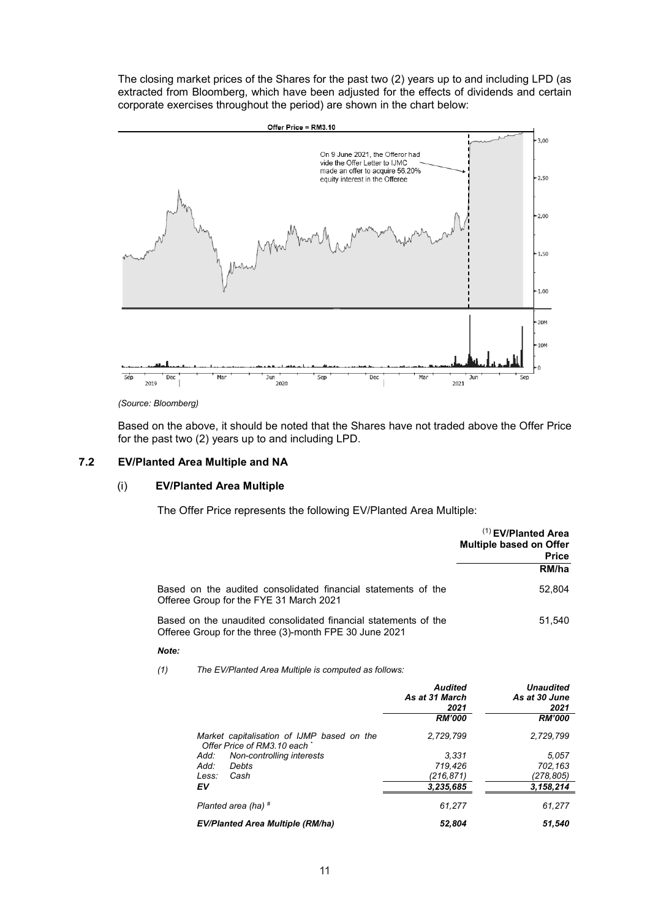The closing market prices of the Shares for the past two (2) years up to and including LPD (as extracted from Bloomberg, which have been adjusted for the effects of dividends and certain corporate exercises throughout the period) are shown in the chart below:

*(Source: Bloomberg)*

Based on the above, it should be noted that the Shares have not traded above the Offer Price for the past two (2) years up to and including LPD.

### 7.2 EV/Planted Area Multiple and NA

#### (i) EV/Planted Area Multiple

The Offer Price represents the following EV/Planted Area Multiple:

| | (1) **EV/Planted Area Multiple based on Offer Price** |
|---|---|
| | **RM/ha** |
| Based on the audited consolidated financial statements of the Offeree Group for the FYE 31 March 2021 | 52,804 |
| Based on the unaudited consolidated financial statements of the Offeree Group for the three (3)-month FPE 30 June 2021 | 51,540 |

***Note:***

*(1) The EV/Planted Area Multiple is computed as follows:*

| | ***Audited As at 31 March 2021*** | ***Unaudited As at 30 June 2021*** |
|---|---|---|
| | ***RM'000*** | ***RM'000*** |
| *Market capitalisation of IJMP based on the Offer Price of RM3.10 each* ^ | *2,729,799* | *2,729,799* |
| *Add: Non-controlling interests* | *3,331* | *5,057* |
| *Add: Debts* | *719,426* | *702,163* |
| *Less: Cash* | *(216,871)* | *(278,805)* |
| ***EV*** | ***3,235,685*** | ***3,158,214*** |
| *Planted area (ha)* # | *61,277* | *61,277* |
| ***EV/Planted Area Multiple (RM/ha)*** | ***52,804*** | ***51,540*** |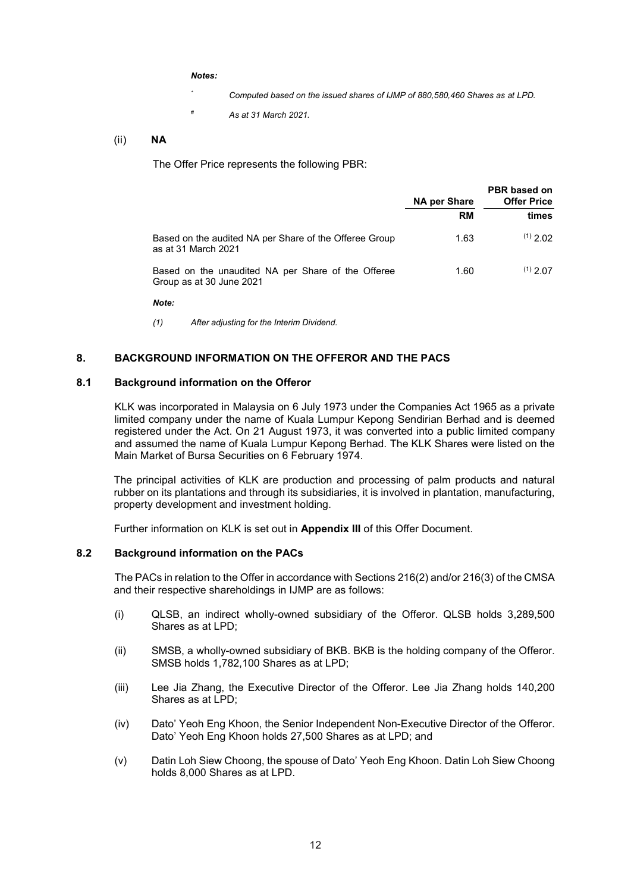*Notes:*

\* *Computed based on the issued shares of IJMP of 880,580,460 Shares as at LPD.*

# *As at 31 March 2021.*

(ii) **NA**

The Offer Price represents the following PBR:

| | **NA per Share** | **PBR based on Offer Price** |
|---|---|---|
| | **RM** | **times** |
| Based on the audited NA per Share of the Offeree Group as at 31 March 2021 | 1.63 | (1) 2.02 |
| Based on the unaudited NA per Share of the Offeree Group as at 30 June 2021 | 1.60 | (1) 2.07 |

*Note:*

*(1) After adjusting for the Interim Dividend.*

## 8. BACKGROUND INFORMATION ON THE OFFEROR AND THE PACS

### 8.1 Background information on the Offeror

KLK was incorporated in Malaysia on 6 July 1973 under the Companies Act 1965 as a private limited company under the name of Kuala Lumpur Kepong Sendirian Berhad and is deemed registered under the Act. On 21 August 1973, it was converted into a public limited company and assumed the name of Kuala Lumpur Kepong Berhad. The KLK Shares were listed on the Main Market of Bursa Securities on 6 February 1974.

The principal activities of KLK are production and processing of palm products and natural rubber on its plantations and through its subsidiaries, it is involved in plantation, manufacturing, property development and investment holding.

Further information on KLK is set out in **Appendix III** of this Offer Document.

### 8.2 Background information on the PACs

The PACs in relation to the Offer in accordance with Sections 216(2) and/or 216(3) of the CMSA and their respective shareholdings in IJMP are as follows:

(i) QLSB, an indirect wholly-owned subsidiary of the Offeror. QLSB holds 3,289,500 Shares as at LPD;

(ii) SMSB, a wholly-owned subsidiary of BKB. BKB is the holding company of the Offeror. SMSB holds 1,782,100 Shares as at LPD;

(iii) Lee Jia Zhang, the Executive Director of the Offeror. Lee Jia Zhang holds 140,200 Shares as at LPD;

(iv) Dato' Yeoh Eng Khoon, the Senior Independent Non-Executive Director of the Offeror. Dato' Yeoh Eng Khoon holds 27,500 Shares as at LPD; and

(v) Datin Loh Siew Choong, the spouse of Dato' Yeoh Eng Khoon. Datin Loh Siew Choong holds 8,000 Shares as at LPD.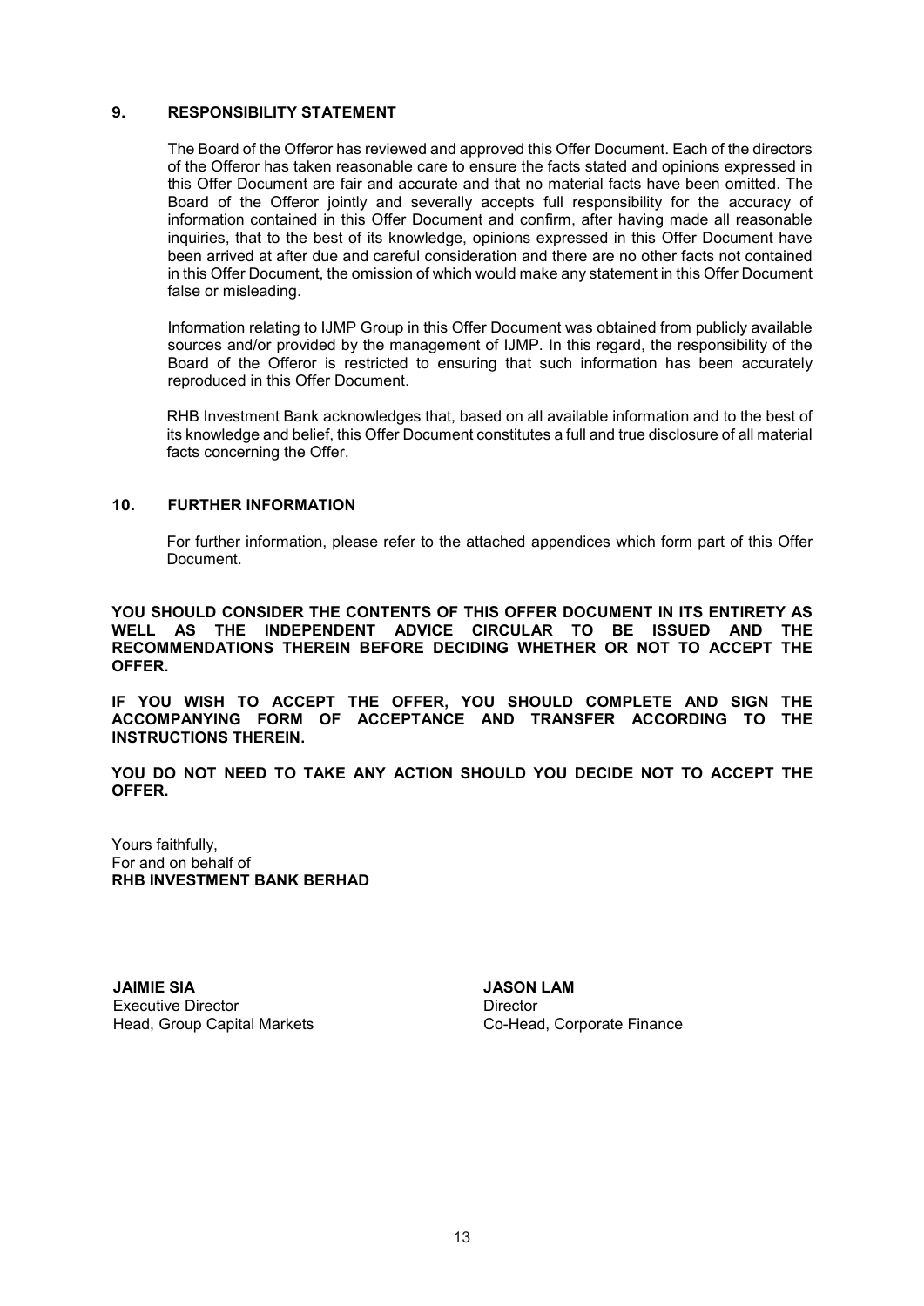## 9. RESPONSIBILITY STATEMENT

The Board of the Offeror has reviewed and approved this Offer Document. Each of the directors of the Offeror has taken reasonable care to ensure the facts stated and opinions expressed in this Offer Document are fair and accurate and that no material facts have been omitted. The Board of the Offeror jointly and severally accepts full responsibility for the accuracy of information contained in this Offer Document and confirm, after having made all reasonable inquiries, that to the best of its knowledge, opinions expressed in this Offer Document have been arrived at after due and careful consideration and there are no other facts not contained in this Offer Document, the omission of which would make any statement in this Offer Document false or misleading.

Information relating to IJMP Group in this Offer Document was obtained from publicly available sources and/or provided by the management of IJMP. In this regard, the responsibility of the Board of the Offeror is restricted to ensuring that such information has been accurately reproduced in this Offer Document.

RHB Investment Bank acknowledges that, based on all available information and to the best of its knowledge and belief, this Offer Document constitutes a full and true disclosure of all material facts concerning the Offer.

## 10. FURTHER INFORMATION

For further information, please refer to the attached appendices which form part of this Offer Document.

**YOU SHOULD CONSIDER THE CONTENTS OF THIS OFFER DOCUMENT IN ITS ENTIRETY AS WELL AS THE INDEPENDENT ADVICE CIRCULAR TO BE ISSUED AND THE RECOMMENDATIONS THEREIN BEFORE DECIDING WHETHER OR NOT TO ACCEPT THE OFFER.**

**IF YOU WISH TO ACCEPT THE OFFER, YOU SHOULD COMPLETE AND SIGN THE ACCOMPANYING FORM OF ACCEPTANCE AND TRANSFER ACCORDING TO THE INSTRUCTIONS THEREIN.**

**YOU DO NOT NEED TO TAKE ANY ACTION SHOULD YOU DECIDE NOT TO ACCEPT THE OFFER.**

Yours faithfully,
For and on behalf of
**RHB INVESTMENT BANK BERHAD**

**JAIMIE SIA**
Executive Director
Head, Group Capital Markets

**JASON LAM**
Director
Co-Head, Corporate Finance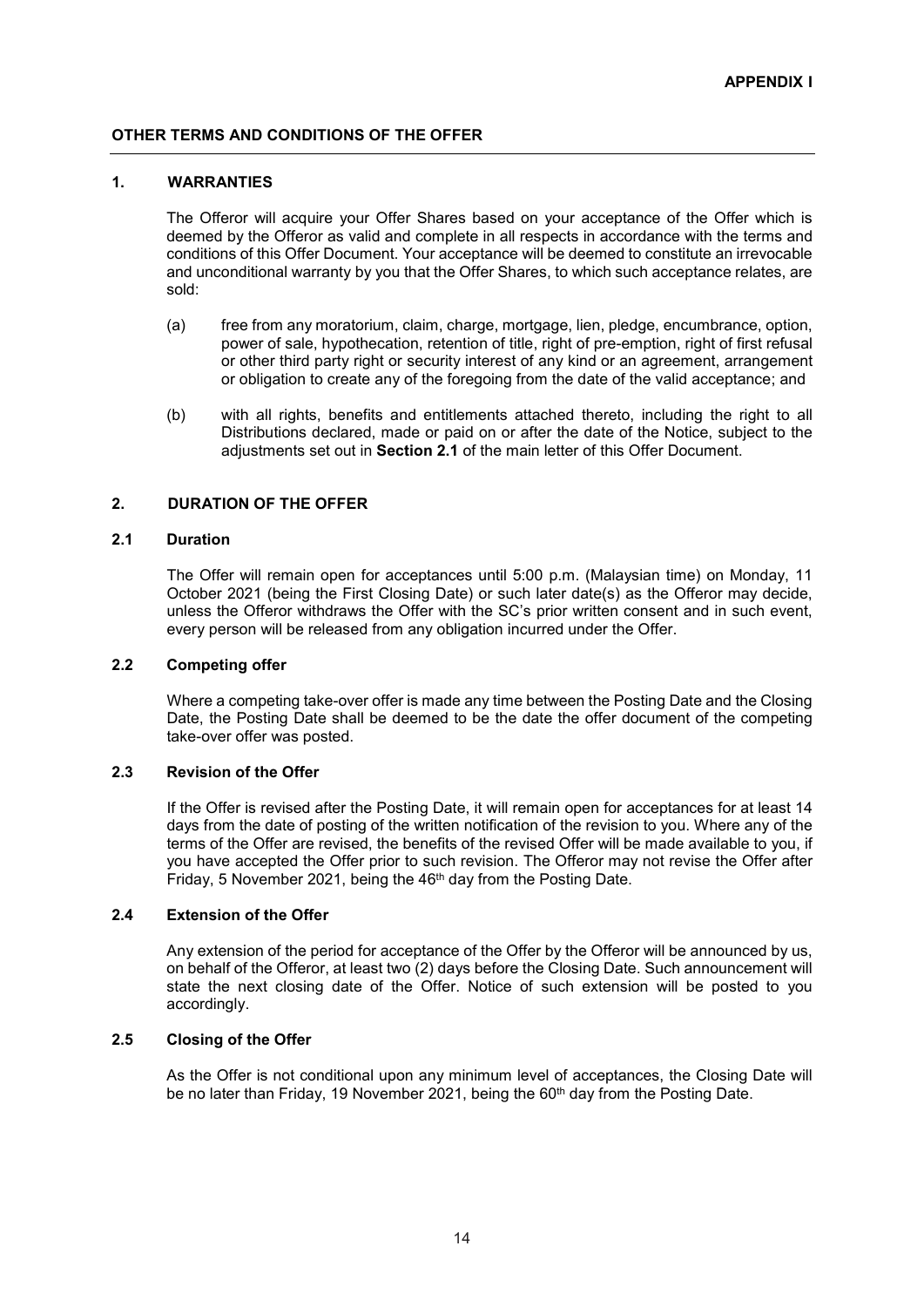**APPENDIX I**

## OTHER TERMS AND CONDITIONS OF THE OFFER

### 1. WARRANTIES

The Offeror will acquire your Offer Shares based on your acceptance of the Offer which is deemed by the Offeror as valid and complete in all respects in accordance with the terms and conditions of this Offer Document. Your acceptance will be deemed to constitute an irrevocable and unconditional warranty by you that the Offer Shares, to which such acceptance relates, are sold:

(a) free from any moratorium, claim, charge, mortgage, lien, pledge, encumbrance, option, power of sale, hypothecation, retention of title, right of pre-emption, right of first refusal or other third party right or security interest of any kind or an agreement, arrangement or obligation to create any of the foregoing from the date of the valid acceptance; and

(b) with all rights, benefits and entitlements attached thereto, including the right to all Distributions declared, made or paid on or after the date of the Notice, subject to the adjustments set out in **Section 2.1** of the main letter of this Offer Document.

### 2. DURATION OF THE OFFER

#### 2.1 Duration

The Offer will remain open for acceptances until 5:00 p.m. (Malaysian time) on Monday, 11 October 2021 (being the First Closing Date) or such later date(s) as the Offeror may decide, unless the Offeror withdraws the Offer with the SC's prior written consent and in such event, every person will be released from any obligation incurred under the Offer.

#### 2.2 Competing offer

Where a competing take-over offer is made any time between the Posting Date and the Closing Date, the Posting Date shall be deemed to be the date the offer document of the competing take-over offer was posted.

#### 2.3 Revision of the Offer

If the Offer is revised after the Posting Date, it will remain open for acceptances for at least 14 days from the date of posting of the written notification of the revision to you. Where any of the terms of the Offer are revised, the benefits of the revised Offer will be made available to you, if you have accepted the Offer prior to such revision. The Offeror may not revise the Offer after Friday, 5 November 2021, being the 46th day from the Posting Date.

#### 2.4 Extension of the Offer

Any extension of the period for acceptance of the Offer by the Offeror will be announced by us, on behalf of the Offeror, at least two (2) days before the Closing Date. Such announcement will state the next closing date of the Offer. Notice of such extension will be posted to you accordingly.

#### 2.5 Closing of the Offer

As the Offer is not conditional upon any minimum level of acceptances, the Closing Date will be no later than Friday, 19 November 2021, being the 60th day from the Posting Date.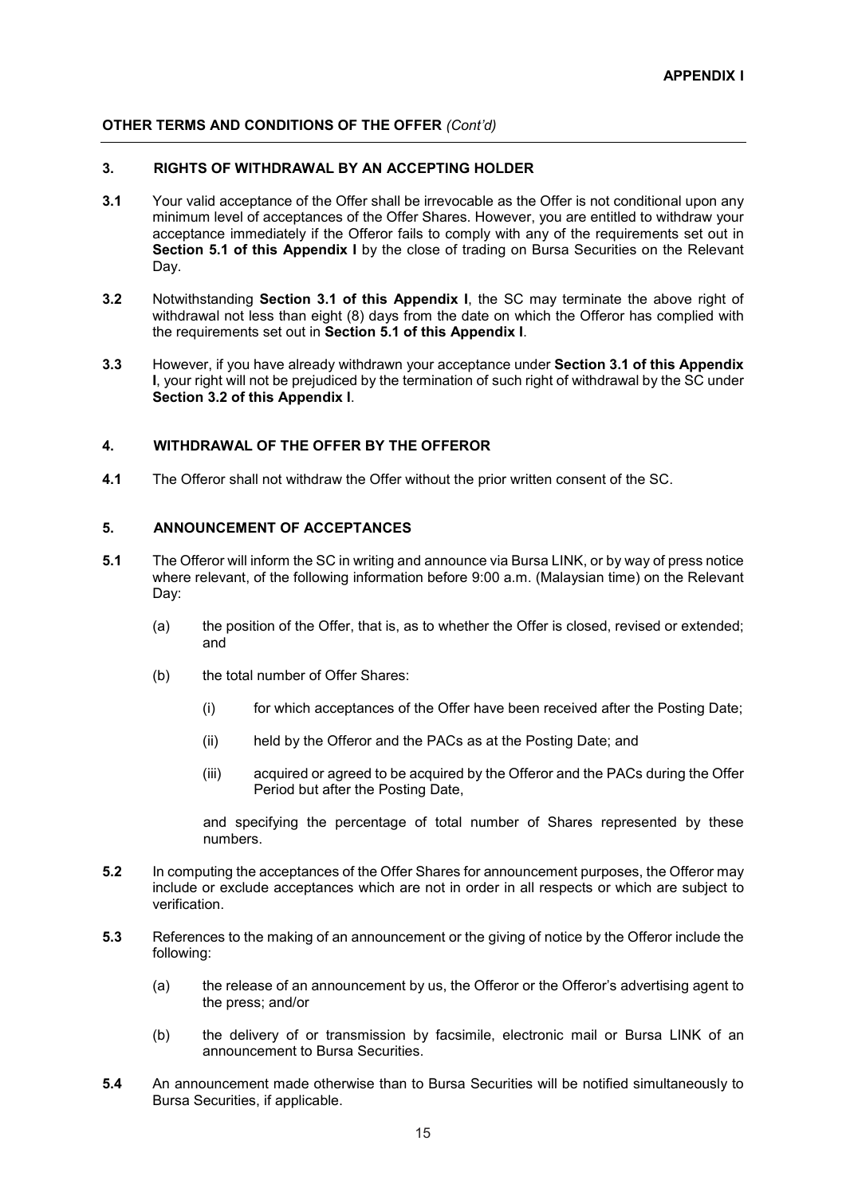**OTHER TERMS AND CONDITIONS OF THE OFFER** *(Cont'd)*

## 3. RIGHTS OF WITHDRAWAL BY AN ACCEPTING HOLDER

**3.1** Your valid acceptance of the Offer shall be irrevocable as the Offer is not conditional upon any minimum level of acceptances of the Offer Shares. However, you are entitled to withdraw your acceptance immediately if the Offeror fails to comply with any of the requirements set out in **Section 5.1 of this Appendix I** by the close of trading on Bursa Securities on the Relevant Day.

**3.2** Notwithstanding **Section 3.1 of this Appendix I**, the SC may terminate the above right of withdrawal not less than eight (8) days from the date on which the Offeror has complied with the requirements set out in **Section 5.1 of this Appendix I**.

**3.3** However, if you have already withdrawn your acceptance under **Section 3.1 of this Appendix I**, your right will not be prejudiced by the termination of such right of withdrawal by the SC under **Section 3.2 of this Appendix I**.

## 4. WITHDRAWAL OF THE OFFER BY THE OFFEROR

**4.1** The Offeror shall not withdraw the Offer without the prior written consent of the SC.

## 5. ANNOUNCEMENT OF ACCEPTANCES

**5.1** The Offeror will inform the SC in writing and announce via Bursa LINK, or by way of press notice where relevant, of the following information before 9:00 a.m. (Malaysian time) on the Relevant Day:

(a) the position of the Offer, that is, as to whether the Offer is closed, revised or extended; and

(b) the total number of Offer Shares:

(i) for which acceptances of the Offer have been received after the Posting Date;

(ii) held by the Offeror and the PACs as at the Posting Date; and

(iii) acquired or agreed to be acquired by the Offeror and the PACs during the Offer Period but after the Posting Date,

and specifying the percentage of total number of Shares represented by these numbers.

**5.2** In computing the acceptances of the Offer Shares for announcement purposes, the Offeror may include or exclude acceptances which are not in order in all respects or which are subject to verification.

**5.3** References to the making of an announcement or the giving of notice by the Offeror include the following:

(a) the release of an announcement by us, the Offeror or the Offeror's advertising agent to the press; and/or

(b) the delivery of or transmission by facsimile, electronic mail or Bursa LINK of an announcement to Bursa Securities.

**5.4** An announcement made otherwise than to Bursa Securities will be notified simultaneously to Bursa Securities, if applicable.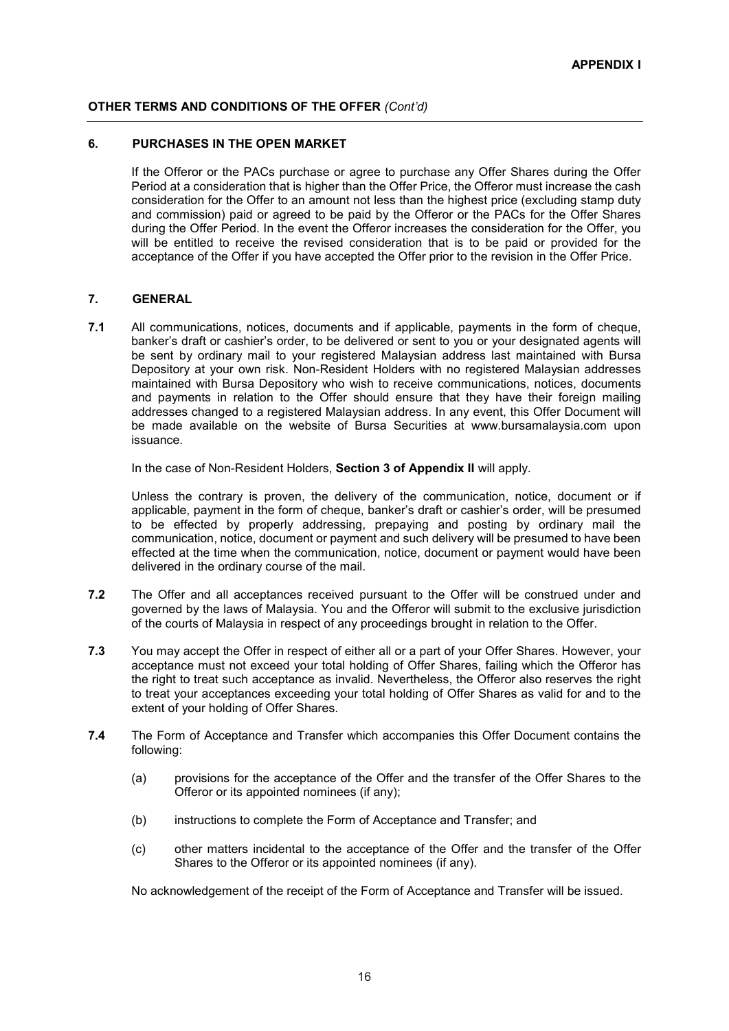**OTHER TERMS AND CONDITIONS OF THE OFFER** *(Cont'd)*

## 6. PURCHASES IN THE OPEN MARKET

If the Offeror or the PACs purchase or agree to purchase any Offer Shares during the Offer Period at a consideration that is higher than the Offer Price, the Offeror must increase the cash consideration for the Offer to an amount not less than the highest price (excluding stamp duty and commission) paid or agreed to be paid by the Offeror or the PACs for the Offer Shares during the Offer Period. In the event the Offeror increases the consideration for the Offer, you will be entitled to receive the revised consideration that is to be paid or provided for the acceptance of the Offer if you have accepted the Offer prior to the revision in the Offer Price.

## 7. GENERAL

**7.1** All communications, notices, documents and if applicable, payments in the form of cheque, banker's draft or cashier's order, to be delivered or sent to you or your designated agents will be sent by ordinary mail to your registered Malaysian address last maintained with Bursa Depository at your own risk. Non-Resident Holders with no registered Malaysian addresses maintained with Bursa Depository who wish to receive communications, notices, documents and payments in relation to the Offer should ensure that they have their foreign mailing addresses changed to a registered Malaysian address. In any event, this Offer Document will be made available on the website of Bursa Securities at www.bursamalaysia.com upon issuance.

In the case of Non-Resident Holders, **Section 3 of Appendix II** will apply.

Unless the contrary is proven, the delivery of the communication, notice, document or if applicable, payment in the form of cheque, banker's draft or cashier's order, will be presumed to be effected by properly addressing, prepaying and posting by ordinary mail the communication, notice, document or payment and such delivery will be presumed to have been effected at the time when the communication, notice, document or payment would have been delivered in the ordinary course of the mail.

**7.2** The Offer and all acceptances received pursuant to the Offer will be construed under and governed by the laws of Malaysia. You and the Offeror will submit to the exclusive jurisdiction of the courts of Malaysia in respect of any proceedings brought in relation to the Offer.

**7.3** You may accept the Offer in respect of either all or a part of your Offer Shares. However, your acceptance must not exceed your total holding of Offer Shares, failing which the Offeror has the right to treat such acceptance as invalid. Nevertheless, the Offeror also reserves the right to treat your acceptances exceeding your total holding of Offer Shares as valid for and to the extent of your holding of Offer Shares.

**7.4** The Form of Acceptance and Transfer which accompanies this Offer Document contains the following:

(a) provisions for the acceptance of the Offer and the transfer of the Offer Shares to the Offeror or its appointed nominees (if any);

(b) instructions to complete the Form of Acceptance and Transfer; and

(c) other matters incidental to the acceptance of the Offer and the transfer of the Offer Shares to the Offeror or its appointed nominees (if any).

No acknowledgement of the receipt of the Form of Acceptance and Transfer will be issued.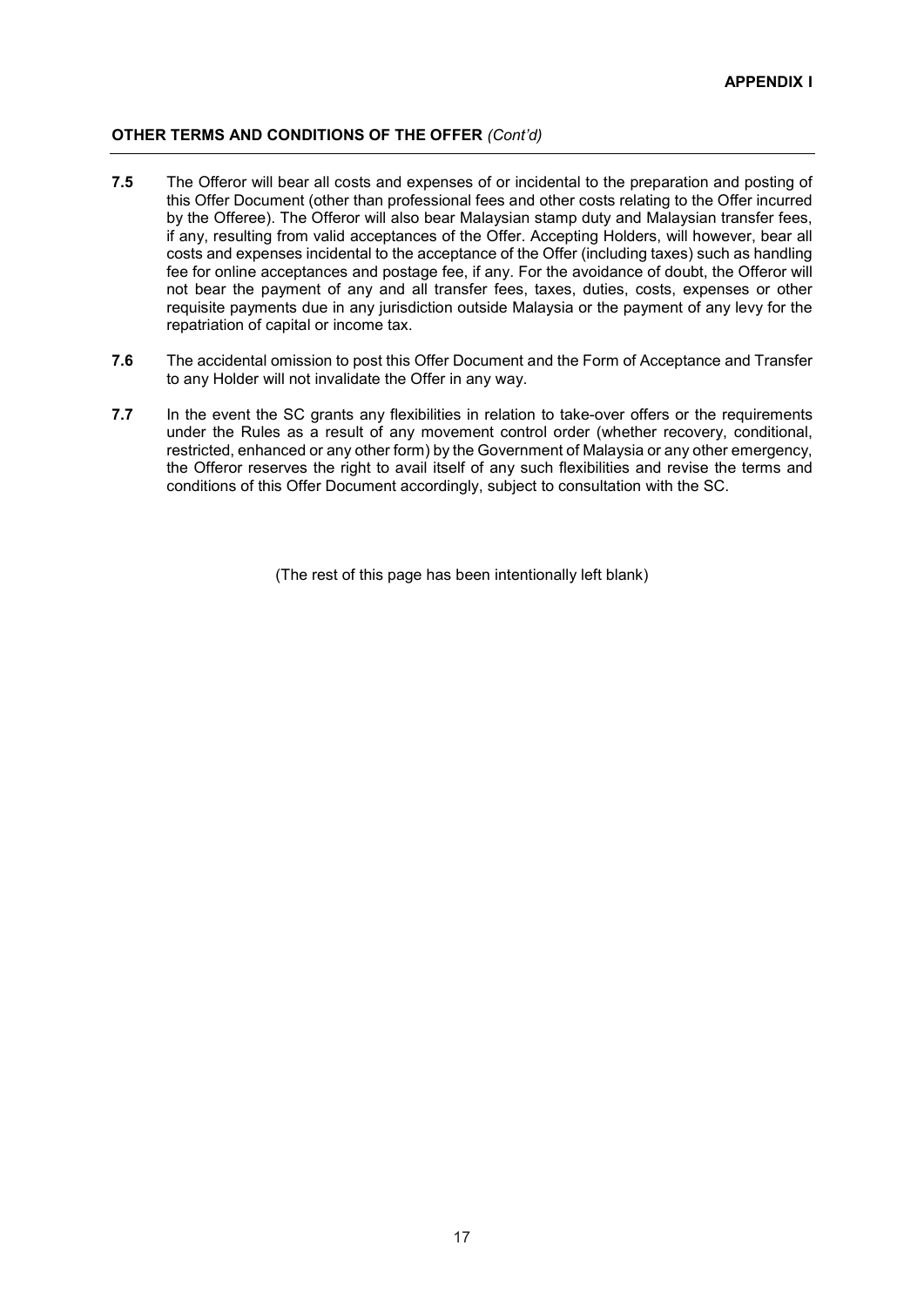**OTHER TERMS AND CONDITIONS OF THE OFFER** *(Cont'd)*

**7.5** The Offeror will bear all costs and expenses of or incidental to the preparation and posting of this Offer Document (other than professional fees and other costs relating to the Offer incurred by the Offeree). The Offeror will also bear Malaysian stamp duty and Malaysian transfer fees, if any, resulting from valid acceptances of the Offer. Accepting Holders, will however, bear all costs and expenses incidental to the acceptance of the Offer (including taxes) such as handling fee for online acceptances and postage fee, if any. For the avoidance of doubt, the Offeror will not bear the payment of any and all transfer fees, taxes, duties, costs, expenses or other requisite payments due in any jurisdiction outside Malaysia or the payment of any levy for the repatriation of capital or income tax.

**7.6** The accidental omission to post this Offer Document and the Form of Acceptance and Transfer to any Holder will not invalidate the Offer in any way.

**7.7** In the event the SC grants any flexibilities in relation to take-over offers or the requirements under the Rules as a result of any movement control order (whether recovery, conditional, restricted, enhanced or any other form) by the Government of Malaysia or any other emergency, the Offeror reserves the right to avail itself of any such flexibilities and revise the terms and conditions of this Offer Document accordingly, subject to consultation with the SC.

(The rest of this page has been intentionally left blank)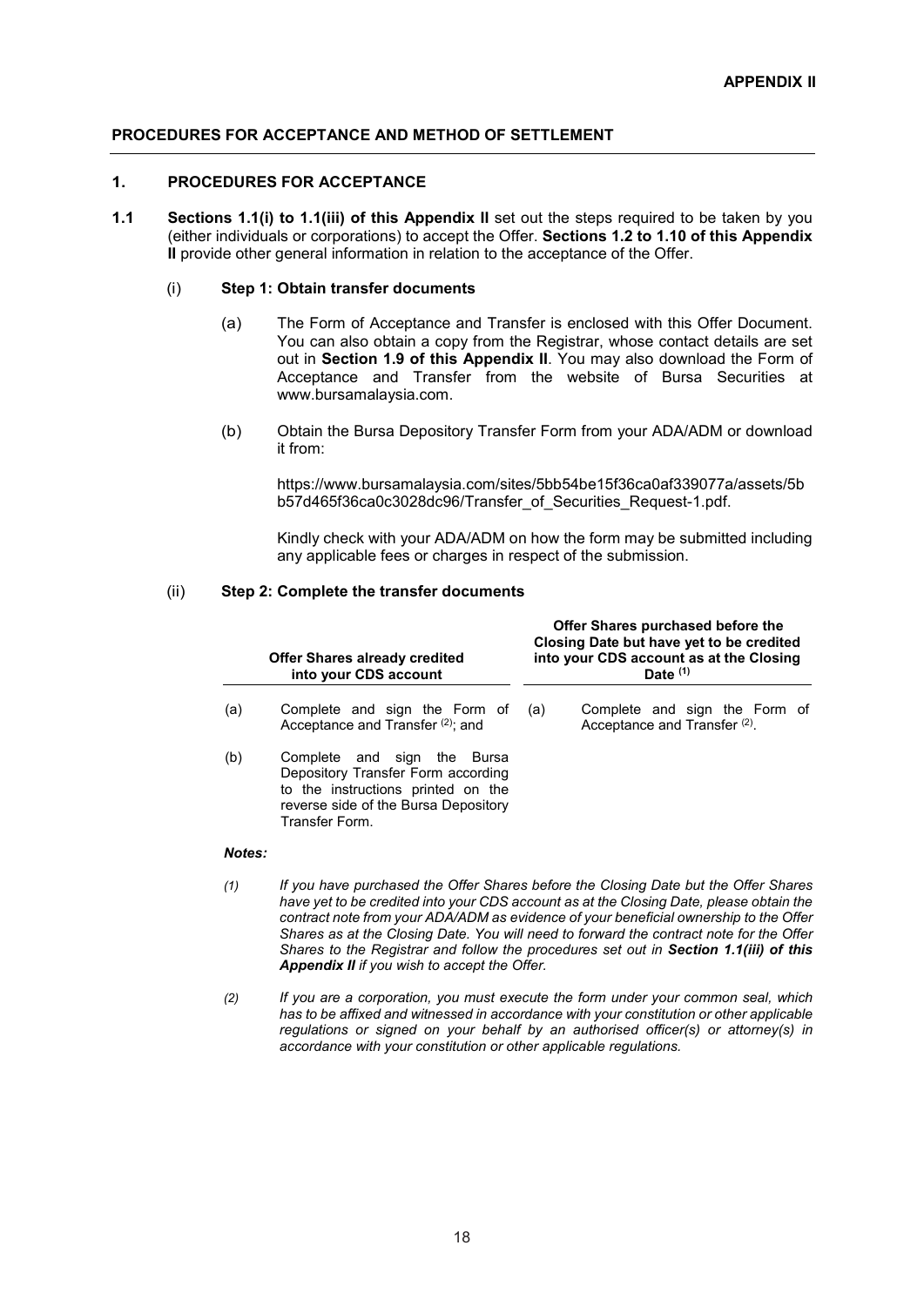**APPENDIX II**

## PROCEDURES FOR ACCEPTANCE AND METHOD OF SETTLEMENT

### 1. PROCEDURES FOR ACCEPTANCE

**1.1** **Sections 1.1(i) to 1.1(iii) of this Appendix II** set out the steps required to be taken by you (either individuals or corporations) to accept the Offer. **Sections 1.2 to 1.10 of this Appendix II** provide other general information in relation to the acceptance of the Offer.

(i) **Step 1: Obtain transfer documents**

(a) The Form of Acceptance and Transfer is enclosed with this Offer Document. You can also obtain a copy from the Registrar, whose contact details are set out in **Section 1.9 of this Appendix II**. You may also download the Form of Acceptance and Transfer from the website of Bursa Securities at www.bursamalaysia.com.

(b) Obtain the Bursa Depository Transfer Form from your ADA/ADM or download it from:

https://www.bursamalaysia.com/sites/5bb54be15f36ca0af339077a/assets/5bb57d465f36ca0c3028dc96/Transfer_of_Securities_Request-1.pdf.

Kindly check with your ADA/ADM on how the form may be submitted including any applicable fees or charges in respect of the submission.

(ii) **Step 2: Complete the transfer documents**

| **Offer Shares already credited into your CDS account** | **Offer Shares purchased before the Closing Date but have yet to be credited into your CDS account as at the Closing Date (1)** |
|---|---|
| (a) Complete and sign the Form of Acceptance and Transfer (2); and | (a) Complete and sign the Form of Acceptance and Transfer (2). |
| (b) Complete and sign the Bursa Depository Transfer Form according to the instructions printed on the reverse side of the Bursa Depository Transfer Form. | |

***Notes:***

*(1) If you have purchased the Offer Shares before the Closing Date but the Offer Shares have yet to be credited into your CDS account as at the Closing Date, please obtain the contract note from your ADA/ADM as evidence of your beneficial ownership to the Offer Shares as at the Closing Date. You will need to forward the contract note for the Offer Shares to the Registrar and follow the procedures set out in **Section 1.1(iii) of this Appendix II** if you wish to accept the Offer.*

*(2) If you are a corporation, you must execute the form under your common seal, which has to be affixed and witnessed in accordance with your constitution or other applicable regulations or signed on your behalf by an authorised officer(s) or attorney(s) in accordance with your constitution or other applicable regulations.*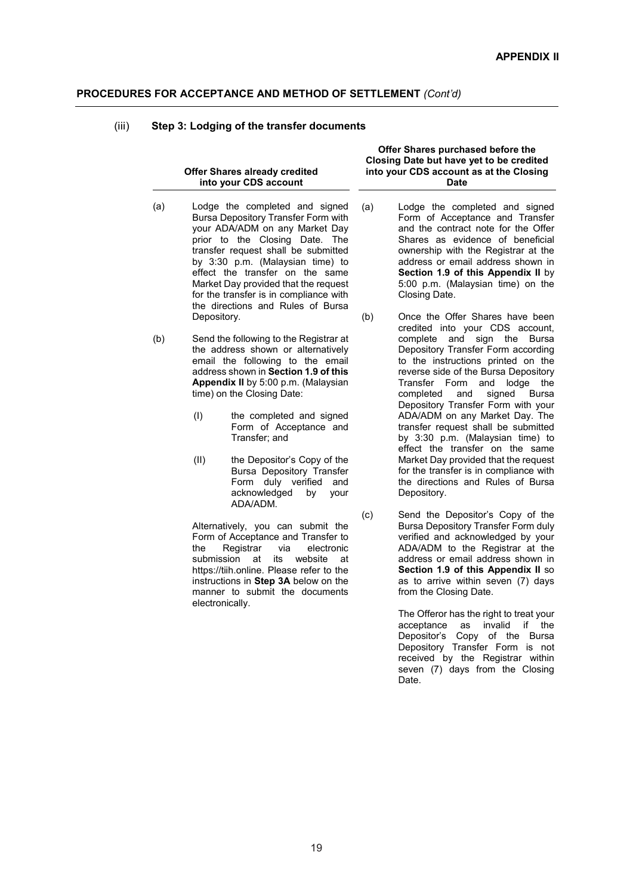## PROCEDURES FOR ACCEPTANCE AND METHOD OF SETTLEMENT *(Cont'd)*

(iii) **Step 3: Lodging of the transfer documents**

**Offer Shares already credited into your CDS account**

(a) Lodge the completed and signed Bursa Depository Transfer Form with your ADA/ADM on any Market Day prior to the Closing Date. The transfer request shall be submitted by 3:30 p.m. (Malaysian time) to effect the transfer on the same Market Day provided that the request for the transfer is in compliance with the directions and Rules of Bursa Depository.

(b) Send the following to the Registrar at the address shown or alternatively email the following to the email address shown in **Section 1.9 of this Appendix II** by 5:00 p.m. (Malaysian time) on the Closing Date:

(I) the completed and signed Form of Acceptance and Transfer; and

(II) the Depositor's Copy of the Bursa Depository Transfer Form duly verified and acknowledged by your ADA/ADM.

Alternatively, you can submit the Form of Acceptance and Transfer to the Registrar via electronic submission at its website at https://tiih.online. Please refer to the instructions in **Step 3A** below on the manner to submit the documents electronically.

**Offer Shares purchased before the Closing Date but have yet to be credited into your CDS account as at the Closing Date**

(a) Lodge the completed and signed Form of Acceptance and Transfer and the contract note for the Offer Shares as evidence of beneficial ownership with the Registrar at the address or email address shown in **Section 1.9 of this Appendix II** by 5:00 p.m. (Malaysian time) on the Closing Date.

(b) Once the Offer Shares have been credited into your CDS account, complete and sign the Bursa Depository Transfer Form according to the instructions printed on the reverse side of the Bursa Depository Transfer Form and lodge the completed and signed Bursa Depository Transfer Form with your ADA/ADM on any Market Day. The transfer request shall be submitted by 3:30 p.m. (Malaysian time) to effect the transfer on the same Market Day provided that the request for the transfer is in compliance with the directions and Rules of Bursa Depository.

(c) Send the Depositor's Copy of the Bursa Depository Transfer Form duly verified and acknowledged by your ADA/ADM to the Registrar at the address or email address shown in **Section 1.9 of this Appendix II** so as to arrive within seven (7) days from the Closing Date.

The Offeror has the right to treat your acceptance as invalid if the Depositor's Copy of the Bursa Depository Transfer Form is not received by the Registrar within seven (7) days from the Closing Date.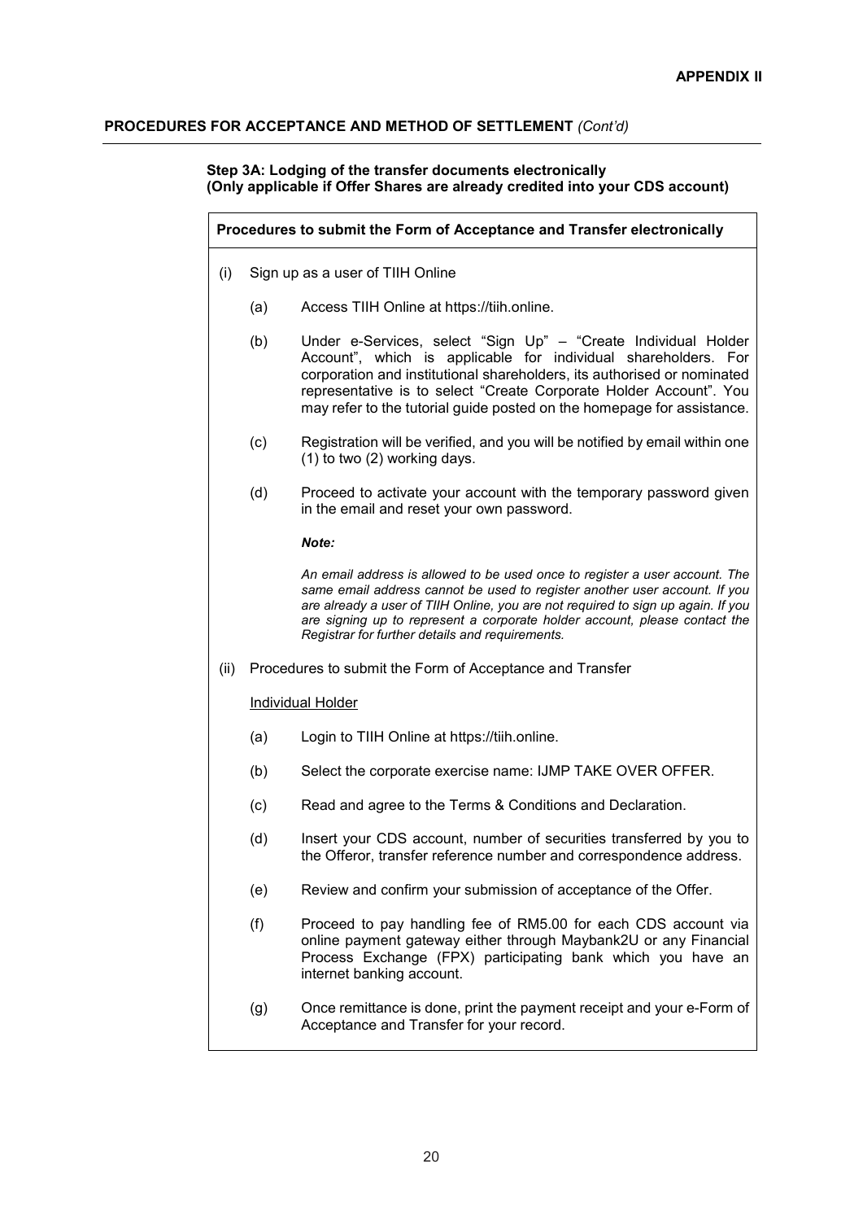**APPENDIX II**

**PROCEDURES FOR ACCEPTANCE AND METHOD OF SETTLEMENT** *(Cont'd)*

**Step 3A: Lodging of the transfer documents electronically**
**(Only applicable if Offer Shares are already credited into your CDS account)**

**Procedures to submit the Form of Acceptance and Transfer electronically**

(i) Sign up as a user of TIIH Online

- (a) Access TIIH Online at https://tiih.online.
- (b) Under e-Services, select "Sign Up" – "Create Individual Holder Account", which is applicable for individual shareholders. For corporation and institutional shareholders, its authorised or nominated representative is to select "Create Corporate Holder Account". You may refer to the tutorial guide posted on the homepage for assistance.
- (c) Registration will be verified, and you will be notified by email within one (1) to two (2) working days.
- (d) Proceed to activate your account with the temporary password given in the email and reset your own password.

***Note:***

*An email address is allowed to be used once to register a user account. The same email address cannot be used to register another user account. If you are already a user of TIIH Online, you are not required to sign up again. If you are signing up to represent a corporate holder account, please contact the Registrar for further details and requirements.*

(ii) Procedures to submit the Form of Acceptance and Transfer

<u>Individual Holder</u>

- (a) Login to TIIH Online at https://tiih.online.
- (b) Select the corporate exercise name: IJMP TAKE OVER OFFER.
- (c) Read and agree to the Terms & Conditions and Declaration.
- (d) Insert your CDS account, number of securities transferred by you to the Offeror, transfer reference number and correspondence address.
- (e) Review and confirm your submission of acceptance of the Offer.
- (f) Proceed to pay handling fee of RM5.00 for each CDS account via online payment gateway either through Maybank2U or any Financial Process Exchange (FPX) participating bank which you have an internet banking account.
- (g) Once remittance is done, print the payment receipt and your e-Form of Acceptance and Transfer for your record.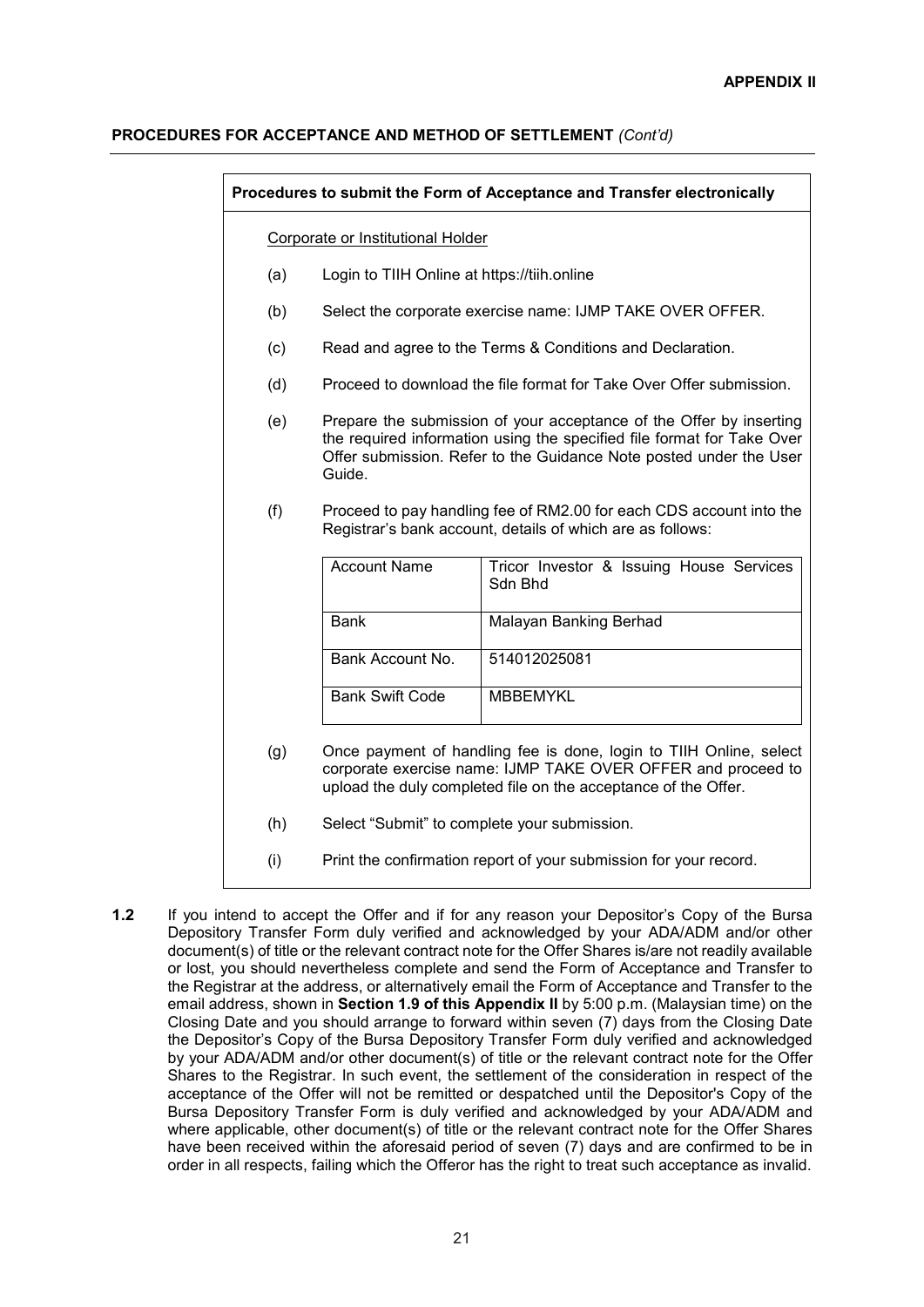**APPENDIX II**

**PROCEDURES FOR ACCEPTANCE AND METHOD OF SETTLEMENT** *(Cont'd)*

**Procedures to submit the Form of Acceptance and Transfer electronically**

Corporate or Institutional Holder

(a) Login to TIIH Online at https://tiih.online

(b) Select the corporate exercise name: IJMP TAKE OVER OFFER.

(c) Read and agree to the Terms & Conditions and Declaration.

(d) Proceed to download the file format for Take Over Offer submission.

(e) Prepare the submission of your acceptance of the Offer by inserting the required information using the specified file format for Take Over Offer submission. Refer to the Guidance Note posted under the User Guide.

(f) Proceed to pay handling fee of RM2.00 for each CDS account into the Registrar's bank account, details of which are as follows:

| Account Name | Tricor Investor & Issuing House Services Sdn Bhd |
|---|---|
| Bank | Malayan Banking Berhad |
| Bank Account No. | 514012025081 |
| Bank Swift Code | MBBEMYKL |

(g) Once payment of handling fee is done, login to TIIH Online, select corporate exercise name: IJMP TAKE OVER OFFER and proceed to upload the duly completed file on the acceptance of the Offer.

(h) Select "Submit" to complete your submission.

(i) Print the confirmation report of your submission for your record.

**1.2** If you intend to accept the Offer and if for any reason your Depositor's Copy of the Bursa Depository Transfer Form duly verified and acknowledged by your ADA/ADM and/or other document(s) of title or the relevant contract note for the Offer Shares is/are not readily available or lost, you should nevertheless complete and send the Form of Acceptance and Transfer to the Registrar at the address, or alternatively email the Form of Acceptance and Transfer to the email address, shown in **Section 1.9 of this Appendix II** by 5:00 p.m. (Malaysian time) on the Closing Date and you should arrange to forward within seven (7) days from the Closing Date the Depositor's Copy of the Bursa Depository Transfer Form duly verified and acknowledged by your ADA/ADM and/or other document(s) of title or the relevant contract note for the Offer Shares to the Registrar. In such event, the settlement of the consideration in respect of the acceptance of the Offer will not be remitted or despatched until the Depositor's Copy of the Bursa Depository Transfer Form is duly verified and acknowledged by your ADA/ADM and where applicable, other document(s) of title or the relevant contract note for the Offer Shares have been received within the aforesaid period of seven (7) days and are confirmed to be in order in all respects, failing which the Offeror has the right to treat such acceptance as invalid.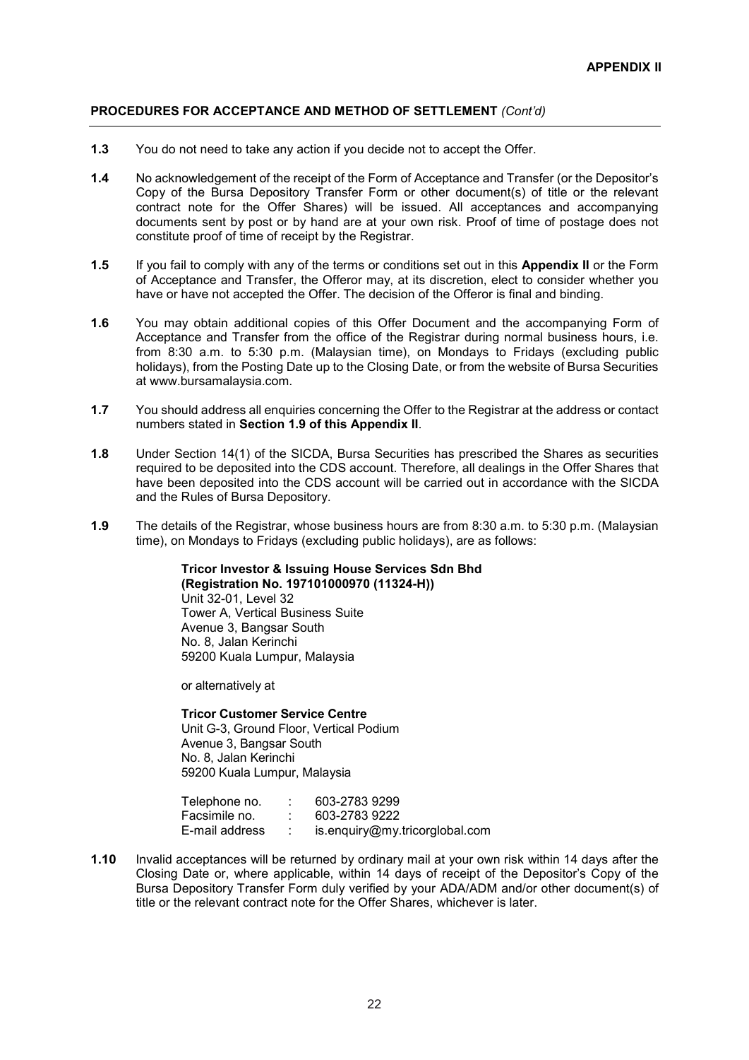**APPENDIX II**

**PROCEDURES FOR ACCEPTANCE AND METHOD OF SETTLEMENT** *(Cont'd)*

**1.3** You do not need to take any action if you decide not to accept the Offer.

**1.4** No acknowledgement of the receipt of the Form of Acceptance and Transfer (or the Depositor's Copy of the Bursa Depository Transfer Form or other document(s) of title or the relevant contract note for the Offer Shares) will be issued. All acceptances and accompanying documents sent by post or by hand are at your own risk. Proof of time of postage does not constitute proof of time of receipt by the Registrar.

**1.5** If you fail to comply with any of the terms or conditions set out in this **Appendix II** or the Form of Acceptance and Transfer, the Offeror may, at its discretion, elect to consider whether you have or have not accepted the Offer. The decision of the Offeror is final and binding.

**1.6** You may obtain additional copies of this Offer Document and the accompanying Form of Acceptance and Transfer from the office of the Registrar during normal business hours, i.e. from 8:30 a.m. to 5:30 p.m. (Malaysian time), on Mondays to Fridays (excluding public holidays), from the Posting Date up to the Closing Date, or from the website of Bursa Securities at www.bursamalaysia.com.

**1.7** You should address all enquiries concerning the Offer to the Registrar at the address or contact numbers stated in **Section 1.9 of this Appendix II**.

**1.8** Under Section 14(1) of the SICDA, Bursa Securities has prescribed the Shares as securities required to be deposited into the CDS account. Therefore, all dealings in the Offer Shares that have been deposited into the CDS account will be carried out in accordance with the SICDA and the Rules of Bursa Depository.

**1.9** The details of the Registrar, whose business hours are from 8:30 a.m. to 5:30 p.m. (Malaysian time), on Mondays to Fridays (excluding public holidays), are as follows:

> **Tricor Investor & Issuing House Services Sdn Bhd**
> **(Registration No. 197101000970 (11324-H))**
> Unit 32-01, Level 32
> Tower A, Vertical Business Suite
> Avenue 3, Bangsar South
> No. 8, Jalan Kerinchi
> 59200 Kuala Lumpur, Malaysia
>
> or alternatively at
>
> **Tricor Customer Service Centre**
> Unit G-3, Ground Floor, Vertical Podium
> Avenue 3, Bangsar South
> No. 8, Jalan Kerinchi
> 59200 Kuala Lumpur, Malaysia
>
> Telephone no. : 603-2783 9299
> Facsimile no. : 603-2783 9222
> E-mail address : is.enquiry@my.tricorglobal.com

**1.10** Invalid acceptances will be returned by ordinary mail at your own risk within 14 days after the Closing Date or, where applicable, within 14 days of receipt of the Depositor's Copy of the Bursa Depository Transfer Form duly verified by your ADA/ADM and/or other document(s) of title or the relevant contract note for the Offer Shares, whichever is later.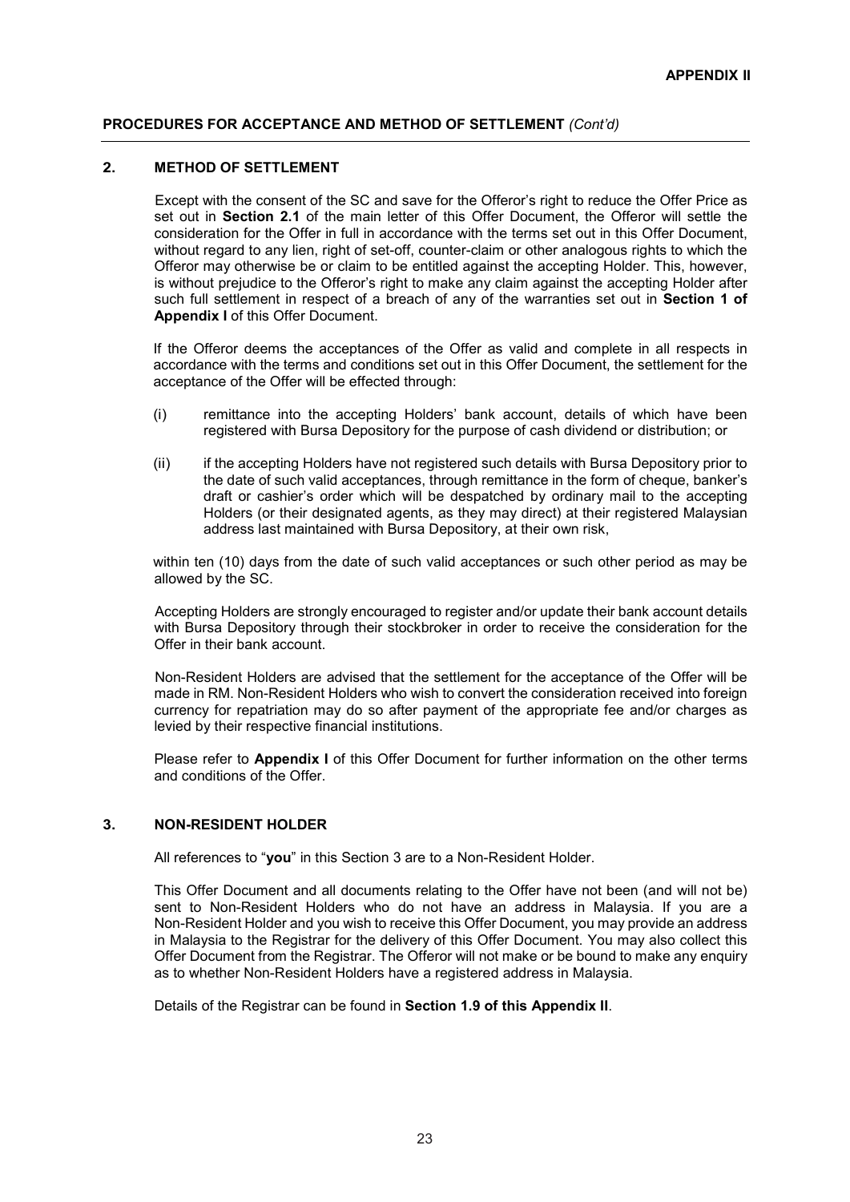**PROCEDURES FOR ACCEPTANCE AND METHOD OF SETTLEMENT** *(Cont'd)*

## 2. METHOD OF SETTLEMENT

Except with the consent of the SC and save for the Offeror's right to reduce the Offer Price as set out in **Section 2.1** of the main letter of this Offer Document, the Offeror will settle the consideration for the Offer in full in accordance with the terms set out in this Offer Document, without regard to any lien, right of set-off, counter-claim or other analogous rights to which the Offeror may otherwise be or claim to be entitled against the accepting Holder. This, however, is without prejudice to the Offeror's right to make any claim against the accepting Holder after such full settlement in respect of a breach of any of the warranties set out in **Section 1 of Appendix I** of this Offer Document.

If the Offeror deems the acceptances of the Offer as valid and complete in all respects in accordance with the terms and conditions set out in this Offer Document, the settlement for the acceptance of the Offer will be effected through:

(i) remittance into the accepting Holders' bank account, details of which have been registered with Bursa Depository for the purpose of cash dividend or distribution; or

(ii) if the accepting Holders have not registered such details with Bursa Depository prior to the date of such valid acceptances, through remittance in the form of cheque, banker's draft or cashier's order which will be despatched by ordinary mail to the accepting Holders (or their designated agents, as they may direct) at their registered Malaysian address last maintained with Bursa Depository, at their own risk,

within ten (10) days from the date of such valid acceptances or such other period as may be allowed by the SC.

Accepting Holders are strongly encouraged to register and/or update their bank account details with Bursa Depository through their stockbroker in order to receive the consideration for the Offer in their bank account.

Non-Resident Holders are advised that the settlement for the acceptance of the Offer will be made in RM. Non-Resident Holders who wish to convert the consideration received into foreign currency for repatriation may do so after payment of the appropriate fee and/or charges as levied by their respective financial institutions.

Please refer to **Appendix I** of this Offer Document for further information on the other terms and conditions of the Offer.

## 3. NON-RESIDENT HOLDER

All references to "**you**" in this Section 3 are to a Non-Resident Holder.

This Offer Document and all documents relating to the Offer have not been (and will not be) sent to Non-Resident Holders who do not have an address in Malaysia. If you are a Non-Resident Holder and you wish to receive this Offer Document, you may provide an address in Malaysia to the Registrar for the delivery of this Offer Document. You may also collect this Offer Document from the Registrar. The Offeror will not make or be bound to make any enquiry as to whether Non-Resident Holders have a registered address in Malaysia.

Details of the Registrar can be found in **Section 1.9 of this Appendix II**.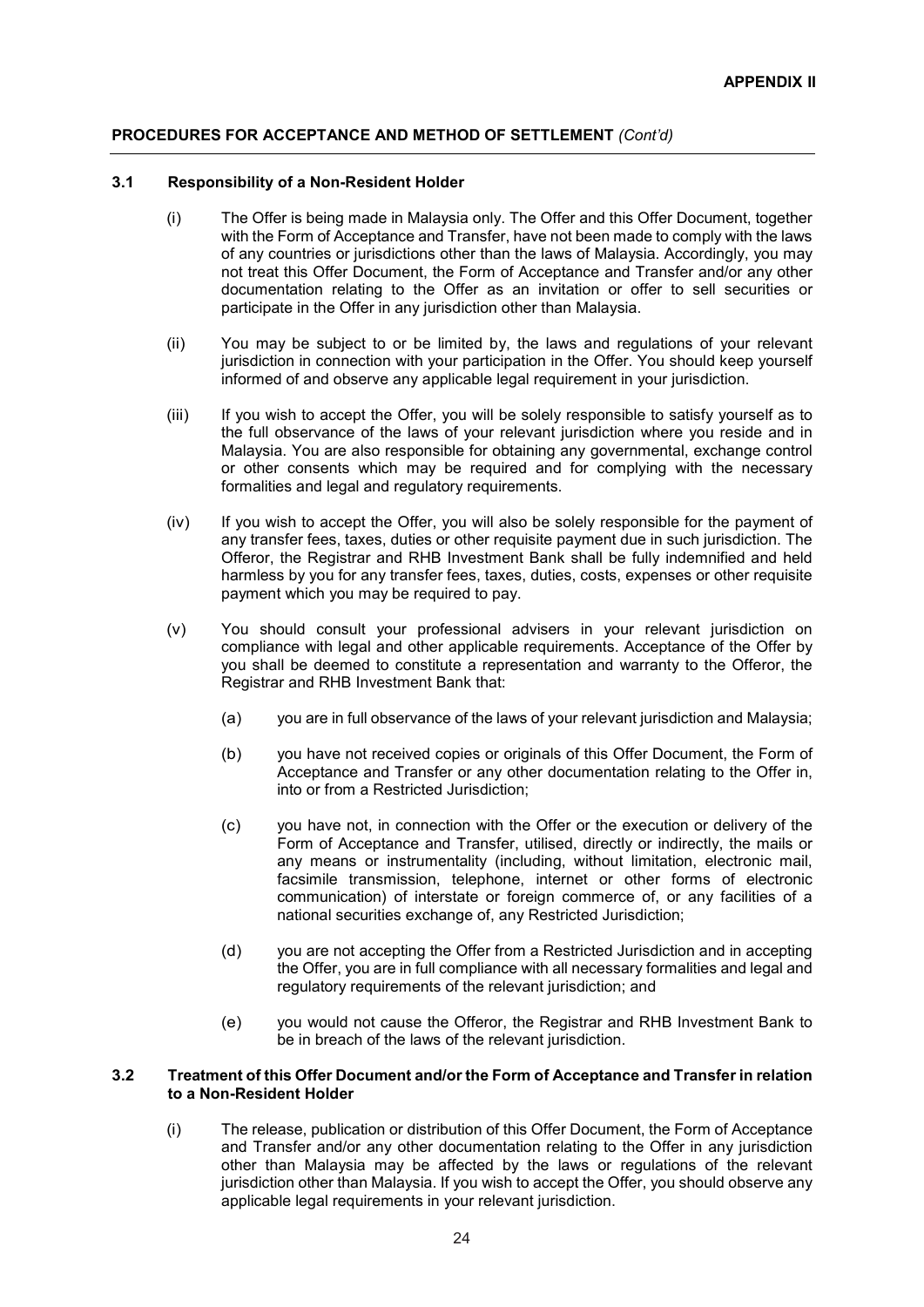**PROCEDURES FOR ACCEPTANCE AND METHOD OF SETTLEMENT** *(Cont'd)*

### 3.1 Responsibility of a Non-Resident Holder

(i) The Offer is being made in Malaysia only. The Offer and this Offer Document, together with the Form of Acceptance and Transfer, have not been made to comply with the laws of any countries or jurisdictions other than the laws of Malaysia. Accordingly, you may not treat this Offer Document, the Form of Acceptance and Transfer and/or any other documentation relating to the Offer as an invitation or offer to sell securities or participate in the Offer in any jurisdiction other than Malaysia.

(ii) You may be subject to or be limited by, the laws and regulations of your relevant jurisdiction in connection with your participation in the Offer. You should keep yourself informed of and observe any applicable legal requirement in your jurisdiction.

(iii) If you wish to accept the Offer, you will be solely responsible to satisfy yourself as to the full observance of the laws of your relevant jurisdiction where you reside and in Malaysia. You are also responsible for obtaining any governmental, exchange control or other consents which may be required and for complying with the necessary formalities and legal and regulatory requirements.

(iv) If you wish to accept the Offer, you will also be solely responsible for the payment of any transfer fees, taxes, duties or other requisite payment due in such jurisdiction. The Offeror, the Registrar and RHB Investment Bank shall be fully indemnified and held harmless by you for any transfer fees, taxes, duties, costs, expenses or other requisite payment which you may be required to pay.

(v) You should consult your professional advisers in your relevant jurisdiction on compliance with legal and other applicable requirements. Acceptance of the Offer by you shall be deemed to constitute a representation and warranty to the Offeror, the Registrar and RHB Investment Bank that:

(a) you are in full observance of the laws of your relevant jurisdiction and Malaysia;

(b) you have not received copies or originals of this Offer Document, the Form of Acceptance and Transfer or any other documentation relating to the Offer in, into or from a Restricted Jurisdiction;

(c) you have not, in connection with the Offer or the execution or delivery of the Form of Acceptance and Transfer, utilised, directly or indirectly, the mails or any means or instrumentality (including, without limitation, electronic mail, facsimile transmission, telephone, internet or other forms of electronic communication) of interstate or foreign commerce of, or any facilities of a national securities exchange of, any Restricted Jurisdiction;

(d) you are not accepting the Offer from a Restricted Jurisdiction and in accepting the Offer, you are in full compliance with all necessary formalities and legal and regulatory requirements of the relevant jurisdiction; and

(e) you would not cause the Offeror, the Registrar and RHB Investment Bank to be in breach of the laws of the relevant jurisdiction.

### 3.2 Treatment of this Offer Document and/or the Form of Acceptance and Transfer in relation to a Non-Resident Holder

(i) The release, publication or distribution of this Offer Document, the Form of Acceptance and Transfer and/or any other documentation relating to the Offer in any jurisdiction other than Malaysia may be affected by the laws or regulations of the relevant jurisdiction other than Malaysia. If you wish to accept the Offer, you should observe any applicable legal requirements in your relevant jurisdiction.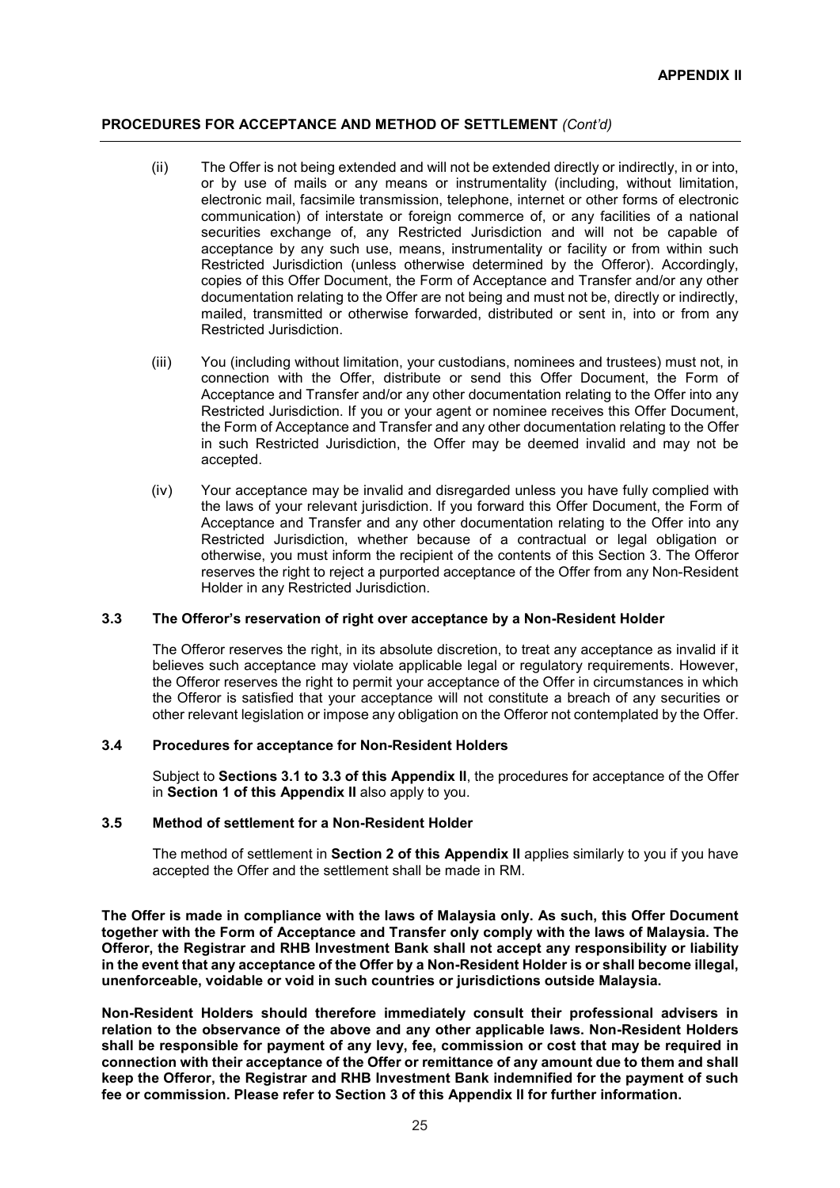(ii) The Offer is not being extended and will not be extended directly or indirectly, in or into, or by use of mails or any means or instrumentality (including, without limitation, electronic mail, facsimile transmission, telephone, internet or other forms of electronic communication) of interstate or foreign commerce of, or any facilities of a national securities exchange of, any Restricted Jurisdiction and will not be capable of acceptance by any such use, means, instrumentality or facility or from within such Restricted Jurisdiction (unless otherwise determined by the Offeror). Accordingly, copies of this Offer Document, the Form of Acceptance and Transfer and/or any other documentation relating to the Offer are not being and must not be, directly or indirectly, mailed, transmitted or otherwise forwarded, distributed or sent in, into or from any Restricted Jurisdiction.

(iii) You (including without limitation, your custodians, nominees and trustees) must not, in connection with the Offer, distribute or send this Offer Document, the Form of Acceptance and Transfer and/or any other documentation relating to the Offer into any Restricted Jurisdiction. If you or your agent or nominee receives this Offer Document, the Form of Acceptance and Transfer and any other documentation relating to the Offer in such Restricted Jurisdiction, the Offer may be deemed invalid and may not be accepted.

(iv) Your acceptance may be invalid and disregarded unless you have fully complied with the laws of your relevant jurisdiction. If you forward this Offer Document, the Form of Acceptance and Transfer and any other documentation relating to the Offer into any Restricted Jurisdiction, whether because of a contractual or legal obligation or otherwise, you must inform the recipient of the contents of this Section 3. The Offeror reserves the right to reject a purported acceptance of the Offer from any Non-Resident Holder in any Restricted Jurisdiction.

### 3.3 The Offeror's reservation of right over acceptance by a Non-Resident Holder

The Offeror reserves the right, in its absolute discretion, to treat any acceptance as invalid if it believes such acceptance may violate applicable legal or regulatory requirements. However, the Offeror reserves the right to permit your acceptance of the Offer in circumstances in which the Offeror is satisfied that your acceptance will not constitute a breach of any securities or other relevant legislation or impose any obligation on the Offeror not contemplated by the Offer.

### 3.4 Procedures for acceptance for Non-Resident Holders

Subject to **Sections 3.1 to 3.3 of this Appendix II**, the procedures for acceptance of the Offer in **Section 1 of this Appendix II** also apply to you.

### 3.5 Method of settlement for a Non-Resident Holder

The method of settlement in **Section 2 of this Appendix II** applies similarly to you if you have accepted the Offer and the settlement shall be made in RM.

**The Offer is made in compliance with the laws of Malaysia only. As such, this Offer Document together with the Form of Acceptance and Transfer only comply with the laws of Malaysia. The Offeror, the Registrar and RHB Investment Bank shall not accept any responsibility or liability in the event that any acceptance of the Offer by a Non-Resident Holder is or shall become illegal, unenforceable, voidable or void in such countries or jurisdictions outside Malaysia.**

**Non-Resident Holders should therefore immediately consult their professional advisers in relation to the observance of the above and any other applicable laws. Non-Resident Holders shall be responsible for payment of any levy, fee, commission or cost that may be required in connection with their acceptance of the Offer or remittance of any amount due to them and shall keep the Offeror, the Registrar and RHB Investment Bank indemnified for the payment of such fee or commission. Please refer to Section 3 of this Appendix II for further information.**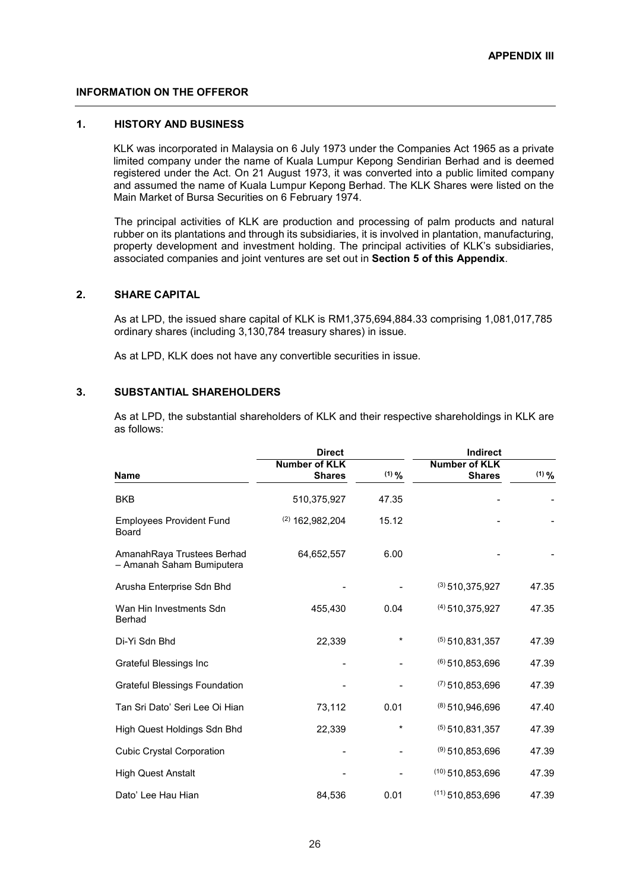**APPENDIX III**

**INFORMATION ON THE OFFEROR**

## 1. HISTORY AND BUSINESS

KLK was incorporated in Malaysia on 6 July 1973 under the Companies Act 1965 as a private limited company under the name of Kuala Lumpur Kepong Sendirian Berhad and is deemed registered under the Act. On 21 August 1973, it was converted into a public limited company and assumed the name of Kuala Lumpur Kepong Berhad. The KLK Shares were listed on the Main Market of Bursa Securities on 6 February 1974.

The principal activities of KLK are production and processing of palm products and natural rubber on its plantations and through its subsidiaries, it is involved in plantation, manufacturing, property development and investment holding. The principal activities of KLK's subsidiaries, associated companies and joint ventures are set out in **Section 5 of this Appendix**.

## 2. SHARE CAPITAL

As at LPD, the issued share capital of KLK is RM1,375,694,884.33 comprising 1,081,017,785 ordinary shares (including 3,130,784 treasury shares) in issue.

As at LPD, KLK does not have any convertible securities in issue.

## 3. SUBSTANTIAL SHAREHOLDERS

As at LPD, the substantial shareholders of KLK and their respective shareholdings in KLK are as follows:

| | Direct | | Indirect | |
|---|---|---|---|---|
| **Name** | **Number of KLK Shares** | **[1] %** | **Number of KLK Shares** | **[1] %** |
| BKB | 510,375,927 | 47.35 | - | - |
| Employees Provident Fund Board | [2] 162,982,204 | 15.12 | - | - |
| AmanahRaya Trustees Berhad – Amanah Saham Bumiputera | 64,652,557 | 6.00 | - | - |
| Arusha Enterprise Sdn Bhd | - | - | [3] 510,375,927 | 47.35 |
| Wan Hin Investments Sdn Berhad | 455,430 | 0.04 | [4] 510,375,927 | 47.35 |
| Di-Yi Sdn Bhd | 22,339 | * | [5] 510,831,357 | 47.39 |
| Grateful Blessings Inc | - | - | [6] 510,853,696 | 47.39 |
| Grateful Blessings Foundation | - | - | [7] 510,853,696 | 47.39 |
| Tan Sri Dato' Seri Lee Oi Hian | 73,112 | 0.01 | [8] 510,946,696 | 47.40 |
| High Quest Holdings Sdn Bhd | 22,339 | * | [5] 510,831,357 | 47.39 |
| Cubic Crystal Corporation | - | - | [9] 510,853,696 | 47.39 |
| High Quest Anstalt | - | - | [10] 510,853,696 | 47.39 |
| Dato' Lee Hau Hian | 84,536 | 0.01 | [11] 510,853,696 | 47.39 |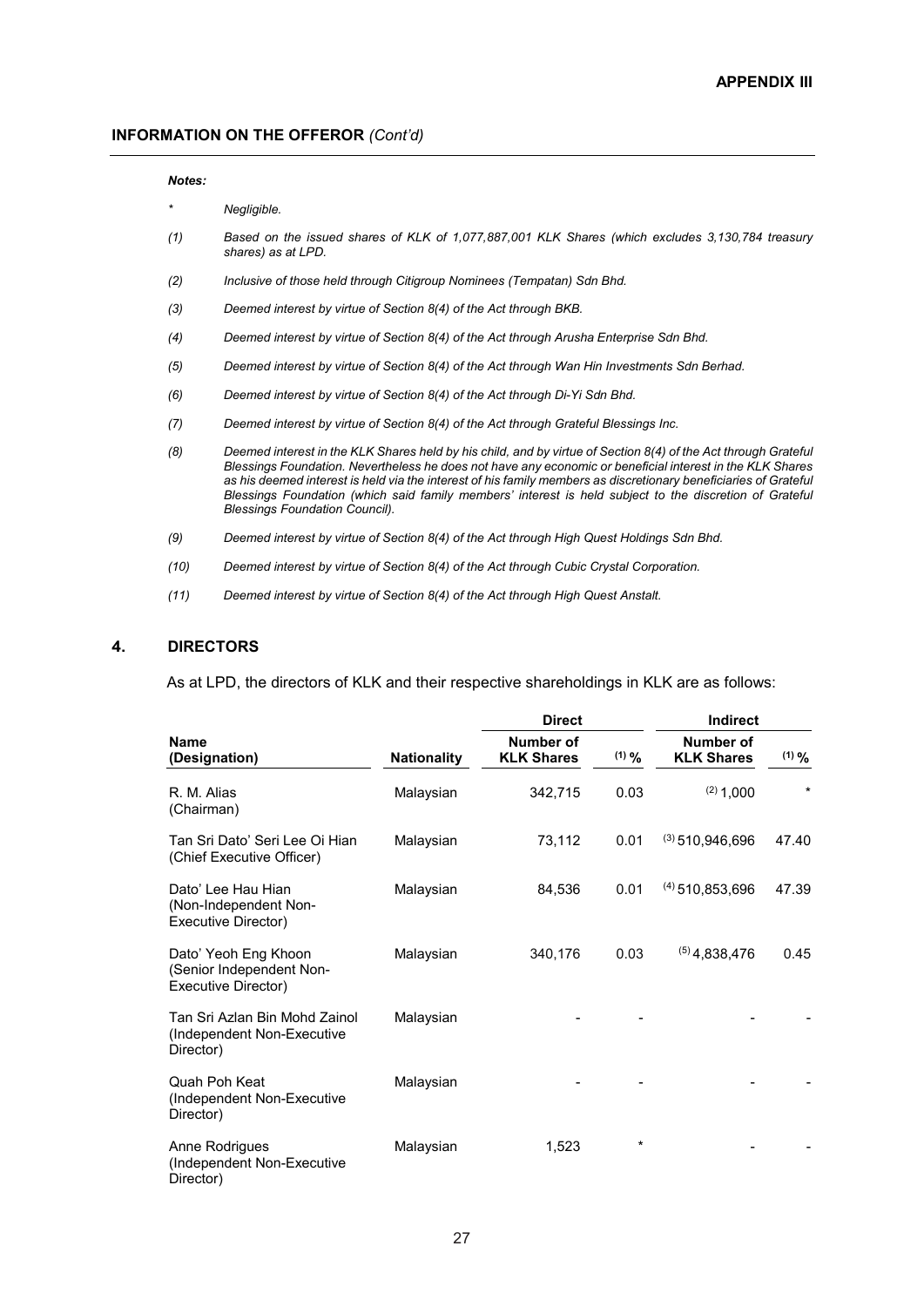**INFORMATION ON THE OFFEROR** *(Cont'd)*

***Notes:***

- \* *Negligible.*
- *(1) Based on the issued shares of KLK of 1,077,887,001 KLK Shares (which excludes 3,130,784 treasury shares) as at LPD.*
- *(2) Inclusive of those held through Citigroup Nominees (Tempatan) Sdn Bhd.*
- *(3) Deemed interest by virtue of Section 8(4) of the Act through BKB.*
- *(4) Deemed interest by virtue of Section 8(4) of the Act through Arusha Enterprise Sdn Bhd.*
- *(5) Deemed interest by virtue of Section 8(4) of the Act through Wan Hin Investments Sdn Berhad.*
- *(6) Deemed interest by virtue of Section 8(4) of the Act through Di-Yi Sdn Bhd.*
- *(7) Deemed interest by virtue of Section 8(4) of the Act through Grateful Blessings Inc.*
- *(8) Deemed interest in the KLK Shares held by his child, and by virtue of Section 8(4) of the Act through Grateful Blessings Foundation. Nevertheless he does not have any economic or beneficial interest in the KLK Shares as his deemed interest is held via the interest of his family members as discretionary beneficiaries of Grateful Blessings Foundation (which said family members' interest is held subject to the discretion of Grateful Blessings Foundation Council).*
- *(9) Deemed interest by virtue of Section 8(4) of the Act through High Quest Holdings Sdn Bhd.*
- *(10) Deemed interest by virtue of Section 8(4) of the Act through Cubic Crystal Corporation.*
- *(11) Deemed interest by virtue of Section 8(4) of the Act through High Quest Anstalt.*

## 4. DIRECTORS

As at LPD, the directors of KLK and their respective shareholdings in KLK are as follows:

| Name (Designation) | Nationality | Direct | | Indirect | |
|---|---|---|---|---|---|
| | | Number of KLK Shares | (1) % | Number of KLK Shares | (1) % |
| R. M. Alias (Chairman) | Malaysian | 342,715 | 0.03 | (2) 1,000 | * |
| Tan Sri Dato' Seri Lee Oi Hian (Chief Executive Officer) | Malaysian | 73,112 | 0.01 | (3) 510,946,696 | 47.40 |
| Dato' Lee Hau Hian (Non-Independent Non-Executive Director) | Malaysian | 84,536 | 0.01 | (4) 510,853,696 | 47.39 |
| Dato' Yeoh Eng Khoon (Senior Independent Non-Executive Director) | Malaysian | 340,176 | 0.03 | (5) 4,838,476 | 0.45 |
| Tan Sri Azlan Bin Mohd Zainol (Independent Non-Executive Director) | Malaysian | - | - | - | - |
| Quah Poh Keat (Independent Non-Executive Director) | Malaysian | - | - | - | - |
| Anne Rodrigues (Independent Non-Executive Director) | Malaysian | 1,523 | * | - | - |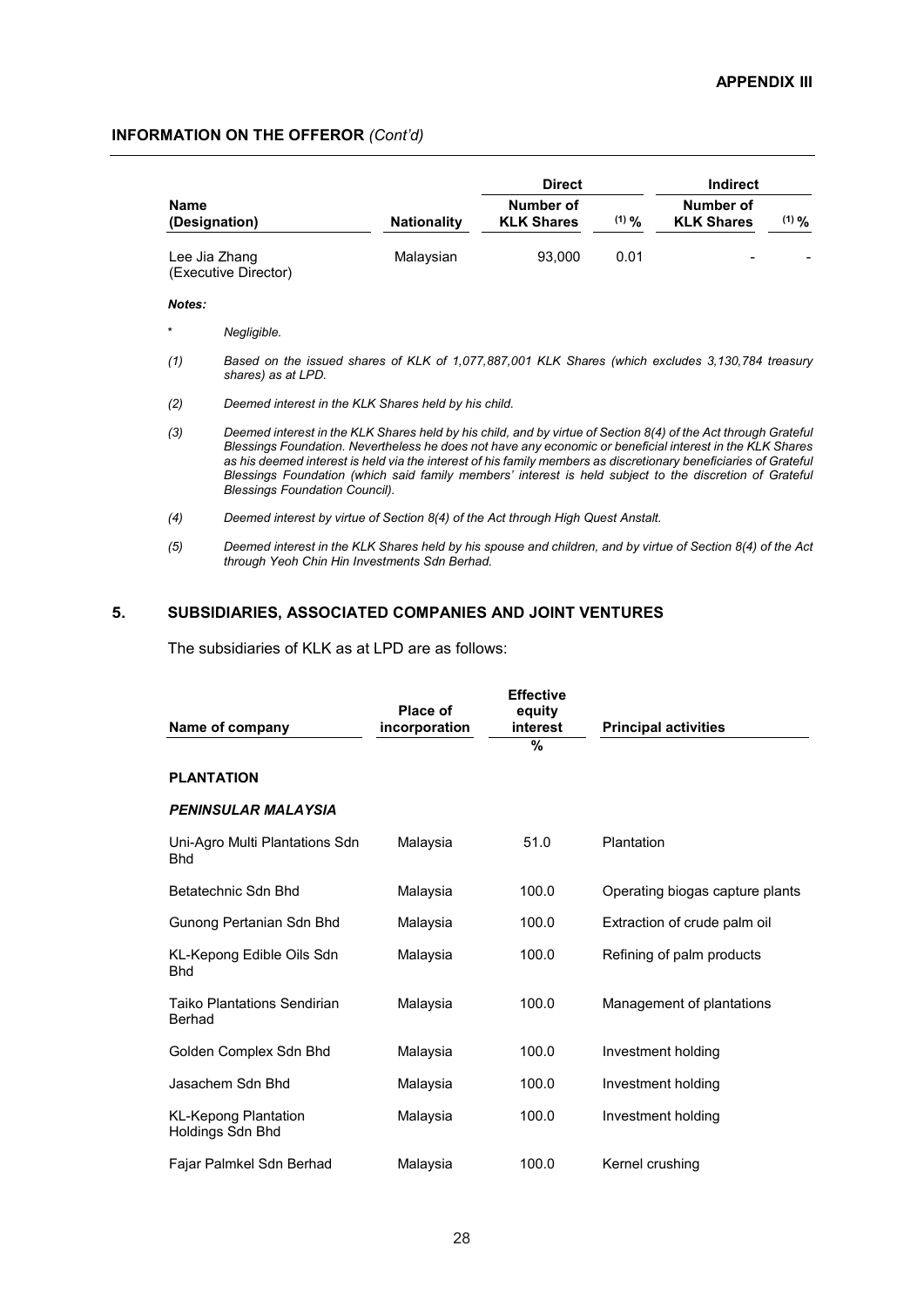**INFORMATION ON THE OFFEROR** *(Cont'd)*

| Name (Designation) | Nationality | Direct | | Indirect | |
|---|---|---|---|---|---|
| | | Number of KLK Shares | (1) % | Number of KLK Shares | (1) % |
| Lee Jia Zhang (Executive Director) | Malaysian | 93,000 | 0.01 | - | - |

***Notes:***

\* *Negligible.*

*(1) Based on the issued shares of KLK of 1,077,887,001 KLK Shares (which excludes 3,130,784 treasury shares) as at LPD.*

*(2) Deemed interest in the KLK Shares held by his child.*

*(3) Deemed interest in the KLK Shares held by his child, and by virtue of Section 8(4) of the Act through Grateful Blessings Foundation. Nevertheless he does not have any economic or beneficial interest in the KLK Shares as his deemed interest is held via the interest of his family members as discretionary beneficiaries of Grateful Blessings Foundation (which said family members' interest is held subject to the discretion of Grateful Blessings Foundation Council).*

*(4) Deemed interest by virtue of Section 8(4) of the Act through High Quest Anstalt.*

*(5) Deemed interest in the KLK Shares held by his spouse and children, and by virtue of Section 8(4) of the Act through Yeoh Chin Hin Investments Sdn Berhad.*

## 5. SUBSIDIARIES, ASSOCIATED COMPANIES AND JOINT VENTURES

The subsidiaries of KLK as at LPD are as follows:

| Name of company | Place of incorporation | Effective equity interest % | Principal activities |
|---|---|---|---|
| **PLANTATION** | | | |
| ***PENINSULAR MALAYSIA*** | | | |
| Uni-Agro Multi Plantations Sdn Bhd | Malaysia | 51.0 | Plantation |
| Betatechnic Sdn Bhd | Malaysia | 100.0 | Operating biogas capture plants |
| Gunong Pertanian Sdn Bhd | Malaysia | 100.0 | Extraction of crude palm oil |
| KL-Kepong Edible Oils Sdn Bhd | Malaysia | 100.0 | Refining of palm products |
| Taiko Plantations Sendirian Berhad | Malaysia | 100.0 | Management of plantations |
| Golden Complex Sdn Bhd | Malaysia | 100.0 | Investment holding |
| Jasachem Sdn Bhd | Malaysia | 100.0 | Investment holding |
| KL-Kepong Plantation Holdings Sdn Bhd | Malaysia | 100.0 | Investment holding |
| Fajar Palmkel Sdn Berhad | Malaysia | 100.0 | Kernel crushing |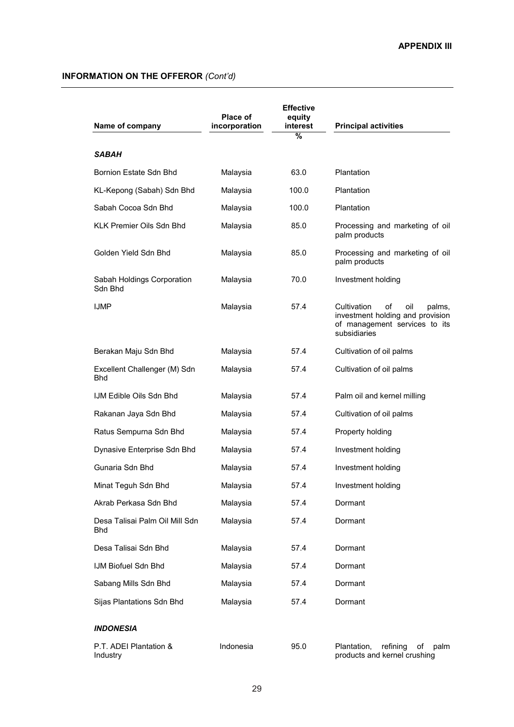**APPENDIX III**

## INFORMATION ON THE OFFEROR *(Cont'd)*

| Name of company | Place of incorporation | Effective equity interest % | Principal activities |
|---|---|---|---|
| ***SABAH*** | | | |
| Bornion Estate Sdn Bhd | Malaysia | 63.0 | Plantation |
| KL-Kepong (Sabah) Sdn Bhd | Malaysia | 100.0 | Plantation |
| Sabah Cocoa Sdn Bhd | Malaysia | 100.0 | Plantation |
| KLK Premier Oils Sdn Bhd | Malaysia | 85.0 | Processing and marketing of oil palm products |
| Golden Yield Sdn Bhd | Malaysia | 85.0 | Processing and marketing of oil palm products |
| Sabah Holdings Corporation Sdn Bhd | Malaysia | 70.0 | Investment holding |
| IJMP | Malaysia | 57.4 | Cultivation of oil palms, investment holding and provision of management services to its subsidiaries |
| Berakan Maju Sdn Bhd | Malaysia | 57.4 | Cultivation of oil palms |
| Excellent Challenger (M) Sdn Bhd | Malaysia | 57.4 | Cultivation of oil palms |
| IJM Edible Oils Sdn Bhd | Malaysia | 57.4 | Palm oil and kernel milling |
| Rakanan Jaya Sdn Bhd | Malaysia | 57.4 | Cultivation of oil palms |
| Ratus Sempurna Sdn Bhd | Malaysia | 57.4 | Property holding |
| Dynasive Enterprise Sdn Bhd | Malaysia | 57.4 | Investment holding |
| Gunaria Sdn Bhd | Malaysia | 57.4 | Investment holding |
| Minat Teguh Sdn Bhd | Malaysia | 57.4 | Investment holding |
| Akrab Perkasa Sdn Bhd | Malaysia | 57.4 | Dormant |
| Desa Talisai Palm Oil Mill Sdn Bhd | Malaysia | 57.4 | Dormant |
| Desa Talisai Sdn Bhd | Malaysia | 57.4 | Dormant |
| IJM Biofuel Sdn Bhd | Malaysia | 57.4 | Dormant |
| Sabang Mills Sdn Bhd | Malaysia | 57.4 | Dormant |
| Sijas Plantations Sdn Bhd | Malaysia | 57.4 | Dormant |
| ***INDONESIA*** | | | |
| P.T. ADEI Plantation & Industry | Indonesia | 95.0 | Plantation, refining of palm products and kernel crushing |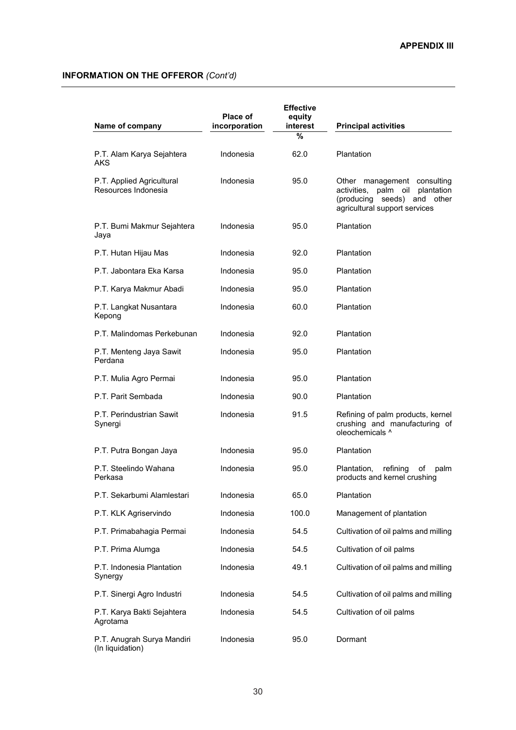**APPENDIX III**

**INFORMATION ON THE OFFEROR** *(Cont'd)*

| Name of company | Place of incorporation | Effective equity interest | Principal activities |
|---|---|---|---|
| | | % | |
| P.T. Alam Karya Sejahtera AKS | Indonesia | 62.0 | Plantation |
| P.T. Applied Agricultural Resources Indonesia | Indonesia | 95.0 | Other management consulting activities, palm oil plantation (producing seeds) and other agricultural support services |
| P.T. Bumi Makmur Sejahtera Jaya | Indonesia | 95.0 | Plantation |
| P.T. Hutan Hijau Mas | Indonesia | 92.0 | Plantation |
| P.T. Jabontara Eka Karsa | Indonesia | 95.0 | Plantation |
| P.T. Karya Makmur Abadi | Indonesia | 95.0 | Plantation |
| P.T. Langkat Nusantara Kepong | Indonesia | 60.0 | Plantation |
| P.T. Malindomas Perkebunan | Indonesia | 92.0 | Plantation |
| P.T. Menteng Jaya Sawit Perdana | Indonesia | 95.0 | Plantation |
| P.T. Mulia Agro Permai | Indonesia | 95.0 | Plantation |
| P.T. Parit Sembada | Indonesia | 90.0 | Plantation |
| P.T. Perindustrian Sawit Synergi | Indonesia | 91.5 | Refining of palm products, kernel crushing and manufacturing of oleochemicals ^ |
| P.T. Putra Bongan Jaya | Indonesia | 95.0 | Plantation |
| P.T. Steelindo Wahana Perkasa | Indonesia | 95.0 | Plantation, refining of palm products and kernel crushing |
| P.T. Sekarbumi Alamlestari | Indonesia | 65.0 | Plantation |
| P.T. KLK Agriservindo | Indonesia | 100.0 | Management of plantation |
| P.T. Primabahagia Permai | Indonesia | 54.5 | Cultivation of oil palms and milling |
| P.T. Prima Alumga | Indonesia | 54.5 | Cultivation of oil palms |
| P.T. Indonesia Plantation Synergy | Indonesia | 49.1 | Cultivation of oil palms and milling |
| P.T. Sinergi Agro Industri | Indonesia | 54.5 | Cultivation of oil palms and milling |
| P.T. Karya Bakti Sejahtera Agrotama | Indonesia | 54.5 | Cultivation of oil palms |
| P.T. Anugrah Surya Mandiri (In liquidation) | Indonesia | 95.0 | Dormant |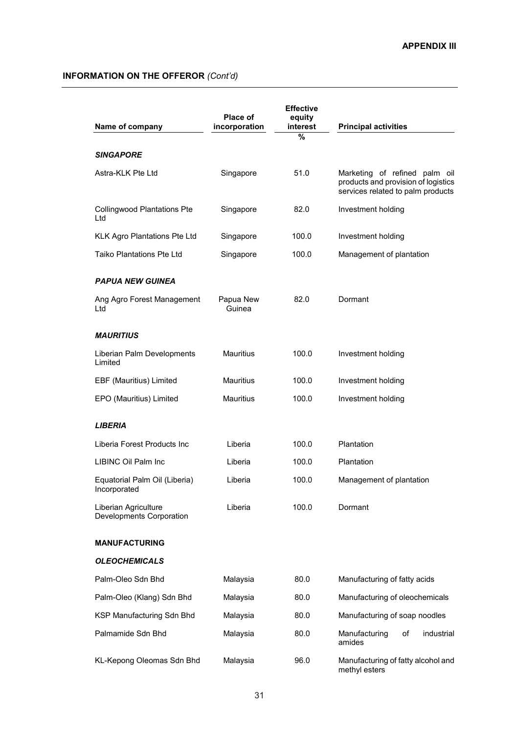**APPENDIX III**

## INFORMATION ON THE OFFEROR *(Cont'd)*

| Name of company | Place of incorporation | Effective equity interest | Principal activities |
|---|---|---|---|
| | | % | |
| ***SINGAPORE*** | | | |
| Astra-KLK Pte Ltd | Singapore | 51.0 | Marketing of refined palm oil products and provision of logistics services related to palm products |
| Collingwood Plantations Pte Ltd | Singapore | 82.0 | Investment holding |
| KLK Agro Plantations Pte Ltd | Singapore | 100.0 | Investment holding |
| Taiko Plantations Pte Ltd | Singapore | 100.0 | Management of plantation |
| ***PAPUA NEW GUINEA*** | | | |
| Ang Agro Forest Management Ltd | Papua New Guinea | 82.0 | Dormant |
| ***MAURITIUS*** | | | |
| Liberian Palm Developments Limited | Mauritius | 100.0 | Investment holding |
| EBF (Mauritius) Limited | Mauritius | 100.0 | Investment holding |
| EPO (Mauritius) Limited | Mauritius | 100.0 | Investment holding |
| ***LIBERIA*** | | | |
| Liberia Forest Products Inc | Liberia | 100.0 | Plantation |
| LIBINC Oil Palm Inc | Liberia | 100.0 | Plantation |
| Equatorial Palm Oil (Liberia) Incorporated | Liberia | 100.0 | Management of plantation |
| Liberian Agriculture Developments Corporation | Liberia | 100.0 | Dormant |
| **MANUFACTURING** | | | |
| ***OLEOCHEMICALS*** | | | |
| Palm-Oleo Sdn Bhd | Malaysia | 80.0 | Manufacturing of fatty acids |
| Palm-Oleo (Klang) Sdn Bhd | Malaysia | 80.0 | Manufacturing of oleochemicals |
| KSP Manufacturing Sdn Bhd | Malaysia | 80.0 | Manufacturing of soap noodles |
| Palmamide Sdn Bhd | Malaysia | 80.0 | Manufacturing of industrial amides |
| KL-Kepong Oleomas Sdn Bhd | Malaysia | 96.0 | Manufacturing of fatty alcohol and methyl esters |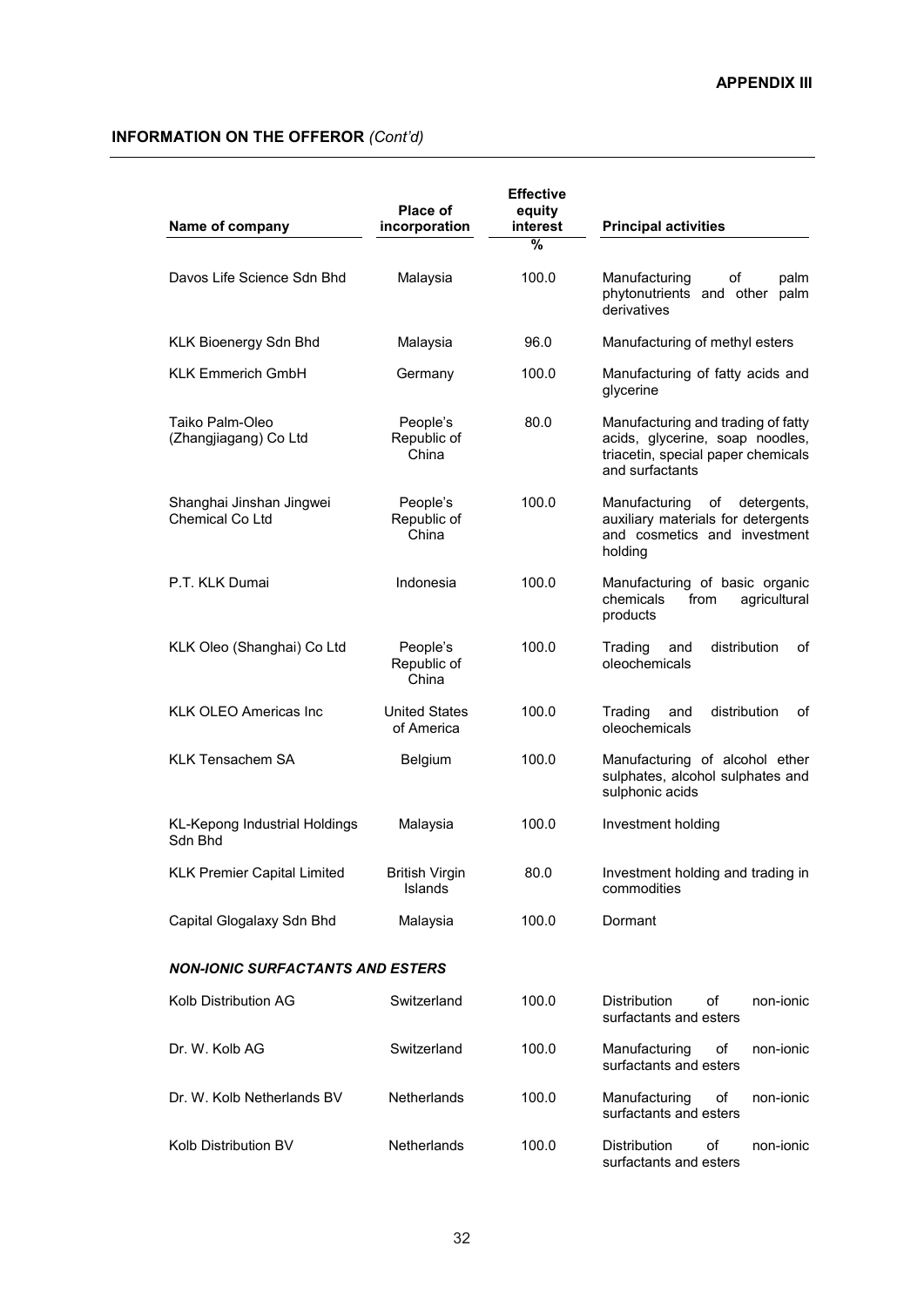**APPENDIX III**

**INFORMATION ON THE OFFEROR** *(Cont'd)*

| Name of company | Place of incorporation | Effective equity interest % | Principal activities |
|---|---|---|---|
| Davos Life Science Sdn Bhd | Malaysia | 100.0 | Manufacturing of palm phytonutrients and other palm derivatives |
| KLK Bioenergy Sdn Bhd | Malaysia | 96.0 | Manufacturing of methyl esters |
| KLK Emmerich GmbH | Germany | 100.0 | Manufacturing of fatty acids and glycerine |
| Taiko Palm-Oleo (Zhangjiagang) Co Ltd | People's Republic of China | 80.0 | Manufacturing and trading of fatty acids, glycerine, soap noodles, triacetin, special paper chemicals and surfactants |
| Shanghai Jinshan Jingwei Chemical Co Ltd | People's Republic of China | 100.0 | Manufacturing of detergents, auxiliary materials for detergents and cosmetics and investment holding |
| P.T. KLK Dumai | Indonesia | 100.0 | Manufacturing of basic organic chemicals from agricultural products |
| KLK Oleo (Shanghai) Co Ltd | People's Republic of China | 100.0 | Trading and distribution of oleochemicals |
| KLK OLEO Americas Inc | United States of America | 100.0 | Trading and distribution of oleochemicals |
| KLK Tensachem SA | Belgium | 100.0 | Manufacturing of alcohol ether sulphates, alcohol sulphates and sulphonic acids |
| KL-Kepong Industrial Holdings Sdn Bhd | Malaysia | 100.0 | Investment holding |
| KLK Premier Capital Limited | British Virgin Islands | 80.0 | Investment holding and trading in commodities |
| Capital Glogalaxy Sdn Bhd | Malaysia | 100.0 | Dormant |
| ***NON-IONIC SURFACTANTS AND ESTERS*** | | | |
| Kolb Distribution AG | Switzerland | 100.0 | Distribution of non-ionic surfactants and esters |
| Dr. W. Kolb AG | Switzerland | 100.0 | Manufacturing of non-ionic surfactants and esters |
| Dr. W. Kolb Netherlands BV | Netherlands | 100.0 | Manufacturing of non-ionic surfactants and esters |
| Kolb Distribution BV | Netherlands | 100.0 | Distribution of non-ionic surfactants and esters |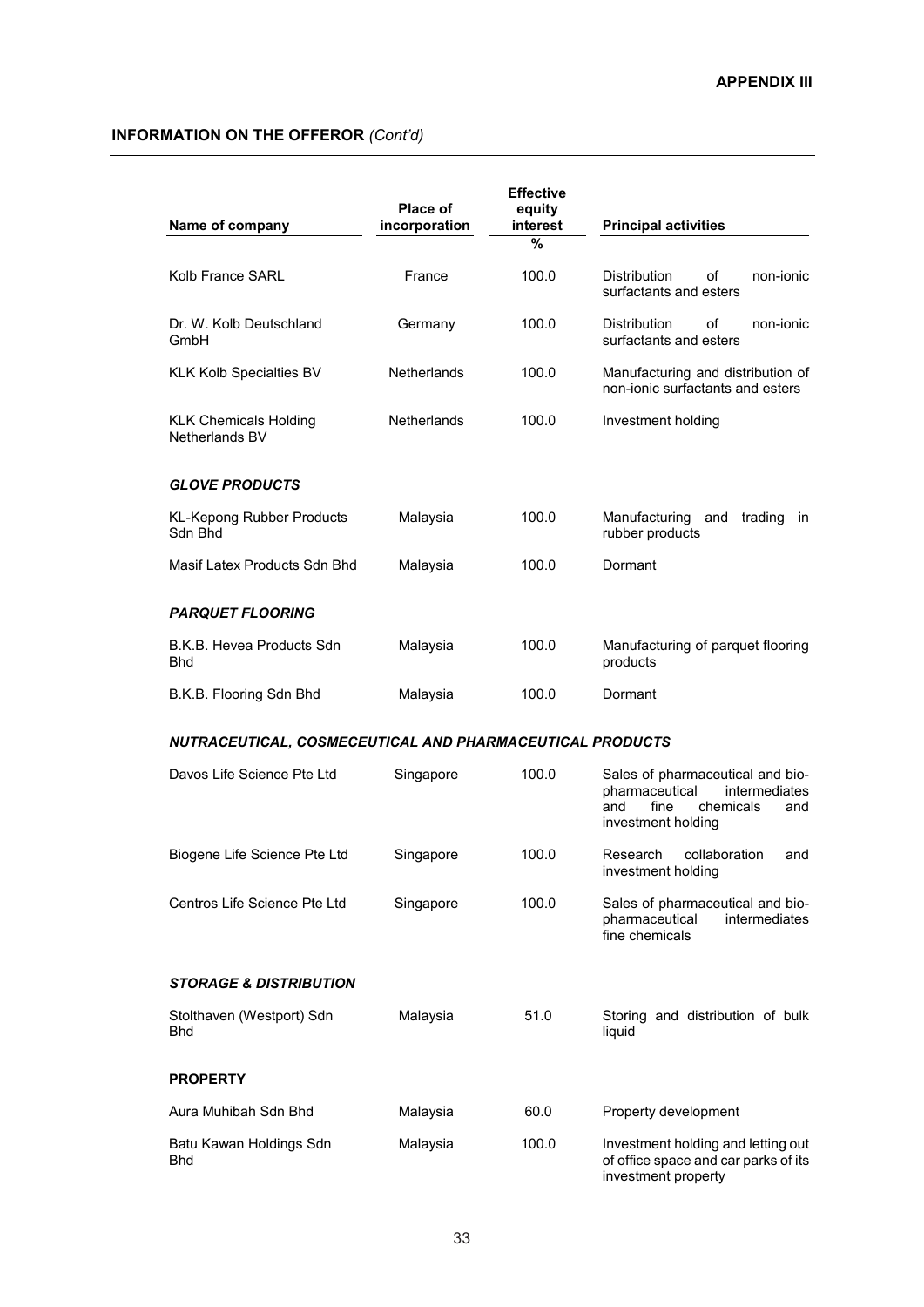**APPENDIX III**

## INFORMATION ON THE OFFEROR *(Cont'd)*

| Name of company | Place of incorporation | Effective equity interest | Principal activities |
|---|---|---|---|
| | | % | |
| Kolb France SARL | France | 100.0 | Distribution of non-ionic surfactants and esters |
| Dr. W. Kolb Deutschland GmbH | Germany | 100.0 | Distribution of non-ionic surfactants and esters |
| KLK Kolb Specialties BV | Netherlands | 100.0 | Manufacturing and distribution of non-ionic surfactants and esters |
| KLK Chemicals Holding Netherlands BV | Netherlands | 100.0 | Investment holding |
| ***GLOVE PRODUCTS*** | | | |
| KL-Kepong Rubber Products Sdn Bhd | Malaysia | 100.0 | Manufacturing and trading in rubber products |
| Masif Latex Products Sdn Bhd | Malaysia | 100.0 | Dormant |
| ***PARQUET FLOORING*** | | | |
| B.K.B. Hevea Products Sdn Bhd | Malaysia | 100.0 | Manufacturing of parquet flooring products |
| B.K.B. Flooring Sdn Bhd | Malaysia | 100.0 | Dormant |
| ***NUTRACEUTICAL, COSMECEUTICAL AND PHARMACEUTICAL PRODUCTS*** | | | |
| Davos Life Science Pte Ltd | Singapore | 100.0 | Sales of pharmaceutical and bio-pharmaceutical intermediates and fine chemicals and investment holding |
| Biogene Life Science Pte Ltd | Singapore | 100.0 | Research collaboration and investment holding |
| Centros Life Science Pte Ltd | Singapore | 100.0 | Sales of pharmaceutical and bio-pharmaceutical intermediates fine chemicals |
| ***STORAGE & DISTRIBUTION*** | | | |
| Stolthaven (Westport) Sdn Bhd | Malaysia | 51.0 | Storing and distribution of bulk liquid |
| **PROPERTY** | | | |
| Aura Muhibah Sdn Bhd | Malaysia | 60.0 | Property development |
| Batu Kawan Holdings Sdn Bhd | Malaysia | 100.0 | Investment holding and letting out of office space and car parks of its investment property |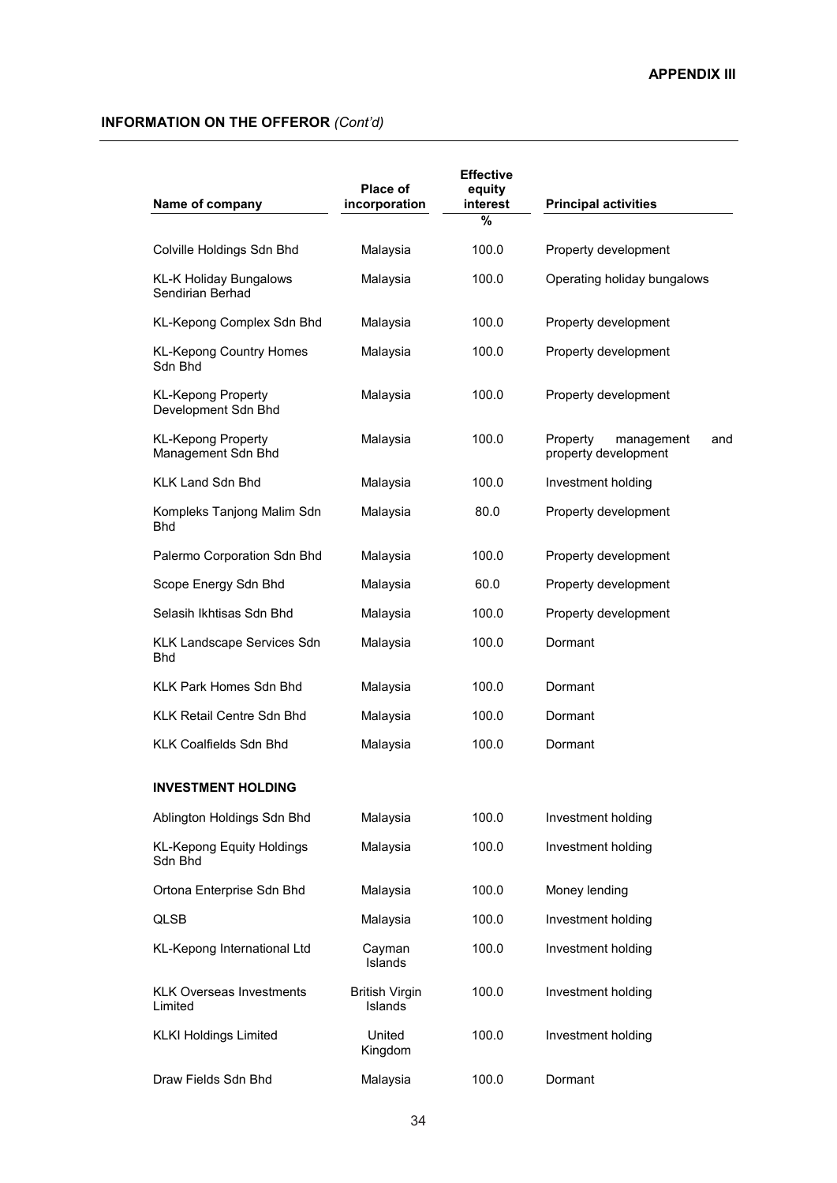**APPENDIX III**

## INFORMATION ON THE OFFEROR *(Cont'd)*

| Name of company | Place of incorporation | Effective equity interest | Principal activities |
|---|---|---|---|
| | | % | |
| Colville Holdings Sdn Bhd | Malaysia | 100.0 | Property development |
| KL-K Holiday Bungalows Sendirian Berhad | Malaysia | 100.0 | Operating holiday bungalows |
| KL-Kepong Complex Sdn Bhd | Malaysia | 100.0 | Property development |
| KL-Kepong Country Homes Sdn Bhd | Malaysia | 100.0 | Property development |
| KL-Kepong Property Development Sdn Bhd | Malaysia | 100.0 | Property development |
| KL-Kepong Property Management Sdn Bhd | Malaysia | 100.0 | Property management and property development |
| KLK Land Sdn Bhd | Malaysia | 100.0 | Investment holding |
| Kompleks Tanjong Malim Sdn Bhd | Malaysia | 80.0 | Property development |
| Palermo Corporation Sdn Bhd | Malaysia | 100.0 | Property development |
| Scope Energy Sdn Bhd | Malaysia | 60.0 | Property development |
| Selasih Ikhtisas Sdn Bhd | Malaysia | 100.0 | Property development |
| KLK Landscape Services Sdn Bhd | Malaysia | 100.0 | Dormant |
| KLK Park Homes Sdn Bhd | Malaysia | 100.0 | Dormant |
| KLK Retail Centre Sdn Bhd | Malaysia | 100.0 | Dormant |
| KLK Coalfields Sdn Bhd | Malaysia | 100.0 | Dormant |
| **INVESTMENT HOLDING** | | | |
| Ablington Holdings Sdn Bhd | Malaysia | 100.0 | Investment holding |
| KL-Kepong Equity Holdings Sdn Bhd | Malaysia | 100.0 | Investment holding |
| Ortona Enterprise Sdn Bhd | Malaysia | 100.0 | Money lending |
| QLSB | Malaysia | 100.0 | Investment holding |
| KL-Kepong International Ltd | Cayman Islands | 100.0 | Investment holding |
| KLK Overseas Investments Limited | British Virgin Islands | 100.0 | Investment holding |
| KLKI Holdings Limited | United Kingdom | 100.0 | Investment holding |
| Draw Fields Sdn Bhd | Malaysia | 100.0 | Dormant |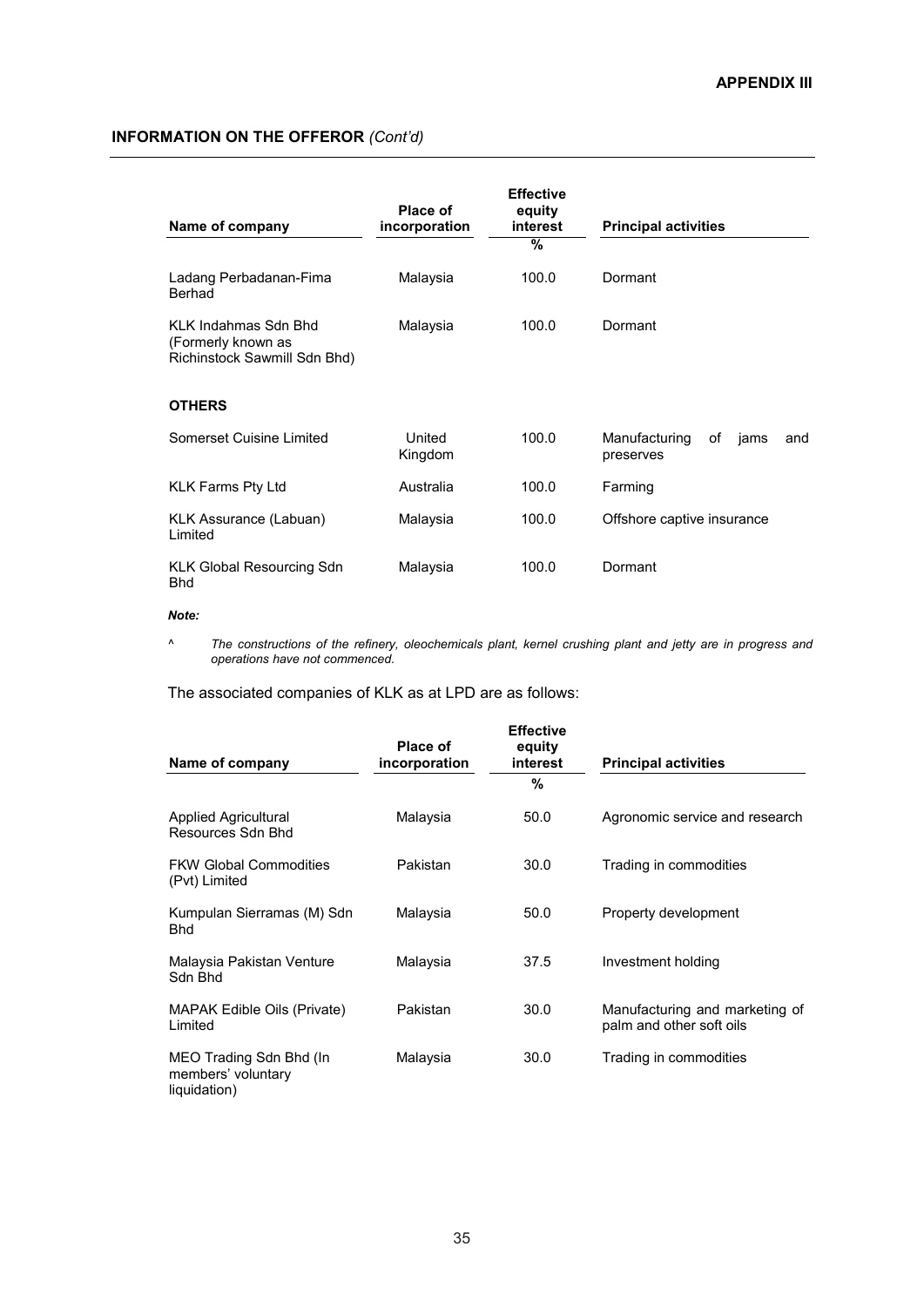## INFORMATION ON THE OFFEROR *(Cont'd)*

| Name of company | Place of incorporation | Effective equity interest | Principal activities |
|---|---|---|---|
| | | % | |
| Ladang Perbadanan-Fima Berhad | Malaysia | 100.0 | Dormant |
| KLK Indahmas Sdn Bhd (Formerly known as Richinstock Sawmill Sdn Bhd) | Malaysia | 100.0 | Dormant |
| **OTHERS** | | | |
| Somerset Cuisine Limited | United Kingdom | 100.0 | Manufacturing of jams and preserves |
| KLK Farms Pty Ltd | Australia | 100.0 | Farming |
| KLK Assurance (Labuan) Limited | Malaysia | 100.0 | Offshore captive insurance |
| KLK Global Resourcing Sdn Bhd | Malaysia | 100.0 | Dormant |

***Note:***

^ *The constructions of the refinery, oleochemicals plant, kernel crushing plant and jetty are in progress and operations have not commenced.*

The associated companies of KLK as at LPD are as follows:

| Name of company | Place of incorporation | Effective equity interest | Principal activities |
|---|---|---|---|
| | | % | |
| Applied Agricultural Resources Sdn Bhd | Malaysia | 50.0 | Agronomic service and research |
| FKW Global Commodities (Pvt) Limited | Pakistan | 30.0 | Trading in commodities |
| Kumpulan Sierramas (M) Sdn Bhd | Malaysia | 50.0 | Property development |
| Malaysia Pakistan Venture Sdn Bhd | Malaysia | 37.5 | Investment holding |
| MAPAK Edible Oils (Private) Limited | Pakistan | 30.0 | Manufacturing and marketing of palm and other soft oils |
| MEO Trading Sdn Bhd (In members' voluntary liquidation) | Malaysia | 30.0 | Trading in commodities |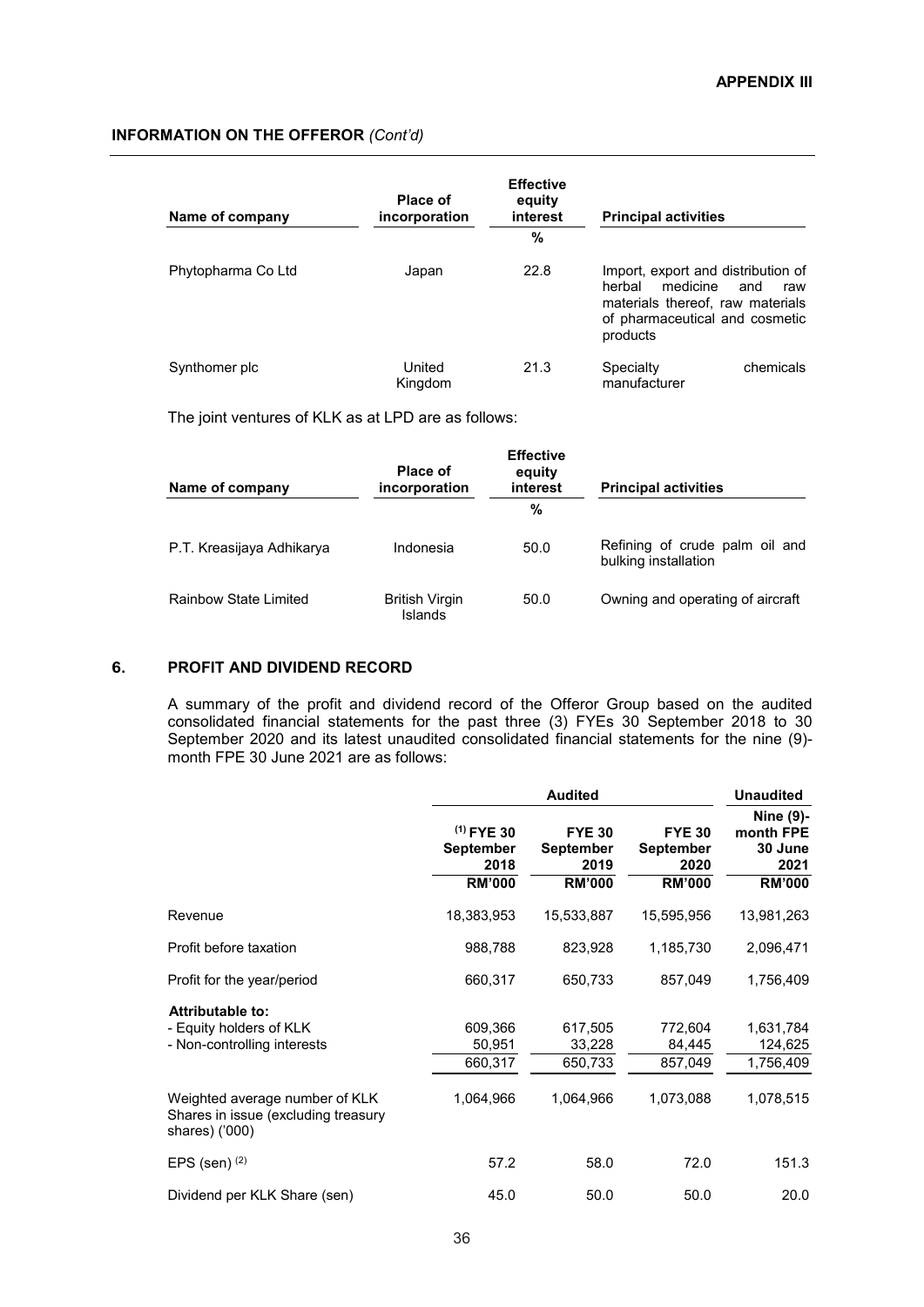| Name of company | Place of incorporation | Effective equity interest | Principal activities |
|---|---|---|---|
| | | % | |
| Phytopharma Co Ltd | Japan | 22.8 | Import, export and distribution of herbal medicine and raw materials thereof, raw materials of pharmaceutical and cosmetic products |
| Synthomer plc | United Kingdom | 21.3 | Specialty chemicals manufacturer |

The joint ventures of KLK as at LPD are as follows:

| Name of company | Place of incorporation | Effective equity interest | Principal activities |
|---|---|---|---|
| | | % | |
| P.T. Kreasijaya Adhikarya | Indonesia | 50.0 | Refining of crude palm oil and bulking installation |
| Rainbow State Limited | British Virgin Islands | 50.0 | Owning and operating of aircraft |

## 6. PROFIT AND DIVIDEND RECORD

A summary of the profit and dividend record of the Offeror Group based on the audited consolidated financial statements for the past three (3) FYEs 30 September 2018 to 30 September 2020 and its latest unaudited consolidated financial statements for the nine (9)-month FPE 30 June 2021 are as follows:

| | Audited | | | Unaudited |
|---|---|---|---|---|
| | [1] FYE 30 September 2018 | FYE 30 September 2019 | FYE 30 September 2020 | Nine (9)-month FPE 30 June 2021 |
| | RM'000 | RM'000 | RM'000 | RM'000 |
| Revenue | 18,383,953 | 15,533,887 | 15,595,956 | 13,981,263 |
| Profit before taxation | 988,788 | 823,928 | 1,185,730 | 2,096,471 |
| Profit for the year/period | 660,317 | 650,733 | 857,049 | 1,756,409 |
| **Attributable to:** | | | | |
| - Equity holders of KLK | 609,366 | 617,505 | 772,604 | 1,631,784 |
| - Non-controlling interests | 50,951 | 33,228 | 84,445 | 124,625 |
| | 660,317 | 650,733 | 857,049 | 1,756,409 |
| Weighted average number of KLK Shares in issue (excluding treasury shares) ('000) | 1,064,966 | 1,064,966 | 1,073,088 | 1,078,515 |
| EPS (sen) [2] | 57.2 | 58.0 | 72.0 | 151.3 |
| Dividend per KLK Share (sen) | 45.0 | 50.0 | 50.0 | 20.0 |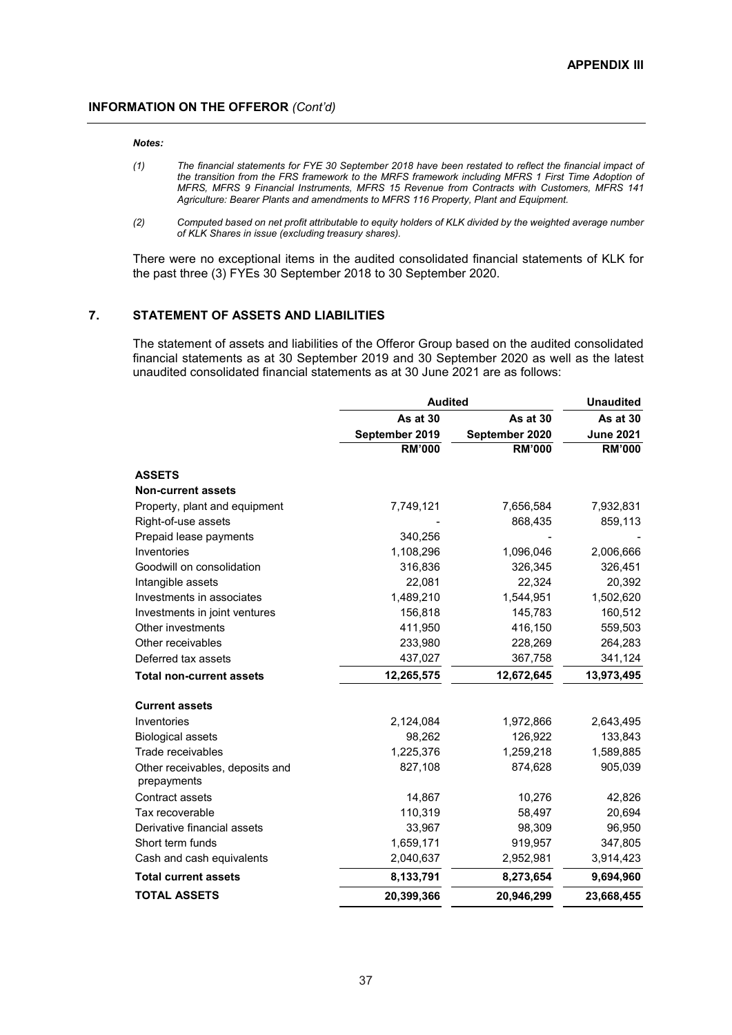***Notes:***

*(1) The financial statements for FYE 30 September 2018 have been restated to reflect the financial impact of the transition from the FRS framework to the MRFS framework including MFRS 1 First Time Adoption of MFRS, MFRS 9 Financial Instruments, MFRS 15 Revenue from Contracts with Customers, MFRS 141 Agriculture: Bearer Plants and amendments to MFRS 116 Property, Plant and Equipment.*

*(2) Computed based on net profit attributable to equity holders of KLK divided by the weighted average number of KLK Shares in issue (excluding treasury shares).*

There were no exceptional items in the audited consolidated financial statements of KLK for the past three (3) FYEs 30 September 2018 to 30 September 2020.

## 7. STATEMENT OF ASSETS AND LIABILITIES

The statement of assets and liabilities of the Offeror Group based on the audited consolidated financial statements as at 30 September 2019 and 30 September 2020 as well as the latest unaudited consolidated financial statements as at 30 June 2021 are as follows:

| | **Audited** | | **Unaudited** |
|---|---|---|---|
| | **As at 30 September 2019** | **As at 30 September 2020** | **As at 30 June 2021** |
| | **RM'000** | **RM'000** | **RM'000** |
| **ASSETS** | | | |
| **Non-current assets** | | | |
| Property, plant and equipment | 7,749,121 | 7,656,584 | 7,932,831 |
| Right-of-use assets | - | 868,435 | 859,113 |
| Prepaid lease payments | 340,256 | - | - |
| Inventories | 1,108,296 | 1,096,046 | 2,006,666 |
| Goodwill on consolidation | 316,836 | 326,345 | 326,451 |
| Intangible assets | 22,081 | 22,324 | 20,392 |
| Investments in associates | 1,489,210 | 1,544,951 | 1,502,620 |
| Investments in joint ventures | 156,818 | 145,783 | 160,512 |
| Other investments | 411,950 | 416,150 | 559,503 |
| Other receivables | 233,980 | 228,269 | 264,283 |
| Deferred tax assets | 437,027 | 367,758 | 341,124 |
| **Total non-current assets** | **12,265,575** | **12,672,645** | **13,973,495** |
| **Current assets** | | | |
| Inventories | 2,124,084 | 1,972,866 | 2,643,495 |
| Biological assets | 98,262 | 126,922 | 133,843 |
| Trade receivables | 1,225,376 | 1,259,218 | 1,589,885 |
| Other receivables, deposits and prepayments | 827,108 | 874,628 | 905,039 |
| Contract assets | 14,867 | 10,276 | 42,826 |
| Tax recoverable | 110,319 | 58,497 | 20,694 |
| Derivative financial assets | 33,967 | 98,309 | 96,950 |
| Short term funds | 1,659,171 | 919,957 | 347,805 |
| Cash and cash equivalents | 2,040,637 | 2,952,981 | 3,914,423 |
| **Total current assets** | **8,133,791** | **8,273,654** | **9,694,960** |
| **TOTAL ASSETS** | **20,399,366** | **20,946,299** | **23,668,455** |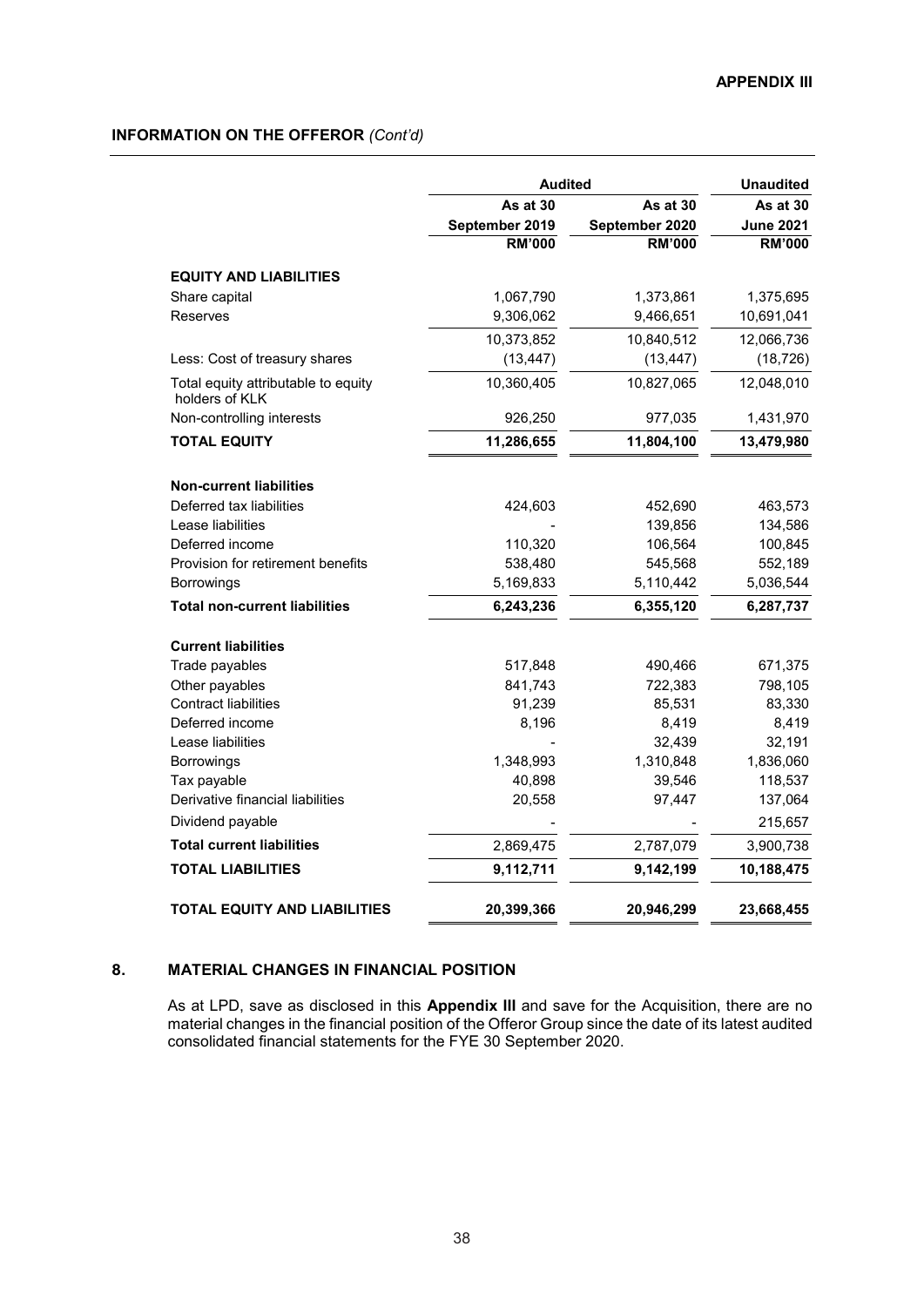**APPENDIX III**

**INFORMATION ON THE OFFEROR** *(Cont'd)*

| | Audited | | Unaudited |
|---|---|---|---|
| | As at 30 September 2019 | As at 30 September 2020 | As at 30 June 2021 |
| | RM'000 | RM'000 | RM'000 |
| **EQUITY AND LIABILITIES** | | | |
| Share capital | 1,067,790 | 1,373,861 | 1,375,695 |
| Reserves | 9,306,062 | 9,466,651 | 10,691,041 |
| | 10,373,852 | 10,840,512 | 12,066,736 |
| Less: Cost of treasury shares | (13,447) | (13,447) | (18,726) |
| Total equity attributable to equity holders of KLK | 10,360,405 | 10,827,065 | 12,048,010 |
| Non-controlling interests | 926,250 | 977,035 | 1,431,970 |
| **TOTAL EQUITY** | **11,286,655** | **11,804,100** | **13,479,980** |
| **Non-current liabilities** | | | |
| Deferred tax liabilities | 424,603 | 452,690 | 463,573 |
| Lease liabilities | - | 139,856 | 134,586 |
| Deferred income | 110,320 | 106,564 | 100,845 |
| Provision for retirement benefits | 538,480 | 545,568 | 552,189 |
| Borrowings | 5,169,833 | 5,110,442 | 5,036,544 |
| **Total non-current liabilities** | **6,243,236** | **6,355,120** | **6,287,737** |
| **Current liabilities** | | | |
| Trade payables | 517,848 | 490,466 | 671,375 |
| Other payables | 841,743 | 722,383 | 798,105 |
| Contract liabilities | 91,239 | 85,531 | 83,330 |
| Deferred income | 8,196 | 8,419 | 8,419 |
| Lease liabilities | - | 32,439 | 32,191 |
| Borrowings | 1,348,993 | 1,310,848 | 1,836,060 |
| Tax payable | 40,898 | 39,546 | 118,537 |
| Derivative financial liabilities | 20,558 | 97,447 | 137,064 |
| Dividend payable | - | - | 215,657 |
| **Total current liabilities** | 2,869,475 | 2,787,079 | 3,900,738 |
| **TOTAL LIABILITIES** | **9,112,711** | **9,142,199** | **10,188,475** |
| **TOTAL EQUITY AND LIABILITIES** | **20,399,366** | **20,946,299** | **23,668,455** |

## 8. MATERIAL CHANGES IN FINANCIAL POSITION

As at LPD, save as disclosed in this **Appendix III** and save for the Acquisition, there are no material changes in the financial position of the Offeror Group since the date of its latest audited consolidated financial statements for the FYE 30 September 2020.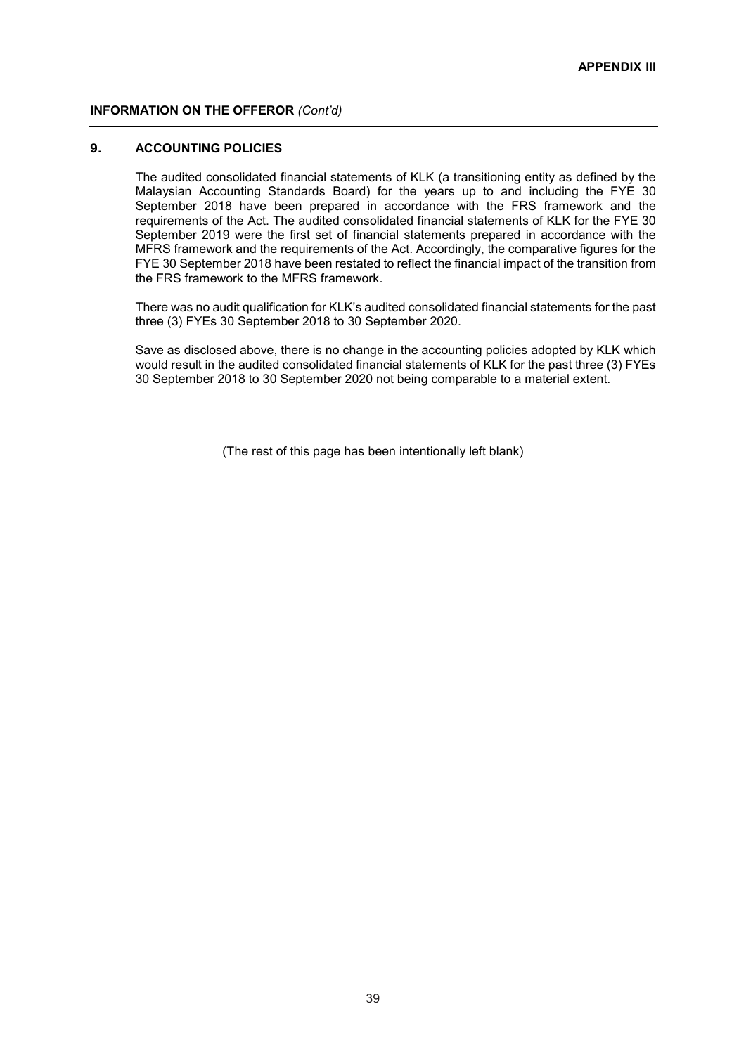## 9. ACCOUNTING POLICIES

The audited consolidated financial statements of KLK (a transitioning entity as defined by the Malaysian Accounting Standards Board) for the years up to and including the FYE 30 September 2018 have been prepared in accordance with the FRS framework and the requirements of the Act. The audited consolidated financial statements of KLK for the FYE 30 September 2019 were the first set of financial statements prepared in accordance with the MFRS framework and the requirements of the Act. Accordingly, the comparative figures for the FYE 30 September 2018 have been restated to reflect the financial impact of the transition from the FRS framework to the MFRS framework.

There was no audit qualification for KLK's audited consolidated financial statements for the past three (3) FYEs 30 September 2018 to 30 September 2020.

Save as disclosed above, there is no change in the accounting policies adopted by KLK which would result in the audited consolidated financial statements of KLK for the past three (3) FYEs 30 September 2018 to 30 September 2020 not being comparable to a material extent.

(The rest of this page has been intentionally left blank)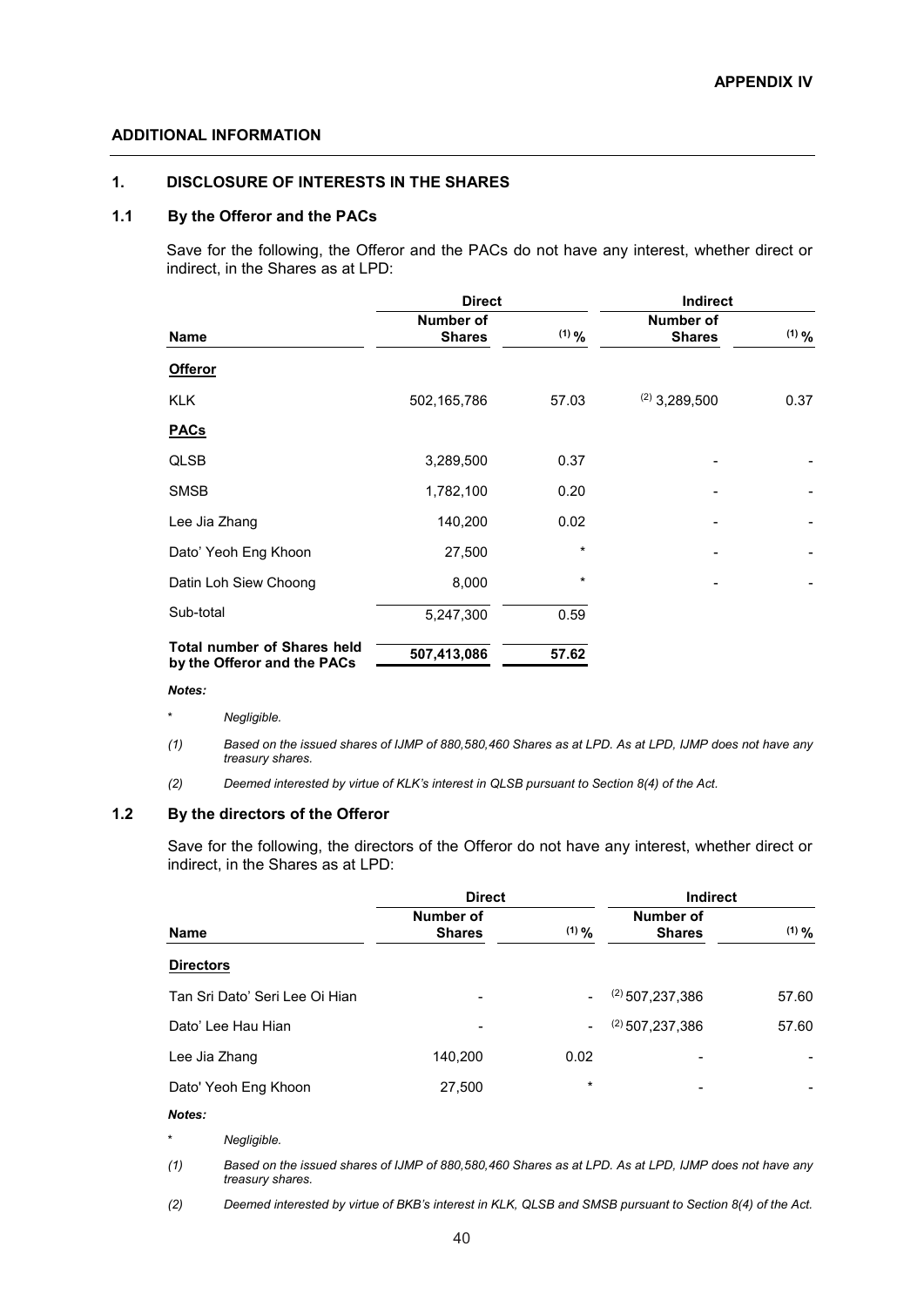**APPENDIX IV**

## ADDITIONAL INFORMATION

### 1. DISCLOSURE OF INTERESTS IN THE SHARES

#### 1.1 By the Offeror and the PACs

Save for the following, the Offeror and the PACs do not have any interest, whether direct or indirect, in the Shares as at LPD:

| | Direct | | Indirect | |
|---|---|---|---|---|
| **Name** | **Number of Shares** | **(1) %** | **Number of Shares** | **(1) %** |
| **Offeror** | | | | |
| KLK | 502,165,786 | 57.03 | (2) 3,289,500 | 0.37 |
| **PACs** | | | | |
| QLSB | 3,289,500 | 0.37 | - | - |
| SMSB | 1,782,100 | 0.20 | - | - |
| Lee Jia Zhang | 140,200 | 0.02 | - | - |
| Dato' Yeoh Eng Khoon | 27,500 | * | - | - |
| Datin Loh Siew Choong | 8,000 | * | - | - |
| Sub-total | 5,247,300 | 0.59 | | |
| **Total number of Shares held by the Offeror and the PACs** | **507,413,086** | **57.62** | | |

*Notes:*

\* *Negligible.*

*(1) Based on the issued shares of IJMP of 880,580,460 Shares as at LPD. As at LPD, IJMP does not have any treasury shares.*

*(2) Deemed interested by virtue of KLK's interest in QLSB pursuant to Section 8(4) of the Act.*

#### 1.2 By the directors of the Offeror

Save for the following, the directors of the Offeror do not have any interest, whether direct or indirect, in the Shares as at LPD:

| | Direct | | Indirect | |
|---|---|---|---|---|
| **Name** | **Number of Shares** | **(1) %** | **Number of Shares** | **(1) %** |
| **Directors** | | | | |
| Tan Sri Dato' Seri Lee Oi Hian | - | - | (2) 507,237,386 | 57.60 |
| Dato' Lee Hau Hian | - | - | (2) 507,237,386 | 57.60 |
| Lee Jia Zhang | 140,200 | 0.02 | - | - |
| Dato' Yeoh Eng Khoon | 27,500 | * | - | - |

*Notes:*

\* *Negligible.*

*(1) Based on the issued shares of IJMP of 880,580,460 Shares as at LPD. As at LPD, IJMP does not have any treasury shares.*

*(2) Deemed interested by virtue of BKB's interest in KLK, QLSB and SMSB pursuant to Section 8(4) of the Act.*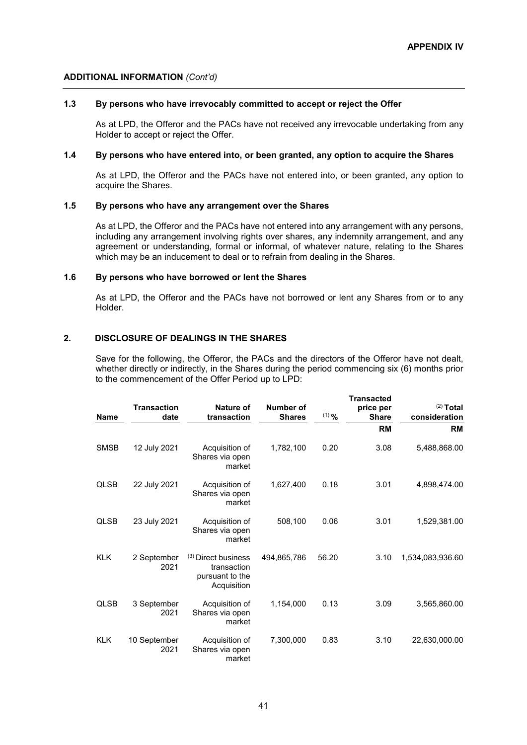## ADDITIONAL INFORMATION *(Cont'd)*

### 1.3 By persons who have irrevocably committed to accept or reject the Offer

As at LPD, the Offeror and the PACs have not received any irrevocable undertaking from any Holder to accept or reject the Offer.

### 1.4 By persons who have entered into, or been granted, any option to acquire the Shares

As at LPD, the Offeror and the PACs have not entered into, or been granted, any option to acquire the Shares.

### 1.5 By persons who have any arrangement over the Shares

As at LPD, the Offeror and the PACs have not entered into any arrangement with any persons, including any arrangement involving rights over shares, any indemnity arrangement, and any agreement or understanding, formal or informal, of whatever nature, relating to the Shares which may be an inducement to deal or to refrain from dealing in the Shares.

### 1.6 By persons who have borrowed or lent the Shares

As at LPD, the Offeror and the PACs have not borrowed or lent any Shares from or to any Holder.

## 2. DISCLOSURE OF DEALINGS IN THE SHARES

Save for the following, the Offeror, the PACs and the directors of the Offeror have not dealt, whether directly or indirectly, in the Shares during the period commencing six (6) months prior to the commencement of the Offer Period up to LPD:

| Name | Transaction date | Nature of transaction | Number of Shares | (1) % | Transacted price per Share | (2) Total consideration |
|---|---|---|---|---|---|---|
| | | | | | RM | RM |
| SMSB | 12 July 2021 | Acquisition of Shares via open market | 1,782,100 | 0.20 | 3.08 | 5,488,868.00 |
| QLSB | 22 July 2021 | Acquisition of Shares via open market | 1,627,400 | 0.18 | 3.01 | 4,898,474.00 |
| QLSB | 23 July 2021 | Acquisition of Shares via open market | 508,100 | 0.06 | 3.01 | 1,529,381.00 |
| KLK | 2 September 2021 | (3) Direct business transaction pursuant to the Acquisition | 494,865,786 | 56.20 | 3.10 | 1,534,083,936.60 |
| QLSB | 3 September 2021 | Acquisition of Shares via open market | 1,154,000 | 0.13 | 3.09 | 3,565,860.00 |
| KLK | 10 September 2021 | Acquisition of Shares via open market | 7,300,000 | 0.83 | 3.10 | 22,630,000.00 |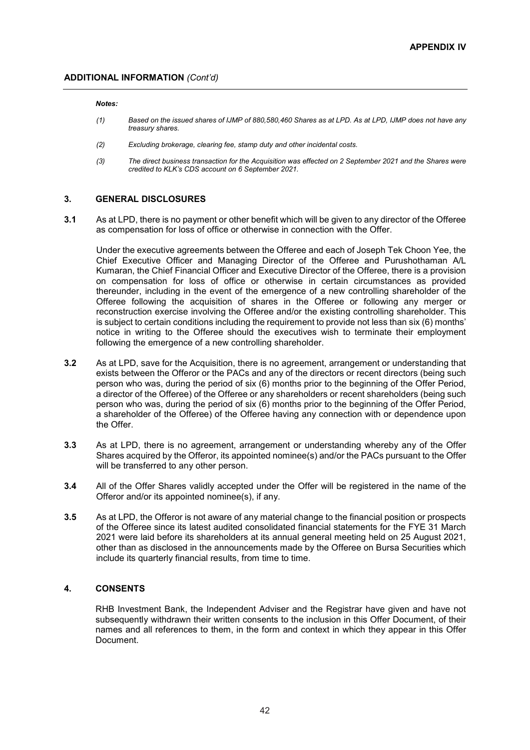***Notes:***

*(1) Based on the issued shares of IJMP of 880,580,460 Shares as at LPD. As at LPD, IJMP does not have any treasury shares.*

*(2) Excluding brokerage, clearing fee, stamp duty and other incidental costs.*

*(3) The direct business transaction for the Acquisition was effected on 2 September 2021 and the Shares were credited to KLK's CDS account on 6 September 2021.*

## 3. GENERAL DISCLOSURES

**3.1** As at LPD, there is no payment or other benefit which will be given to any director of the Offeree as compensation for loss of office or otherwise in connection with the Offer.

Under the executive agreements between the Offeree and each of Joseph Tek Choon Yee, the Chief Executive Officer and Managing Director of the Offeree and Purushothaman A/L Kumaran, the Chief Financial Officer and Executive Director of the Offeree, there is a provision on compensation for loss of office or otherwise in certain circumstances as provided thereunder, including in the event of the emergence of a new controlling shareholder of the Offeree following the acquisition of shares in the Offeree or following any merger or reconstruction exercise involving the Offeree and/or the existing controlling shareholder. This is subject to certain conditions including the requirement to provide not less than six (6) months' notice in writing to the Offeree should the executives wish to terminate their employment following the emergence of a new controlling shareholder.

**3.2** As at LPD, save for the Acquisition, there is no agreement, arrangement or understanding that exists between the Offeror or the PACs and any of the directors or recent directors (being such person who was, during the period of six (6) months prior to the beginning of the Offer Period, a director of the Offeree) of the Offeree or any shareholders or recent shareholders (being such person who was, during the period of six (6) months prior to the beginning of the Offer Period, a shareholder of the Offeree) of the Offeree having any connection with or dependence upon the Offer.

**3.3** As at LPD, there is no agreement, arrangement or understanding whereby any of the Offer Shares acquired by the Offeror, its appointed nominee(s) and/or the PACs pursuant to the Offer will be transferred to any other person.

**3.4** All of the Offer Shares validly accepted under the Offer will be registered in the name of the Offeror and/or its appointed nominee(s), if any.

**3.5** As at LPD, the Offeror is not aware of any material change to the financial position or prospects of the Offeree since its latest audited consolidated financial statements for the FYE 31 March 2021 were laid before its shareholders at its annual general meeting held on 25 August 2021, other than as disclosed in the announcements made by the Offeree on Bursa Securities which include its quarterly financial results, from time to time.

## 4. CONSENTS

RHB Investment Bank, the Independent Adviser and the Registrar have given and have not subsequently withdrawn their written consents to the inclusion in this Offer Document, of their names and all references to them, in the form and context in which they appear in this Offer Document.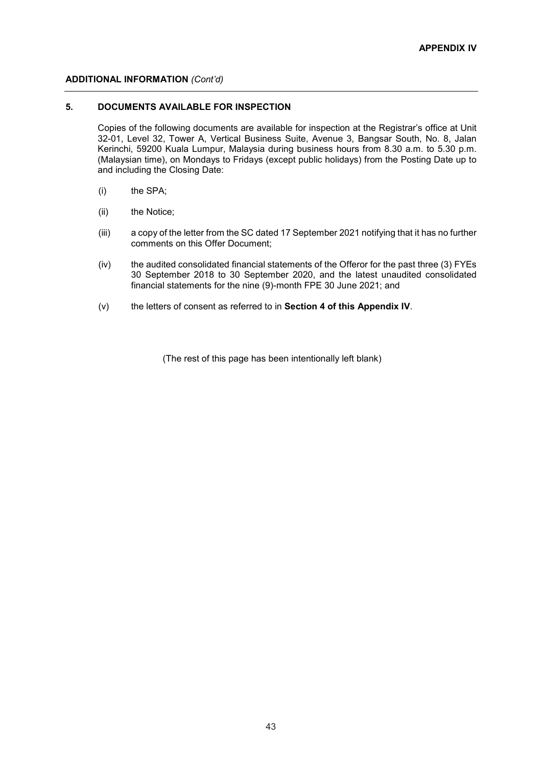**APPENDIX IV**

**ADDITIONAL INFORMATION** *(Cont'd)*

## 5. DOCUMENTS AVAILABLE FOR INSPECTION

Copies of the following documents are available for inspection at the Registrar's office at Unit 32-01, Level 32, Tower A, Vertical Business Suite, Avenue 3, Bangsar South, No. 8, Jalan Kerinchi, 59200 Kuala Lumpur, Malaysia during business hours from 8.30 a.m. to 5.30 p.m. (Malaysian time), on Mondays to Fridays (except public holidays) from the Posting Date up to and including the Closing Date:

(i) the SPA;

(ii) the Notice;

(iii) a copy of the letter from the SC dated 17 September 2021 notifying that it has no further comments on this Offer Document;

(iv) the audited consolidated financial statements of the Offeror for the past three (3) FYEs 30 September 2018 to 30 September 2020, and the latest unaudited consolidated financial statements for the nine (9)-month FPE 30 June 2021; and

(v) the letters of consent as referred to in **Section 4 of this Appendix IV**.

(The rest of this page has been intentionally left blank)